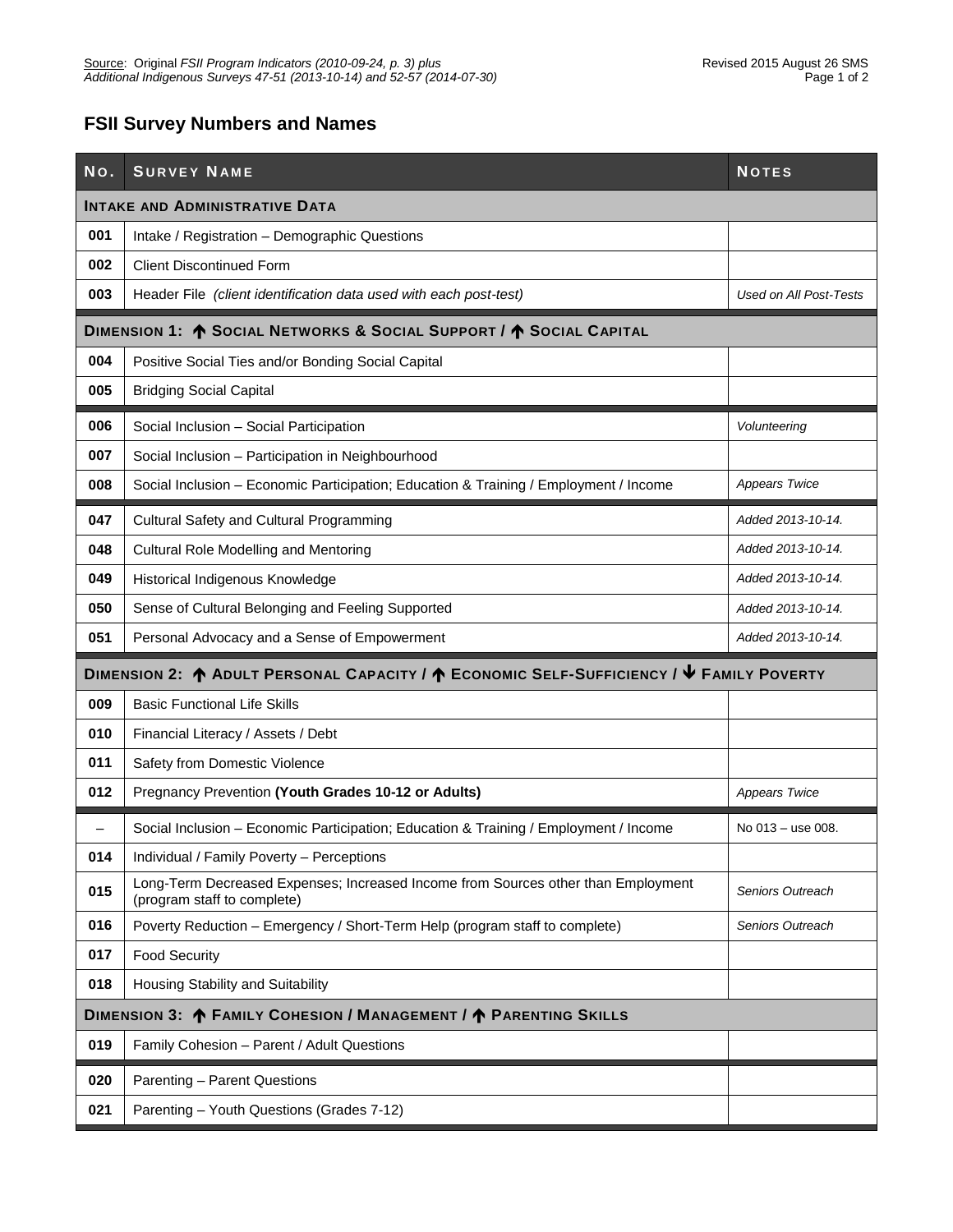Source: Original *FSII Program Indicators (2010-09-24, p. 3) plus Additional Indigenous Surveys 47-51 (2013-10-14) and 52-57 (2014-07-30)*

Revised 2015 August 26 SMS

# FSII Survey Numbers and Names

| No. | Survey Name | Notes |
|---|---|---|
| **Intake and Administrative Data** | | |
| **001** | Intake / Registration – Demographic Questions | |
| **002** | Client Discontinued Form | |
| **003** | Header File *(client identification data used with each post-test)* | *Used on All Post-Tests* |
| **Dimension 1: ↑ Social Networks & Social Support / ↑ Social Capital** | | |
| **004** | Positive Social Ties and/or Bonding Social Capital | |
| **005** | Bridging Social Capital | |
| **006** | Social Inclusion – Social Participation | *Volunteering* |
| **007** | Social Inclusion – Participation in Neighbourhood | |
| **008** | Social Inclusion – Economic Participation; Education & Training / Employment / Income | *Appears Twice* |
| **047** | Cultural Safety and Cultural Programming | *Added 2013-10-14.* |
| **048** | Cultural Role Modelling and Mentoring | *Added 2013-10-14.* |
| **049** | Historical Indigenous Knowledge | *Added 2013-10-14.* |
| **050** | Sense of Cultural Belonging and Feeling Supported | *Added 2013-10-14.* |
| **051** | Personal Advocacy and a Sense of Empowerment | *Added 2013-10-14.* |
| **Dimension 2: ↑ Adult Personal Capacity / ↑ Economic Self-Sufficiency / ↓ Family Poverty** | | |
| **009** | Basic Functional Life Skills | |
| **010** | Financial Literacy / Assets / Debt | |
| **011** | Safety from Domestic Violence | |
| **012** | Pregnancy Prevention **(Youth Grades 10-12 or Adults)** | *Appears Twice* |
| – | Social Inclusion – Economic Participation; Education & Training / Employment / Income | No 013 – use 008. |
| **014** | Individual / Family Poverty – Perceptions | |
| **015** | Long-Term Decreased Expenses; Increased Income from Sources other than Employment (program staff to complete) | *Seniors Outreach* |
| **016** | Poverty Reduction – Emergency / Short-Term Help (program staff to complete) | *Seniors Outreach* |
| **017** | Food Security | |
| **018** | Housing Stability and Suitability | |
| **Dimension 3: ↑ Family Cohesion / Management / ↑ Parenting Skills** | | |
| **019** | Family Cohesion – Parent / Adult Questions | |
| **020** | Parenting – Parent Questions | |
| **021** | Parenting – Youth Questions (Grades 7-12) | |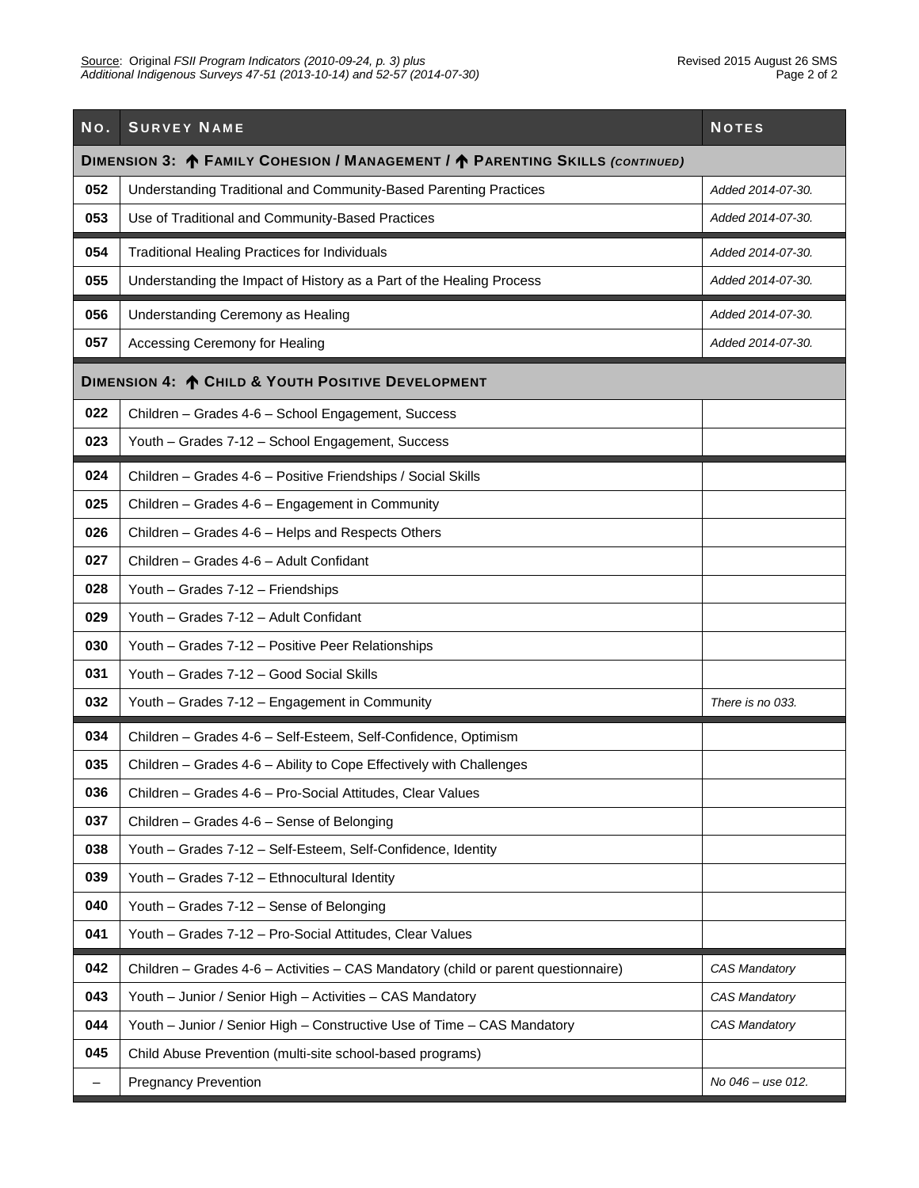Source: Original *FSII Program Indicators (2010-09-24, p. 3) plus Additional Indigenous Surveys 47-51 (2013-10-14) and 52-57 (2014-07-30)*

Revised 2015 August 26 SMS

| No. | Survey Name | Notes |
|---|---|---|
| **Dimension 3: ↑ Family Cohesion / Management / ↑ Parenting Skills *(continued)*** | | |
| **052** | Understanding Traditional and Community-Based Parenting Practices | *Added 2014-07-30.* |
| **053** | Use of Traditional and Community-Based Practices | *Added 2014-07-30.* |
| **054** | Traditional Healing Practices for Individuals | *Added 2014-07-30.* |
| **055** | Understanding the Impact of History as a Part of the Healing Process | *Added 2014-07-30.* |
| **056** | Understanding Ceremony as Healing | *Added 2014-07-30.* |
| **057** | Accessing Ceremony for Healing | *Added 2014-07-30.* |
| **Dimension 4: ↑ Child & Youth Positive Development** | | |
| **022** | Children – Grades 4-6 – School Engagement, Success | |
| **023** | Youth – Grades 7-12 – School Engagement, Success | |
| **024** | Children – Grades 4-6 – Positive Friendships / Social Skills | |
| **025** | Children – Grades 4-6 – Engagement in Community | |
| **026** | Children – Grades 4-6 – Helps and Respects Others | |
| **027** | Children – Grades 4-6 – Adult Confidant | |
| **028** | Youth – Grades 7-12 – Friendships | |
| **029** | Youth – Grades 7-12 – Adult Confidant | |
| **030** | Youth – Grades 7-12 – Positive Peer Relationships | |
| **031** | Youth – Grades 7-12 – Good Social Skills | |
| **032** | Youth – Grades 7-12 – Engagement in Community | *There is no 033.* |
| **034** | Children – Grades 4-6 – Self-Esteem, Self-Confidence, Optimism | |
| **035** | Children – Grades 4-6 – Ability to Cope Effectively with Challenges | |
| **036** | Children – Grades 4-6 – Pro-Social Attitudes, Clear Values | |
| **037** | Children – Grades 4-6 – Sense of Belonging | |
| **038** | Youth – Grades 7-12 – Self-Esteem, Self-Confidence, Identity | |
| **039** | Youth – Grades 7-12 – Ethnocultural Identity | |
| **040** | Youth – Grades 7-12 – Sense of Belonging | |
| **041** | Youth – Grades 7-12 – Pro-Social Attitudes, Clear Values | |
| **042** | Children – Grades 4-6 – Activities – CAS Mandatory (child or parent questionnaire) | *CAS Mandatory* |
| **043** | Youth – Junior / Senior High – Activities – CAS Mandatory | *CAS Mandatory* |
| **044** | Youth – Junior / Senior High – Constructive Use of Time – CAS Mandatory | *CAS Mandatory* |
| **045** | Child Abuse Prevention (multi-site school-based programs) | |
| – | Pregnancy Prevention | *No 046 – use 012.* |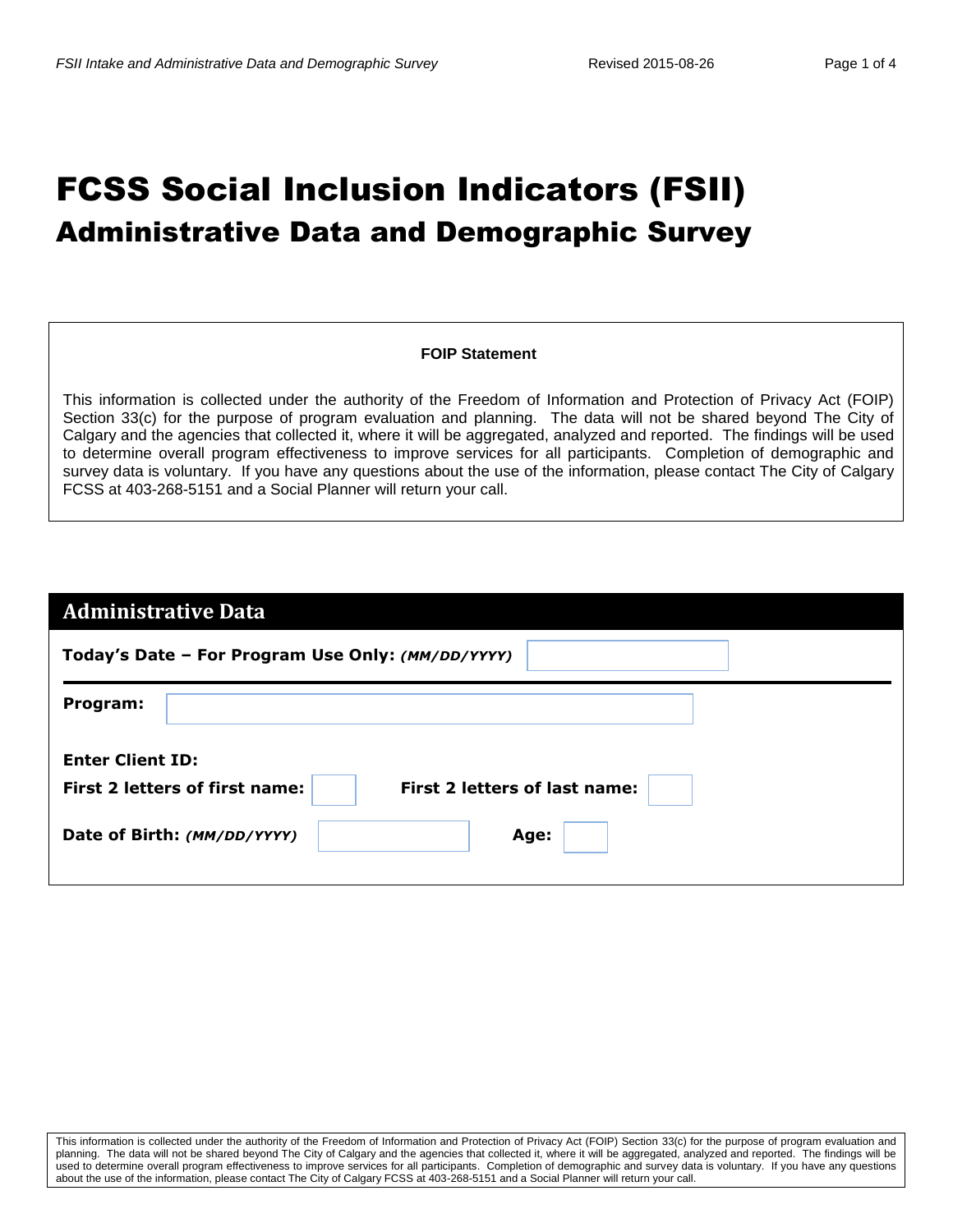# FCSS Social Inclusion Indicators (FSII)

## Administrative Data and Demographic Survey

**FOIP Statement**

This information is collected under the authority of the Freedom of Information and Protection of Privacy Act (FOIP) Section 33(c) for the purpose of program evaluation and planning. The data will not be shared beyond The City of Calgary and the agencies that collected it, where it will be aggregated, analyzed and reported. The findings will be used to determine overall program effectiveness to improve services for all participants. Completion of demographic and survey data is voluntary. If you have any questions about the use of the information, please contact The City of Calgary FCSS at 403-268-5151 and a Social Planner will return your call.

## Administrative Data

**Today's Date – For Program Use Only:** ***(MM/DD/YYYY)***

**Program:**

**Enter Client ID:**

**First 2 letters of first name:** &nbsp;&nbsp;&nbsp; **First 2 letters of last name:**

**Date of Birth:** ***(MM/DD/YYYY)*** &nbsp;&nbsp;&nbsp; **Age:**

This information is collected under the authority of the Freedom of Information and Protection of Privacy Act (FOIP) Section 33(c) for the purpose of program evaluation and planning. The data will not be shared beyond The City of Calgary and the agencies that collected it, where it will be aggregated, analyzed and reported. The findings will be used to determine overall program effectiveness to improve services for all participants. Completion of demographic and survey data is voluntary. If you have any questions about the use of the information, please contact The City of Calgary FCSS at 403-268-5151 and a Social Planner will return your call.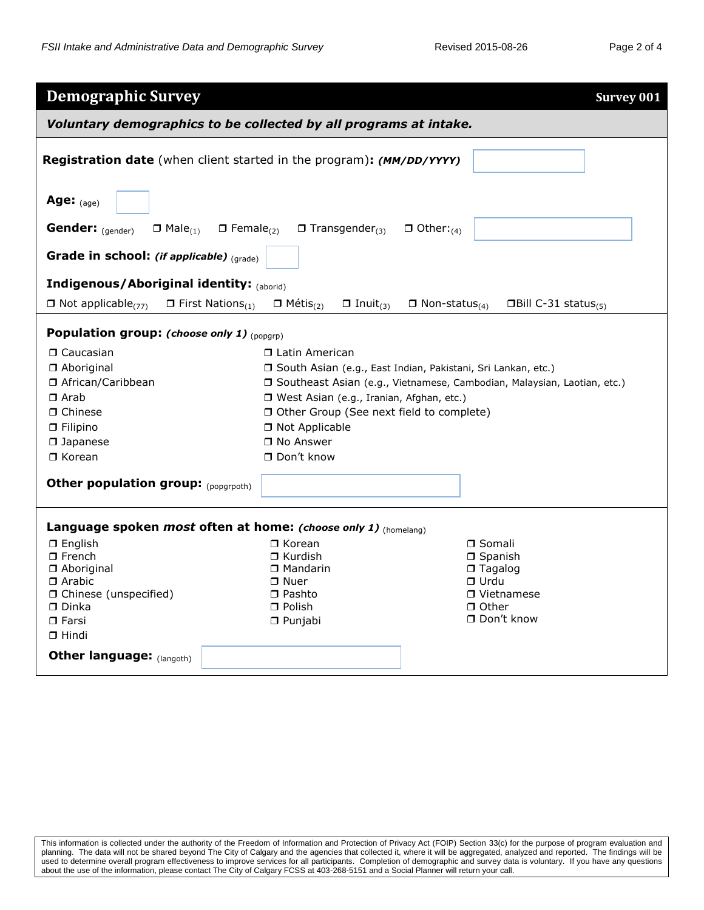## Demographic Survey

**Survey 001**

***Voluntary demographics to be collected by all programs at intake.***

**Registration date** (when client started in the program)**: *(MM/DD/YYYY)***

**Age:** (age)

**Gender:** (gender) ❐ Male(1) ❐ Female(2) ❐ Transgender(3) ❐ Other:(4)

**Grade in school: *(if applicable)*** (grade)

**Indigenous/Aboriginal identity:** (aborid)

❐ Not applicable(77) ❐ First Nations(1) ❐ Métis(2) ❐ Inuit(3) ❐ Non-status(4) ❐Bill C-31 status(5)

**Population group: *(choose only 1)*** (popgrp)

- ❐ Caucasian
- ❐ Aboriginal
- ❐ African/Caribbean
- ❐ Arab
- ❐ Chinese
- ❐ Filipino
- ❐ Japanese
- ❐ Korean
- ❐ Latin American
- ❐ South Asian (e.g., East Indian, Pakistani, Sri Lankan, etc.)
- ❐ Southeast Asian (e.g., Vietnamese, Cambodian, Malaysian, Laotian, etc.)
- ❐ West Asian (e.g., Iranian, Afghan, etc.)
- ❐ Other Group (See next field to complete)
- ❐ Not Applicable
- ❐ No Answer
- ❐ Don't know

**Other population group:** (popgrpoth)

**Language spoken *most* often at home: *(choose only 1)*** (homelang)

- ❐ English
- ❐ French
- ❐ Aboriginal
- ❐ Arabic
- ❐ Chinese (unspecified)
- ❐ Dinka
- ❐ Farsi
- ❐ Hindi
- ❐ Korean
- ❐ Kurdish
- ❐ Mandarin
- ❐ Nuer
- ❐ Pashto
- ❐ Polish
- ❐ Punjabi
- ❐ Somali
- ❐ Spanish
- ❐ Tagalog
- ❐ Urdu
- ❐ Vietnamese
- ❐ Other
- ❐ Don't know

**Other language:** (langoth)

This information is collected under the authority of the Freedom of Information and Protection of Privacy Act (FOIP) Section 33(c) for the purpose of program evaluation and planning. The data will not be shared beyond The City of Calgary and the agencies that collected it, where it will be aggregated, analyzed and reported. The findings will be used to determine overall program effectiveness to improve services for all participants. Completion of demographic and survey data is voluntary. If you have any questions about the use of the information, please contact The City of Calgary FCSS at 403-268-5151 and a Social Planner will return your call.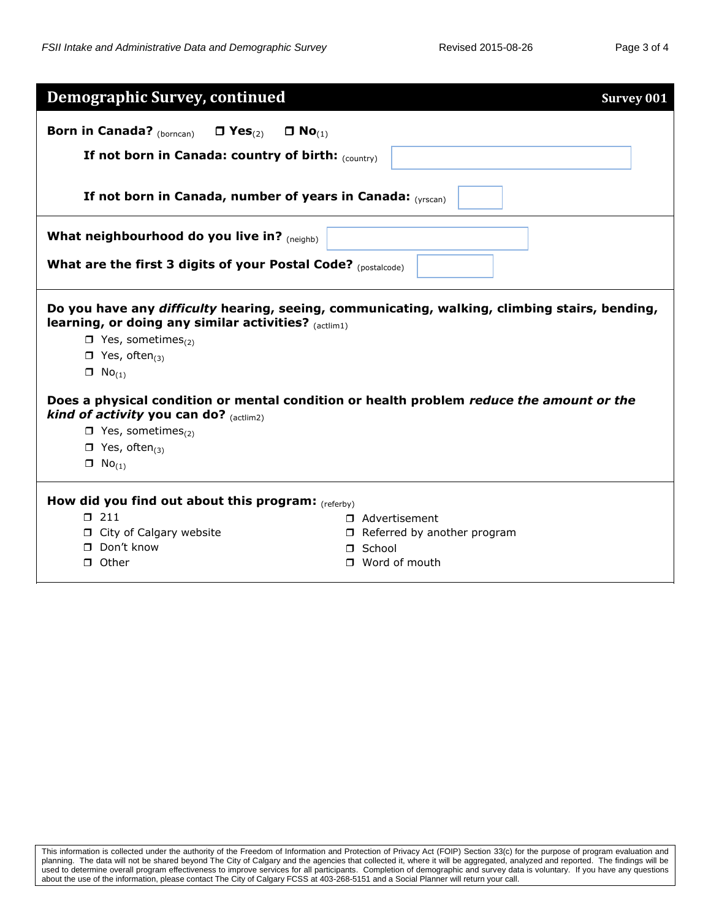## Demographic Survey, continued

**Survey 001**

**Born in Canada?** (borncan) ❒ **Yes**(2) ❒ **No**(1)

**If not born in Canada: country of birth:** (country) ______

**If not born in Canada, number of years in Canada:** (yrscan) ______

**What neighbourhood do you live in?** (neighb) ______

**What are the first 3 digits of your Postal Code?** (postalcode) ______

**Do you have any *difficulty* hearing, seeing, communicating, walking, climbing stairs, bending, learning, or doing any similar activities?** (actlim1)

- ❒ Yes, sometimes(2)
- ❒ Yes, often(3)
- ❒ No(1)

**Does a physical condition or mental condition or health problem *reduce the amount or the kind of activity* you can do?** (actlim2)

- ❒ Yes, sometimes(2)
- ❒ Yes, often(3)
- ❒ No(1)

**How did you find out about this program:** (referby)

- ❒ 211
- ❒ City of Calgary website
- ❒ Don't know
- ❒ Other
- ❒ Advertisement
- ❒ Referred by another program
- ❒ School
- ❒ Word of mouth

This information is collected under the authority of the Freedom of Information and Protection of Privacy Act (FOIP) Section 33(c) for the purpose of program evaluation and planning. The data will not be shared beyond The City of Calgary and the agencies that collected it, where it will be aggregated, analyzed and reported. The findings will be used to determine overall program effectiveness to improve services for all participants. Completion of demographic and survey data is voluntary. If you have any questions about the use of the information, please contact The City of Calgary FCSS at 403-268-5151 and a Social Planner will return your call.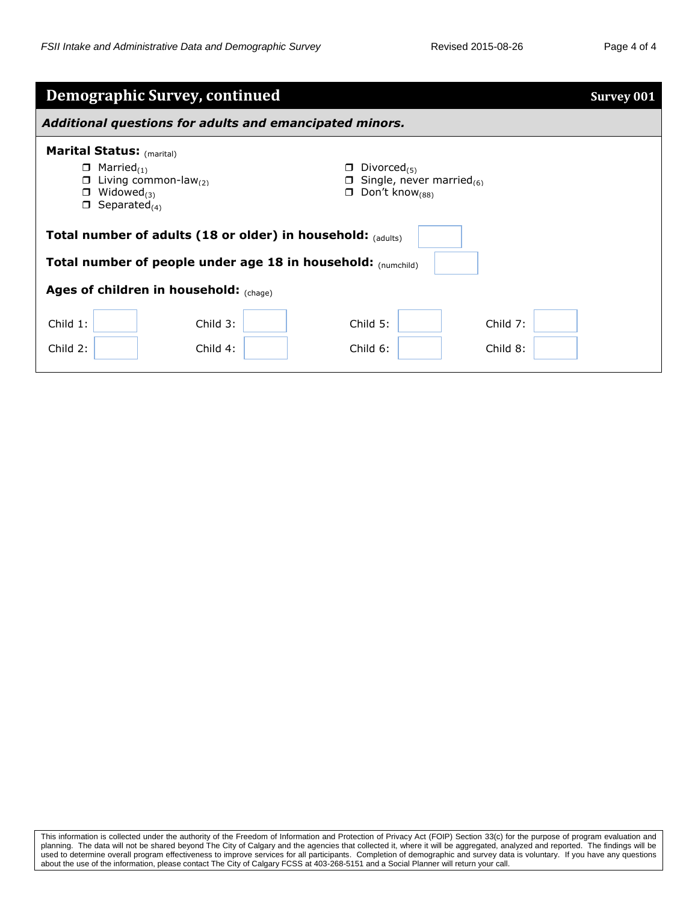## Demographic Survey, continued

**Survey 001**

***Additional questions for adults and emancipated minors.***

**Marital Status:** (marital)

- ☐ Married(1)
- ☐ Living common-law(2)
- ☐ Widowed(3)
- ☐ Separated(4)
- ☐ Divorced(5)
- ☐ Single, never married(6)
- ☐ Don't know(88)

**Total number of adults (18 or older) in household:** (adults) ______

**Total number of people under age 18 in household:** (numchild) ______

**Ages of children in household:** (chage)

| | | | | | | | |
|---|---|---|---|---|---|---|---|
| Child 1: | | Child 3: | | Child 5: | | Child 7: | |
| Child 2: | | Child 4: | | Child 6: | | Child 8: | |

This information is collected under the authority of the Freedom of Information and Protection of Privacy Act (FOIP) Section 33(c) for the purpose of program evaluation and planning. The data will not be shared beyond The City of Calgary and the agencies that collected it, where it will be aggregated, analyzed and reported. The findings will be used to determine overall program effectiveness to improve services for all participants. Completion of demographic and survey data is voluntary. If you have any questions about the use of the information, please contact The City of Calgary FCSS at 403-268-5151 and a Social Planner will return your call.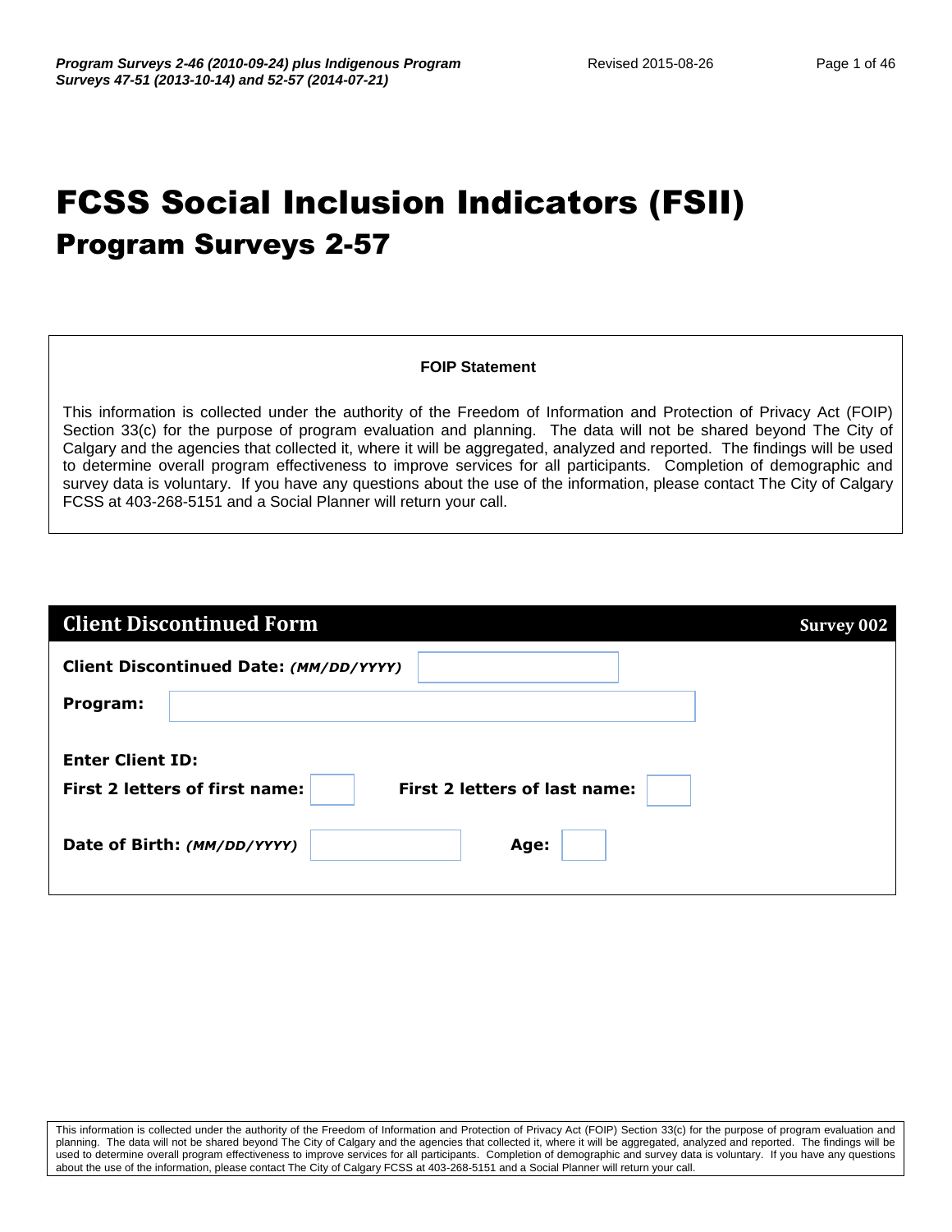# FCSS Social Inclusion Indicators (FSII)

## Program Surveys 2-57

**FOIP Statement**

This information is collected under the authority of the Freedom of Information and Protection of Privacy Act (FOIP) Section 33(c) for the purpose of program evaluation and planning. The data will not be shared beyond The City of Calgary and the agencies that collected it, where it will be aggregated, analyzed and reported. The findings will be used to determine overall program effectiveness to improve services for all participants. Completion of demographic and survey data is voluntary. If you have any questions about the use of the information, please contact The City of Calgary FCSS at 403-268-5151 and a Social Planner will return your call.

## Client Discontinued Form — Survey 002

**Client Discontinued Date:** ***(MM/DD/YYYY)***

**Program:**

**Enter Client ID:**

**First 2 letters of first name:** **First 2 letters of last name:**

**Date of Birth:** ***(MM/DD/YYYY)*** **Age:**

This information is collected under the authority of the Freedom of Information and Protection of Privacy Act (FOIP) Section 33(c) for the purpose of program evaluation and planning. The data will not be shared beyond The City of Calgary and the agencies that collected it, where it will be aggregated, analyzed and reported. The findings will be used to determine overall program effectiveness to improve services for all participants. Completion of demographic and survey data is voluntary. If you have any questions about the use of the information, please contact The City of Calgary FCSS at 403-268-5151 and a Social Planner will return your call.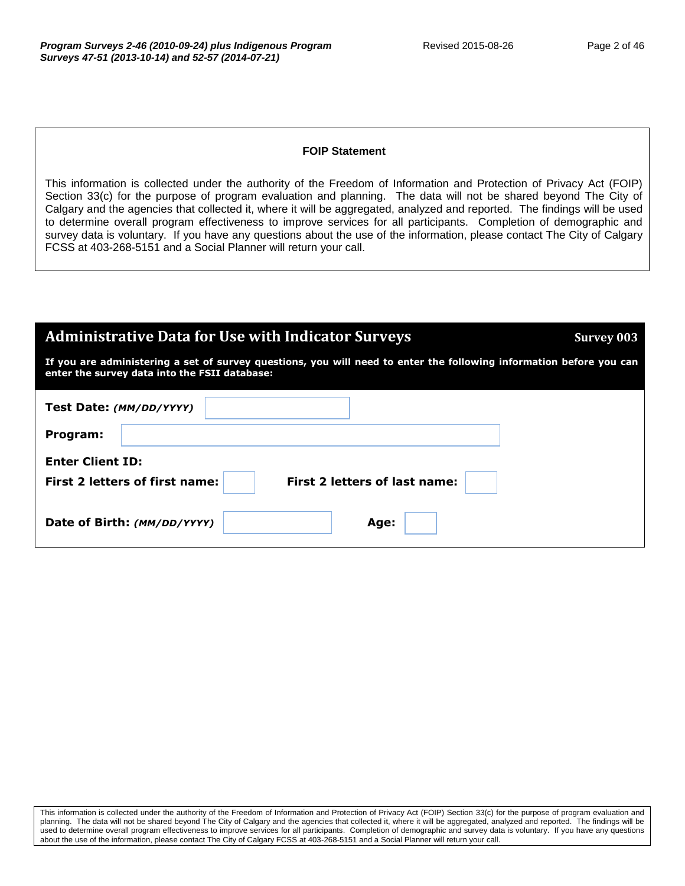**FOIP Statement**

This information is collected under the authority of the Freedom of Information and Protection of Privacy Act (FOIP) Section 33(c) for the purpose of program evaluation and planning. The data will not be shared beyond The City of Calgary and the agencies that collected it, where it will be aggregated, analyzed and reported. The findings will be used to determine overall program effectiveness to improve services for all participants. Completion of demographic and survey data is voluntary. If you have any questions about the use of the information, please contact The City of Calgary FCSS at 403-268-5151 and a Social Planner will return your call.

## Administrative Data for Use with Indicator Surveys

**Survey 003**

**If you are administering a set of survey questions, you will need to enter the following information before you can enter the survey data into the FSII database:**

**Test Date:** ***(MM/DD/YYYY)***

**Program:**

**Enter Client ID:**

**First 2 letters of first name:** **First 2 letters of last name:**

**Date of Birth:** ***(MM/DD/YYYY)*** **Age:**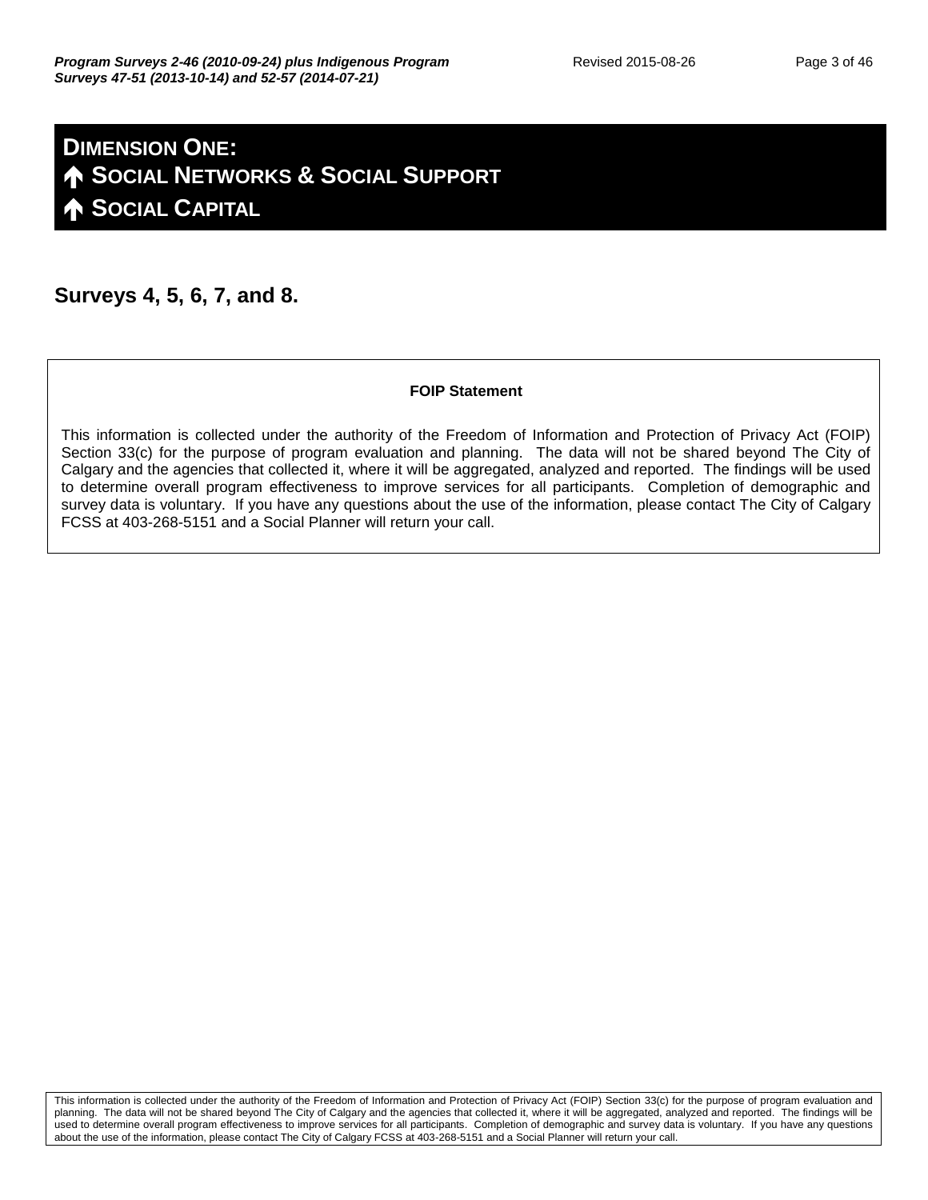# DIMENSION ONE:

## 🡅 SOCIAL NETWORKS & SOCIAL SUPPORT

## 🡅 SOCIAL CAPITAL

**Surveys 4, 5, 6, 7, and 8.**

**FOIP Statement**

This information is collected under the authority of the Freedom of Information and Protection of Privacy Act (FOIP) Section 33(c) for the purpose of program evaluation and planning. The data will not be shared beyond The City of Calgary and the agencies that collected it, where it will be aggregated, analyzed and reported. The findings will be used to determine overall program effectiveness to improve services for all participants. Completion of demographic and survey data is voluntary. If you have any questions about the use of the information, please contact The City of Calgary FCSS at 403-268-5151 and a Social Planner will return your call.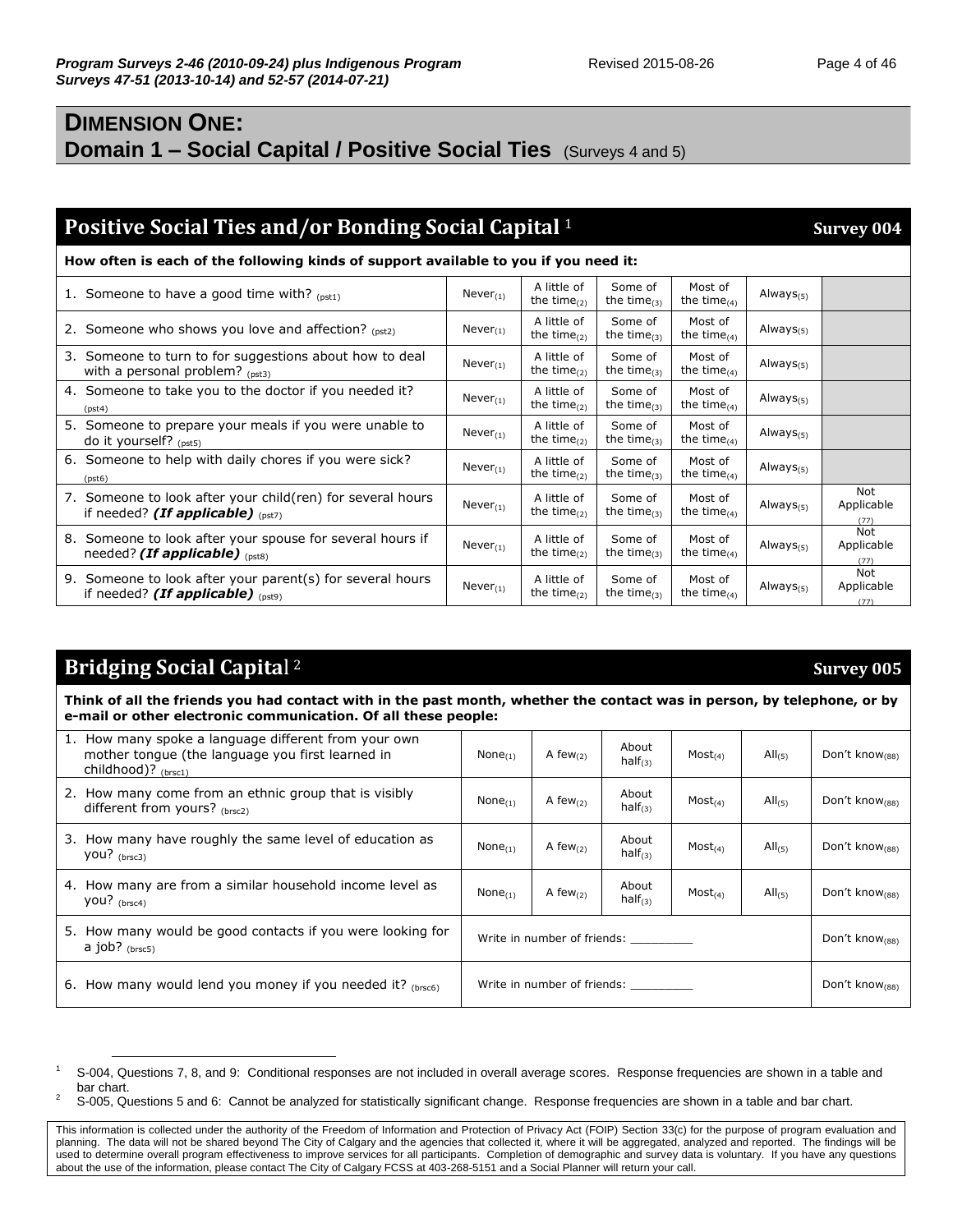# DIMENSION ONE:
## Domain 1 – Social Capital / Positive Social Ties (Surveys 4 and 5)

### Positive Social Ties and/or Bonding Social Capital [1] — Survey 004

**How often is each of the following kinds of support available to you if you need it:**

| | | | | | | |
|---|---|---|---|---|---|---|
| 1. Someone to have a good time with? (pst1) | Never(1) | A little of the time(2) | Some of the time(3) | Most of the time(4) | Always(5) | |
| 2. Someone who shows you love and affection? (pst2) | Never(1) | A little of the time(2) | Some of the time(3) | Most of the time(4) | Always(5) | |
| 3. Someone to turn to for suggestions about how to deal with a personal problem? (pst3) | Never(1) | A little of the time(2) | Some of the time(3) | Most of the time(4) | Always(5) | |
| 4. Someone to take you to the doctor if you needed it? (pst4) | Never(1) | A little of the time(2) | Some of the time(3) | Most of the time(4) | Always(5) | |
| 5. Someone to prepare your meals if you were unable to do it yourself? (pst5) | Never(1) | A little of the time(2) | Some of the time(3) | Most of the time(4) | Always(5) | |
| 6. Someone to help with daily chores if you were sick? (pst6) | Never(1) | A little of the time(2) | Some of the time(3) | Most of the time(4) | Always(5) | |
| 7. Someone to look after your child(ren) for several hours if needed? ***(If applicable)*** (pst7) | Never(1) | A little of the time(2) | Some of the time(3) | Most of the time(4) | Always(5) | Not Applicable (77) |
| 8. Someone to look after your spouse for several hours if needed? ***(If applicable)*** (pst8) | Never(1) | A little of the time(2) | Some of the time(3) | Most of the time(4) | Always(5) | Not Applicable (77) |
| 9. Someone to look after your parent(s) for several hours if needed? ***(If applicable)*** (pst9) | Never(1) | A little of the time(2) | Some of the time(3) | Most of the time(4) | Always(5) | Not Applicable (77) |

### Bridging Social Capital [2] — Survey 005

**Think of all the friends you had contact with in the past month, whether the contact was in person, by telephone, or by e-mail or other electronic communication. Of all these people:**

| | | | | | | |
|---|---|---|---|---|---|---|
| 1. How many spoke a language different from your own mother tongue (the language you first learned in childhood)? (brsc1) | None(1) | A few(2) | About half(3) | Most(4) | All(5) | Don't know(88) |
| 2. How many come from an ethnic group that is visibly different from yours? (brsc2) | None(1) | A few(2) | About half(3) | Most(4) | All(5) | Don't know(88) |
| 3. How many have roughly the same level of education as you? (brsc3) | None(1) | A few(2) | About half(3) | Most(4) | All(5) | Don't know(88) |
| 4. How many are from a similar household income level as you? (brsc4) | None(1) | A few(2) | About half(3) | Most(4) | All(5) | Don't know(88) |
| 5. How many would be good contacts if you were looking for a job? (brsc5) | Write in number of friends: _________ | | | | | Don't know(88) |
| 6. How many would lend you money if you needed it? (brsc6) | Write in number of friends: _________ | | | | | Don't know(88) |

[1] S-004, Questions 7, 8, and 9: Conditional responses are not included in overall average scores. Response frequencies are shown in a table and bar chart.

[2] S-005, Questions 5 and 6: Cannot be analyzed for statistically significant change. Response frequencies are shown in a table and bar chart.

This information is collected under the authority of the Freedom of Information and Protection of Privacy Act (FOIP) Section 33(c) for the purpose of program evaluation and planning. The data will not be shared beyond The City of Calgary and the agencies that collected it, where it will be aggregated, analyzed and reported. The findings will be used to determine overall program effectiveness to improve services for all participants. Completion of demographic and survey data is voluntary. If you have any questions about the use of the information, please contact The City of Calgary FCSS at 403-268-5151 and a Social Planner will return your call.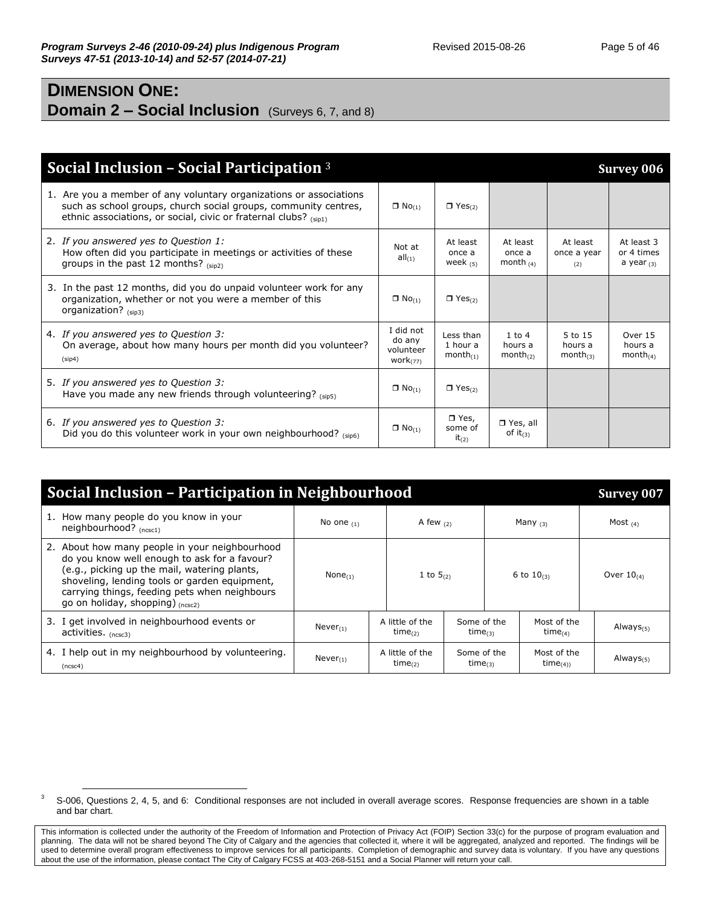# DIMENSION ONE:

## Domain 2 – Social Inclusion (Surveys 6, 7, and 8)

| Social Inclusion – Social Participation [3] | | | | | Survey 006 |
|---|---|---|---|---|---|
| 1. Are you a member of any voluntary organizations or associations such as school groups, church social groups, community centres, ethnic associations, or social, civic or fraternal clubs? (sip1) | ❐ No(1) | ❐ Yes(2) | | | |
| 2. *If you answered yes to Question 1:* How often did you participate in meetings or activities of these groups in the past 12 months? (sip2) | Not at all(1) | At least once a week (5) | At least once a month (4) | At least once a year (2) | At least 3 or 4 times a year (3) |
| 3. In the past 12 months, did you do unpaid volunteer work for any organization, whether or not you were a member of this organization? (sip3) | ❐ No(1) | ❐ Yes(2) | | | |
| 4. *If you answered yes to Question 3:* On average, about how many hours per month did you volunteer? (sip4) | I did not do any volunteer work(77) | Less than 1 hour a month(1) | 1 to 4 hours a month(2) | 5 to 15 hours a month(3) | Over 15 hours a month(4) |
| 5. *If you answered yes to Question 3:* Have you made any new friends through volunteering? (sip5) | ❐ No(1) | ❐ Yes(2) | | | |
| 6. *If you answered yes to Question 3:* Did you do this volunteer work in your own neighbourhood? (sip6) | ❐ No(1) | ❐ Yes, some of it(2) | ❐ Yes, all of it(3) | | |

| Social Inclusion – Participation in Neighbourhood | | | | | Survey 007 |
|---|---|---|---|---|---|
| 1. How many people do you know in your neighbourhood? (ncsc1) | No one (1) | A few (2) | | Many (3) | Most (4) |
| 2. About how many people in your neighbourhood do you know well enough to ask for a favour? (e.g., picking up the mail, watering plants, shoveling, lending tools or garden equipment, carrying things, feeding pets when neighbours go on holiday, shopping) (ncsc2) | None(1) | 1 to 5(2) | | 6 to 10(3) | Over 10(4) |
| 3. I get involved in neighbourhood events or activities. (ncsc3) | Never(1) | A little of the time(2) | Some of the time(3) | Most of the time(4) | Always(5) |
| 4. I help out in my neighbourhood by volunteering. (ncsc4) | Never(1) | A little of the time(2) | Some of the time(3) | Most of the time(4) | Always(5) |

[3] S-006, Questions 2, 4, 5, and 6: Conditional responses are not included in overall average scores. Response frequencies are shown in a table and bar chart.

This information is collected under the authority of the Freedom of Information and Protection of Privacy Act (FOIP) Section 33(c) for the purpose of program evaluation and planning. The data will not be shared beyond The City of Calgary and the agencies that collected it, where it will be aggregated, analyzed and reported. The findings will be used to determine overall program effectiveness to improve services for all participants. Completion of demographic and survey data is voluntary. If you have any questions about the use of the information, please contact The City of Calgary FCSS at 403-268-5151 and a Social Planner will return your call.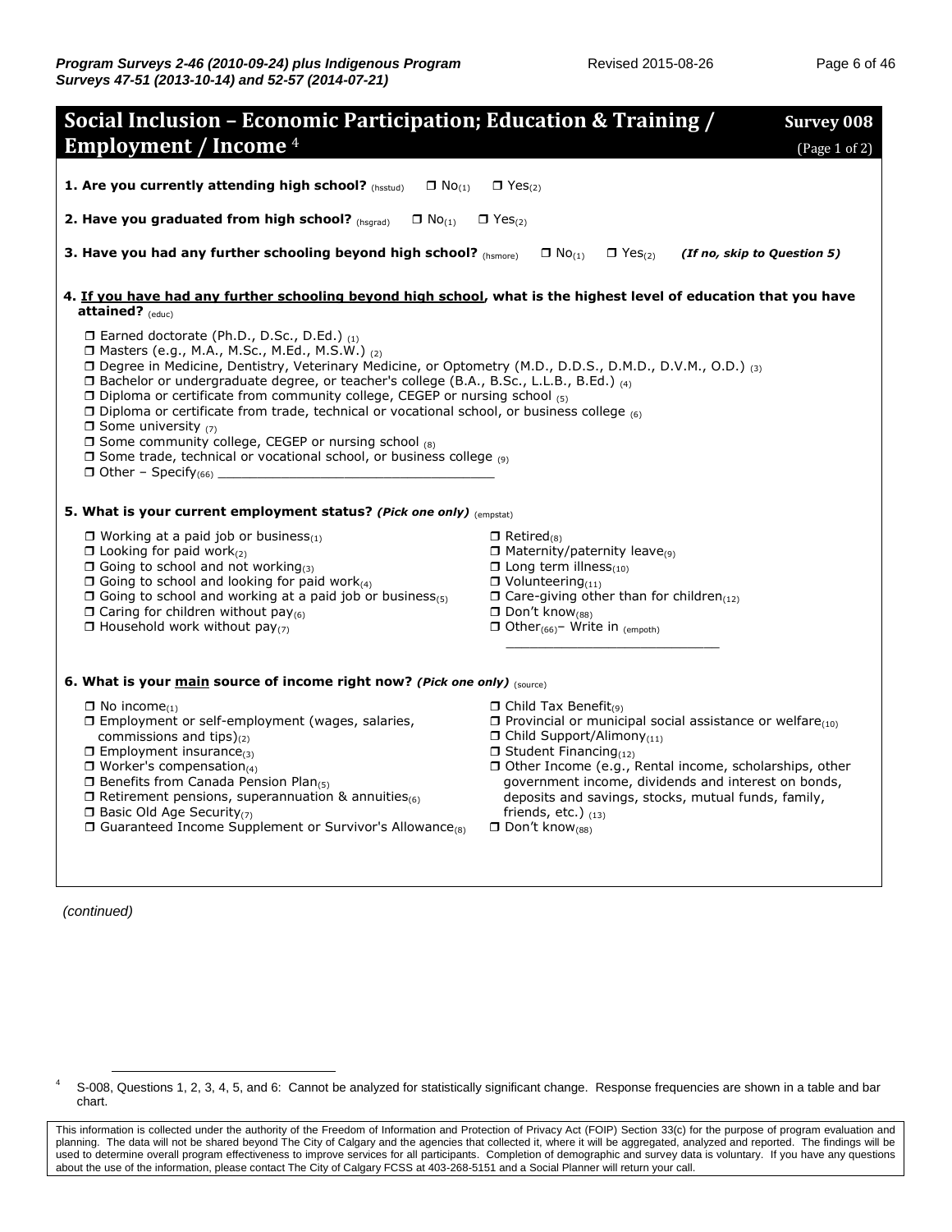## Social Inclusion – Economic Participation; Education & Training / Employment / Income [4]

**Survey 008** (Page 1 of 2)

**1. Are you currently attending high school?** (hsstud) ❐ No(1) ❐ Yes(2)

**2. Have you graduated from high school?** (hsgrad) ❐ No(1) ❐ Yes(2)

**3. Have you had any further schooling beyond high school?** (hsmore) ❐ No(1) ❐ Yes(2) ***(If no, skip to Question 5)***

**4. <u>If you have had any further schooling beyond high school</u>, what is the highest level of education that you have attained?** (educ)

- ❐ Earned doctorate (Ph.D., D.Sc., D.Ed.) (1)
- ❐ Masters (e.g., M.A., M.Sc., M.Ed., M.S.W.) (2)
- ❐ Degree in Medicine, Dentistry, Veterinary Medicine, or Optometry (M.D., D.D.S., D.M.D., D.V.M., O.D.) (3)
- ❐ Bachelor or undergraduate degree, or teacher's college (B.A., B.Sc., L.L.B., B.Ed.) (4)
- ❐ Diploma or certificate from community college, CEGEP or nursing school (5)
- ❐ Diploma or certificate from trade, technical or vocational school, or business college (6)
- ❐ Some university (7)
- ❐ Some community college, CEGEP or nursing school (8)
- ❐ Some trade, technical or vocational school, or business college (9)
- ❐ Other – Specify(66) ___________________________________

**5. What is your current employment status? *(Pick one only)*** (empstat)

- ❐ Working at a paid job or business(1)
- ❐ Looking for paid work(2)
- ❐ Going to school and not working(3)
- ❐ Going to school and looking for paid work(4)
- ❐ Going to school and working at a paid job or business(5)
- ❐ Caring for children without pay(6)
- ❐ Household work without pay(7)
- ❐ Retired(8)
- ❐ Maternity/paternity leave(9)
- ❐ Long term illness(10)
- ❐ Volunteering(11)
- ❐ Care-giving other than for children(12)
- ❐ Don't know(88)
- ❐ Other(66)– Write in (empoth) ___________________________

**6. What is your <u>main</u> source of income right now? *(Pick one only)*** (source)

- ❐ No income(1)
- ❐ Employment or self-employment (wages, salaries, commissions and tips)(2)
- ❐ Employment insurance(3)
- ❐ Worker's compensation(4)
- ❐ Benefits from Canada Pension Plan(5)
- ❐ Retirement pensions, superannuation & annuities(6)
- ❐ Basic Old Age Security(7)
- ❐ Guaranteed Income Supplement or Survivor's Allowance(8)
- ❐ Child Tax Benefit(9)
- ❐ Provincial or municipal social assistance or welfare(10)
- ❐ Child Support/Alimony(11)
- ❐ Student Financing(12)
- ❐ Other Income (e.g., Rental income, scholarships, other government income, dividends and interest on bonds, deposits and savings, stocks, mutual funds, family, friends, etc.) (13)
- ❐ Don't know(88)

*(continued)*

[4] S-008, Questions 1, 2, 3, 4, 5, and 6: Cannot be analyzed for statistically significant change. Response frequencies are shown in a table and bar chart.

This information is collected under the authority of the Freedom of Information and Protection of Privacy Act (FOIP) Section 33(c) for the purpose of program evaluation and planning. The data will not be shared beyond The City of Calgary and the agencies that collected it, where it will be aggregated, analyzed and reported. The findings will be used to determine overall program effectiveness to improve services for all participants. Completion of demographic and survey data is voluntary. If you have any questions about the use of the information, please contact The City of Calgary FCSS at 403-268-5151 and a Social Planner will return your call.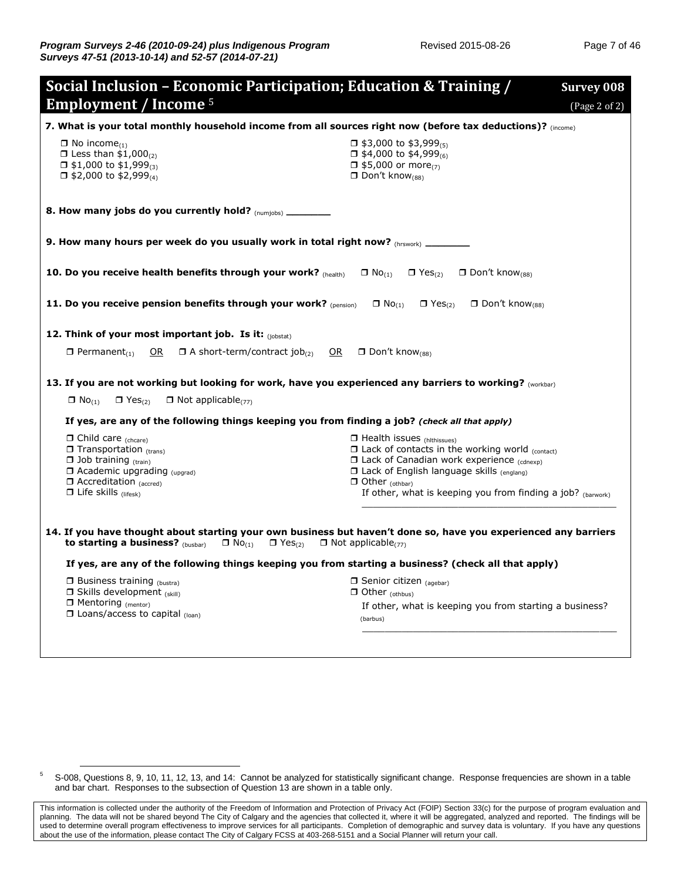## Social Inclusion – Economic Participation; Education & Training / Employment / Income [5]

**Survey 008** (Page 2 of 2)

**7. What is your total monthly household income from all sources right now (before tax deductions)?** (income)

- ☐ No income(1)
- ☐ Less than $1,000(2)
- ☐ $1,000 to $1,999(3)
- ☐ $2,000 to $2,999(4)
- ☐ $3,000 to $3,999(5)
- ☐ $4,000 to $4,999(6)
- ☐ $5,000 or more(7)
- ☐ Don't know(88)

**8. How many jobs do you currently hold?** (numjobs) ________

**9. How many hours per week do you usually work in total right now?** (hrswork) ________

**10. Do you receive health benefits through your work?** (health) ☐ No(1) ☐ Yes(2) ☐ Don't know(88)

**11. Do you receive pension benefits through your work?** (pension) ☐ No(1) ☐ Yes(2) ☐ Don't know(88)

**12. Think of your most important job. Is it:** (jobstat)

☐ Permanent(1) OR ☐ A short-term/contract job(2) OR ☐ Don't know(88)

**13. If you are not working but looking for work, have you experienced any barriers to working?** (workbar)

☐ No(1) ☐ Yes(2) ☐ Not applicable(77)

**If yes, are any of the following things keeping you from finding a job?** ***(check all that apply)***

- ☐ Child care (chcare)
- ☐ Transportation (trans)
- ☐ Job training (train)
- ☐ Academic upgrading (upgrad)
- ☐ Accreditation (accred)
- ☐ Life skills (lifesk)
- ☐ Health issues (hlthissues)
- ☐ Lack of contacts in the working world (contact)
- ☐ Lack of Canadian work experience (cdnexp)
- ☐ Lack of English language skills (englang)
- ☐ Other (othbar)
  If other, what is keeping you from finding a job? (barwork) ______________________________

**14. If you have thought about starting your own business but haven't done so, have you experienced any barriers to starting a business?** (busbar) ☐ No(1) ☐ Yes(2) ☐ Not applicable(77)

**If yes, are any of the following things keeping you from starting a business? (check all that apply)**

- ☐ Business training (bustra)
- ☐ Skills development (skill)
- ☐ Mentoring (mentor)
- ☐ Loans/access to capital (loan)
- ☐ Senior citizen (agebar)
- ☐ Other (othbus)
  If other, what is keeping you from starting a business? (barbus) ______________________________

---

[5] S-008, Questions 8, 9, 10, 11, 12, 13, and 14: Cannot be analyzed for statistically significant change. Response frequencies are shown in a table and bar chart. Responses to the subsection of Question 13 are shown in a table only.

This information is collected under the authority of the Freedom of Information and Protection of Privacy Act (FOIP) Section 33(c) for the purpose of program evaluation and planning. The data will not be shared beyond The City of Calgary and the agencies that collected it, where it will be aggregated, analyzed and reported. The findings will be used to determine overall program effectiveness to improve services for all participants. Completion of demographic and survey data is voluntary. If you have any questions about the use of the information, please contact The City of Calgary FCSS at 403-268-5151 and a Social Planner will return your call.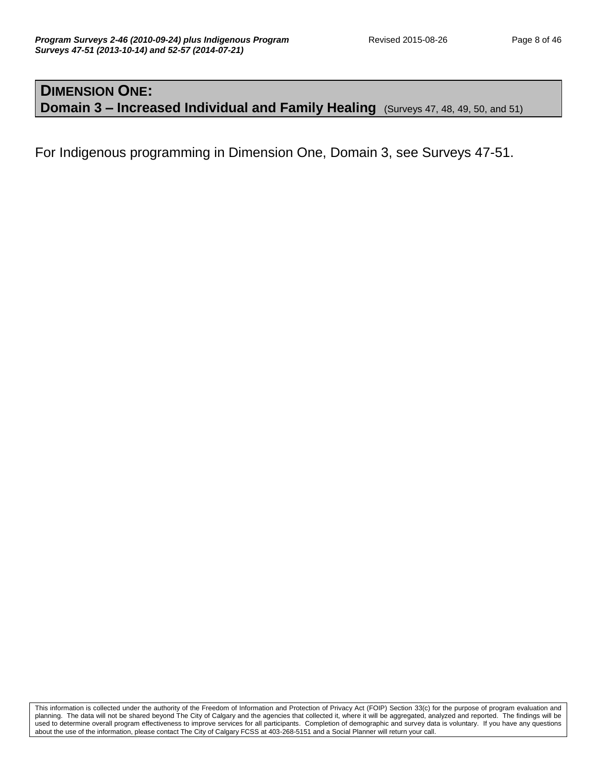## DIMENSION ONE:
## Domain 3 – Increased Individual and Family Healing (Surveys 47, 48, 49, 50, and 51)

For Indigenous programming in Dimension One, Domain 3, see Surveys 47-51.

This information is collected under the authority of the Freedom of Information and Protection of Privacy Act (FOIP) Section 33(c) for the purpose of program evaluation and planning. The data will not be shared beyond The City of Calgary and the agencies that collected it, where it will be aggregated, analyzed and reported. The findings will be used to determine overall program effectiveness to improve services for all participants. Completion of demographic and survey data is voluntary. If you have any questions about the use of the information, please contact The City of Calgary FCSS at 403-268-5151 and a Social Planner will return your call.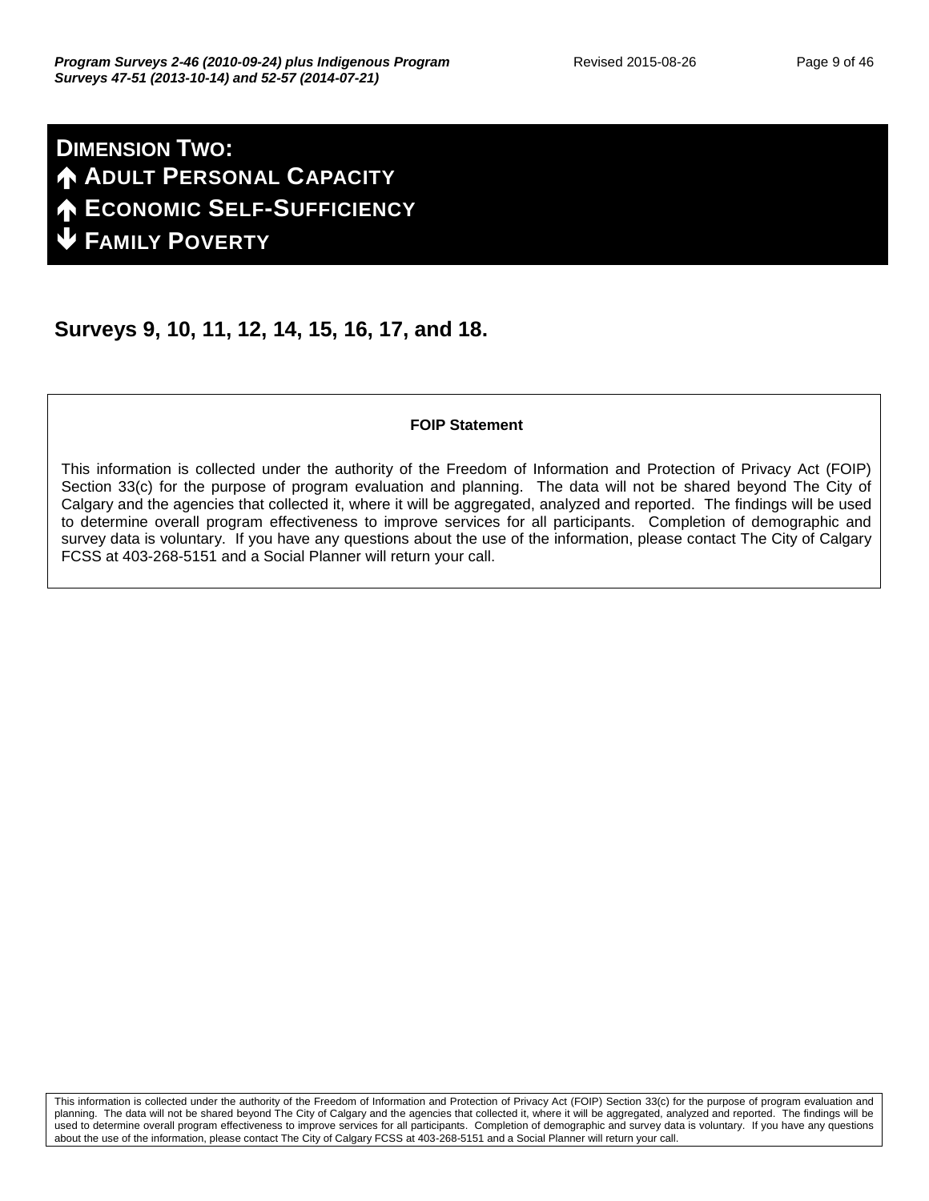# DIMENSION TWO:
# ↑ ADULT PERSONAL CAPACITY
# ↑ ECONOMIC SELF-SUFFICIENCY
# ↓ FAMILY POVERTY

## Surveys 9, 10, 11, 12, 14, 15, 16, 17, and 18.

**FOIP Statement**

This information is collected under the authority of the Freedom of Information and Protection of Privacy Act (FOIP) Section 33(c) for the purpose of program evaluation and planning. The data will not be shared beyond The City of Calgary and the agencies that collected it, where it will be aggregated, analyzed and reported. The findings will be used to determine overall program effectiveness to improve services for all participants. Completion of demographic and survey data is voluntary. If you have any questions about the use of the information, please contact The City of Calgary FCSS at 403-268-5151 and a Social Planner will return your call.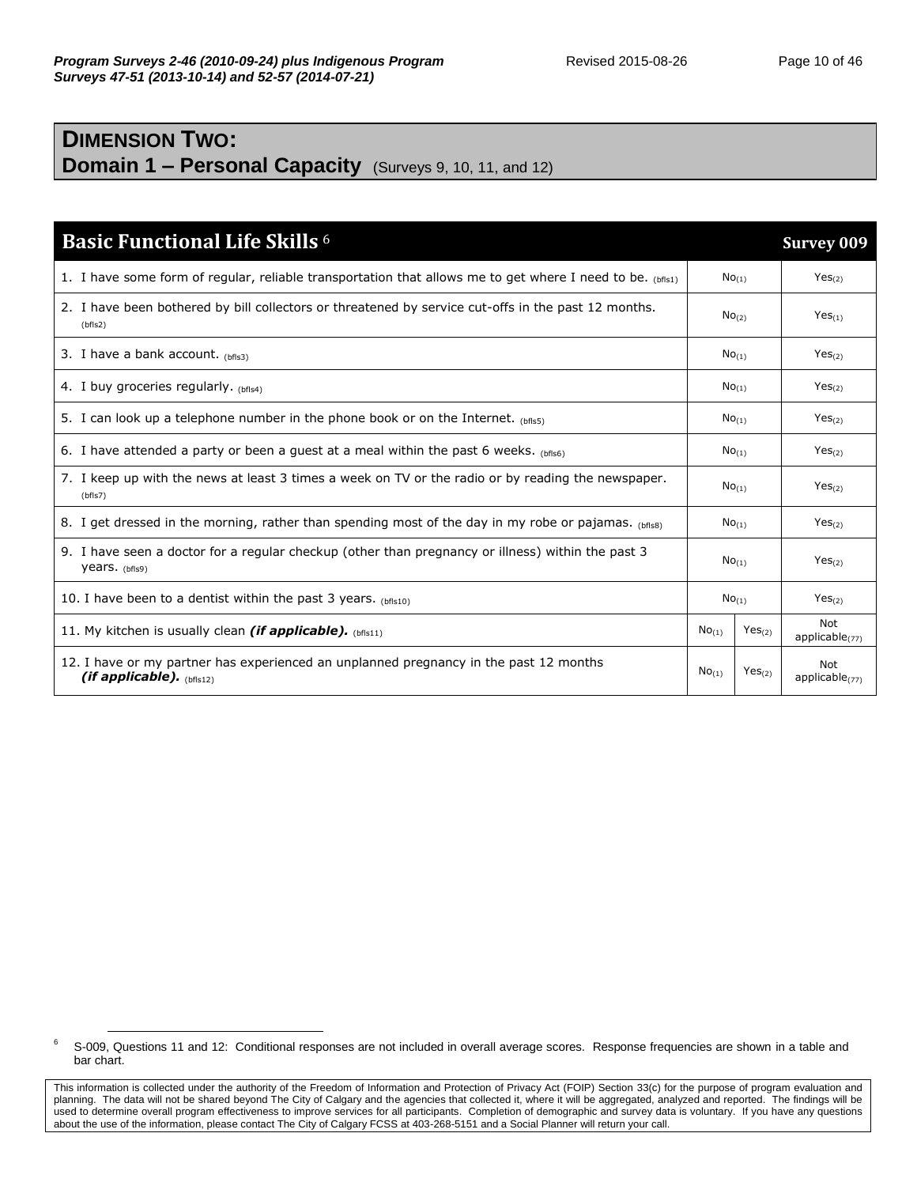## DIMENSION TWO:
## Domain 1 – Personal Capacity (Surveys 9, 10, 11, and 12)

| Basic Functional Life Skills [6] | | | Survey 009 |
|---|---|---|---|
| 1. I have some form of regular, reliable transportation that allows me to get where I need to be. (bfls1) | $No_{(1)}$ | | $Yes_{(2)}$ |
| 2. I have been bothered by bill collectors or threatened by service cut-offs in the past 12 months. (bfls2) | $No_{(2)}$ | | $Yes_{(1)}$ |
| 3. I have a bank account. (bfls3) | $No_{(1)}$ | | $Yes_{(2)}$ |
| 4. I buy groceries regularly. (bfls4) | $No_{(1)}$ | | $Yes_{(2)}$ |
| 5. I can look up a telephone number in the phone book or on the Internet. (bfls5) | $No_{(1)}$ | | $Yes_{(2)}$ |
| 6. I have attended a party or been a guest at a meal within the past 6 weeks. (bfls6) | $No_{(1)}$ | | $Yes_{(2)}$ |
| 7. I keep up with the news at least 3 times a week on TV or the radio or by reading the newspaper. (bfls7) | $No_{(1)}$ | | $Yes_{(2)}$ |
| 8. I get dressed in the morning, rather than spending most of the day in my robe or pajamas. (bfls8) | $No_{(1)}$ | | $Yes_{(2)}$ |
| 9. I have seen a doctor for a regular checkup (other than pregnancy or illness) within the past 3 years. (bfls9) | $No_{(1)}$ | | $Yes_{(2)}$ |
| 10. I have been to a dentist within the past 3 years. (bfls10) | $No_{(1)}$ | | $Yes_{(2)}$ |
| 11. My kitchen is usually clean ***(if applicable).*** (bfls11) | $No_{(1)}$ | $Yes_{(2)}$ | Not $applicable_{(77)}$ |
| 12. I have or my partner has experienced an unplanned pregnancy in the past 12 months ***(if applicable).*** (bfls12) | $No_{(1)}$ | $Yes_{(2)}$ | Not $applicable_{(77)}$ |

[6] S-009, Questions 11 and 12: Conditional responses are not included in overall average scores. Response frequencies are shown in a table and bar chart.

This information is collected under the authority of the Freedom of Information and Protection of Privacy Act (FOIP) Section 33(c) for the purpose of program evaluation and planning. The data will not be shared beyond The City of Calgary and the agencies that collected it, where it will be aggregated, analyzed and reported. The findings will be used to determine overall program effectiveness to improve services for all participants. Completion of demographic and survey data is voluntary. If you have any questions about the use of the information, please contact The City of Calgary FCSS at 403-268-5151 and a Social Planner will return your call.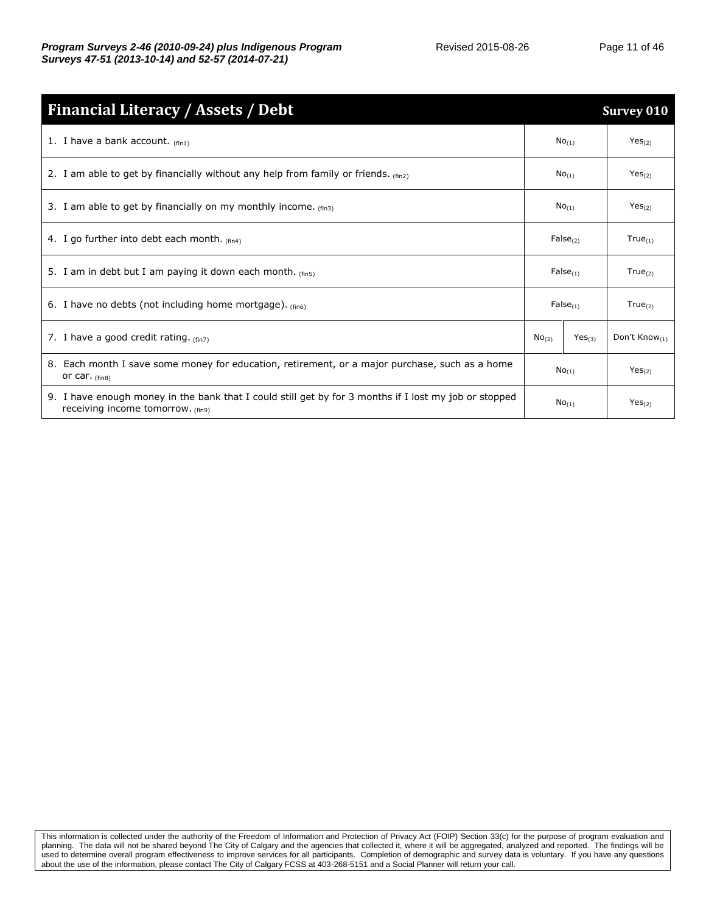## Financial Literacy / Assets / Debt — Survey 010

| Item | | | |
|---|---|---|---|
| 1. I have a bank account. (fin1) | No(1) | | Yes(2) |
| 2. I am able to get by financially without any help from family or friends. (fin2) | No(1) | | Yes(2) |
| 3. I am able to get by financially on my monthly income. (fin3) | No(1) | | Yes(2) |
| 4. I go further into debt each month. (fin4) | False(2) | | True(1) |
| 5. I am in debt but I am paying it down each month. (fin5) | False(1) | | True(2) |
| 6. I have no debts (not including home mortgage). (fin6) | False(1) | | True(2) |
| 7. I have a good credit rating. (fin7) | No(2) | Yes(3) | Don't Know(1) |
| 8. Each month I save some money for education, retirement, or a major purchase, such as a home or car. (fin8) | No(1) | | Yes(2) |
| 9. I have enough money in the bank that I could still get by for 3 months if I lost my job or stopped receiving income tomorrow. (fin9) | No(1) | | Yes(2) |

This information is collected under the authority of the Freedom of Information and Protection of Privacy Act (FOIP) Section 33(c) for the purpose of program evaluation and planning. The data will not be shared beyond The City of Calgary and the agencies that collected it, where it will be aggregated, analyzed and reported. The findings will be used to determine overall program effectiveness to improve services for all participants. Completion of demographic and survey data is voluntary. If you have any questions about the use of the information, please contact The City of Calgary FCSS at 403-268-5151 and a Social Planner will return your call.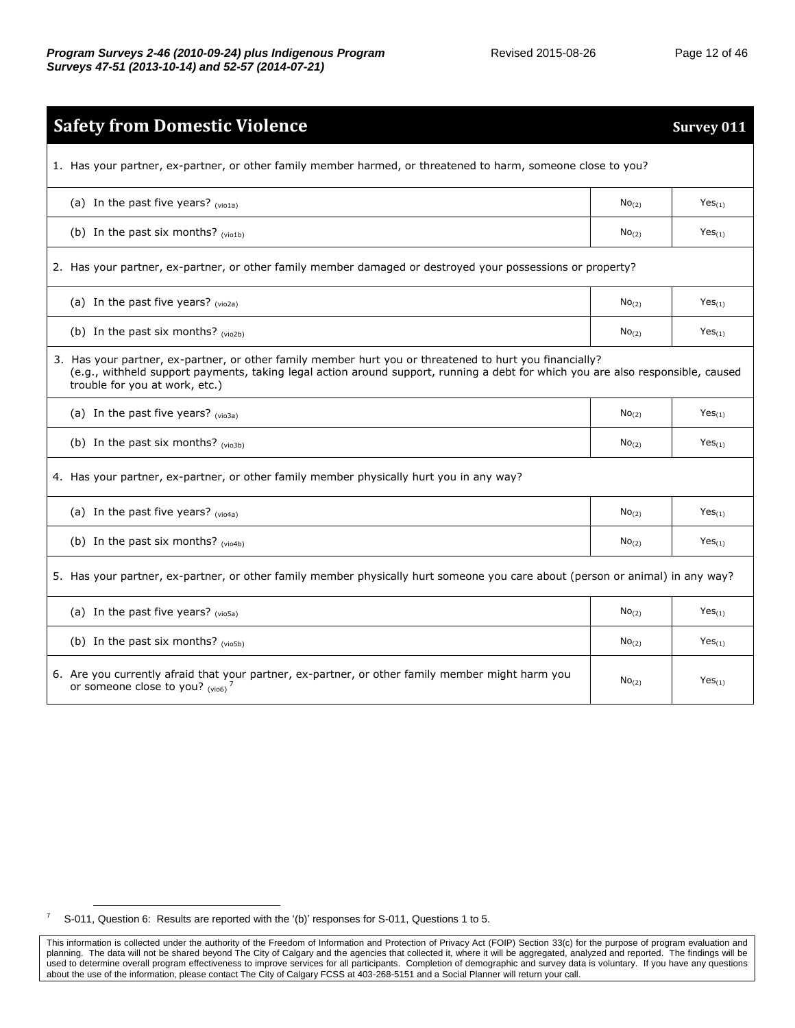## Safety from Domestic Violence — Survey 011

| | | |
|---|---|---|
| 1. Has your partner, ex-partner, or other family member harmed, or threatened to harm, someone close to you? | | |
| (a) In the past five years? (vio1a) | No(2) | Yes(1) |
| (b) In the past six months? (vio1b) | No(2) | Yes(1) |
| 2. Has your partner, ex-partner, or other family member damaged or destroyed your possessions or property? | | |
| (a) In the past five years? (vio2a) | No(2) | Yes(1) |
| (b) In the past six months? (vio2b) | No(2) | Yes(1) |
| 3. Has your partner, ex-partner, or other family member hurt you or threatened to hurt you financially? (e.g., withheld support payments, taking legal action around support, running a debt for which you are also responsible, caused trouble for you at work, etc.) | | |
| (a) In the past five years? (vio3a) | No(2) | Yes(1) |
| (b) In the past six months? (vio3b) | No(2) | Yes(1) |
| 4. Has your partner, ex-partner, or other family member physically hurt you in any way? | | |
| (a) In the past five years? (vio4a) | No(2) | Yes(1) |
| (b) In the past six months? (vio4b) | No(2) | Yes(1) |
| 5. Has your partner, ex-partner, or other family member physically hurt someone you care about (person or animal) in any way? | | |
| (a) In the past five years? (vio5a) | No(2) | Yes(1) |
| (b) In the past six months? (vio5b) | No(2) | Yes(1) |
| 6. Are you currently afraid that your partner, ex-partner, or other family member might harm you or someone close to you? (vio6) [7] | No(2) | Yes(1) |

[7] S-011, Question 6: Results are reported with the '(b)' responses for S-011, Questions 1 to 5.

This information is collected under the authority of the Freedom of Information and Protection of Privacy Act (FOIP) Section 33(c) for the purpose of program evaluation and planning. The data will not be shared beyond The City of Calgary and the agencies that collected it, where it will be aggregated, analyzed and reported. The findings will be used to determine overall program effectiveness to improve services for all participants. Completion of demographic and survey data is voluntary. If you have any questions about the use of the information, please contact The City of Calgary FCSS at 403-268-5151 and a Social Planner will return your call.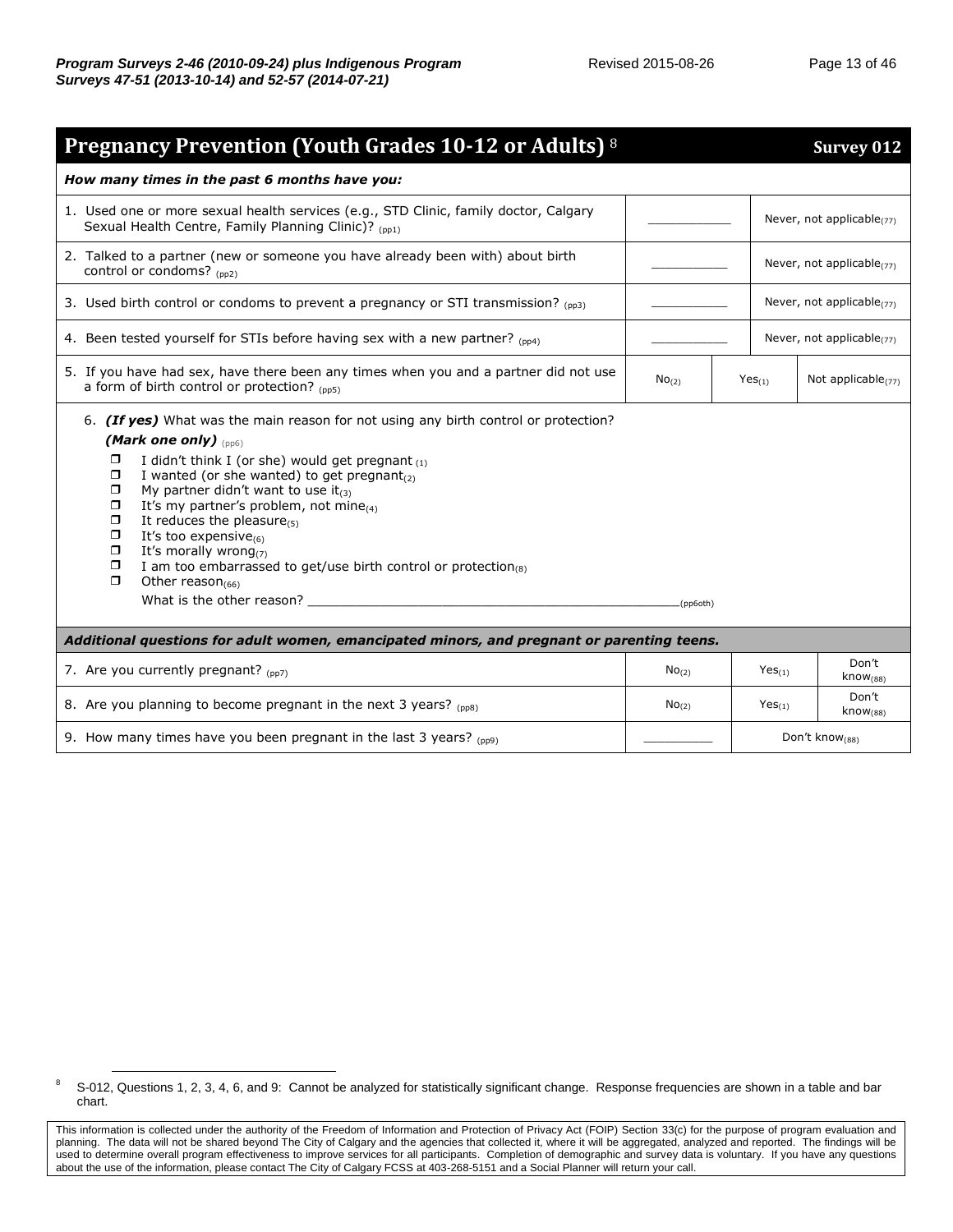## Pregnancy Prevention (Youth Grades 10-12 or Adults) [8] — Survey 012

***How many times in the past 6 months have you:***

| Question | | | |
|---|---|---|---|
| 1. Used one or more sexual health services (e.g., STD Clinic, family doctor, Calgary Sexual Health Centre, Family Planning Clinic)? (pp1) | ___________ | Never, not applicable(77) | |
| 2. Talked to a partner (new or someone you have already been with) about birth control or condoms? (pp2) | ___________ | Never, not applicable(77) | |
| 3. Used birth control or condoms to prevent a pregnancy or STI transmission? (pp3) | ___________ | Never, not applicable(77) | |
| 4. Been tested yourself for STIs before having sex with a new partner? (pp4) | ___________ | Never, not applicable(77) | |
| 5. If you have had sex, have there been any times when you and a partner did not use a form of birth control or protection? (pp5) | No(2) | Yes(1) | Not applicable(77) |

6. ***(If yes)*** What was the main reason for not using any birth control or protection? ***(Mark one only)*** (pp6)

- ❒ I didn't think I (or she) would get pregnant (1)
- ❒ I wanted (or she wanted) to get pregnant(2)
- ❒ My partner didn't want to use it(3)
- ❒ It's my partner's problem, not mine(4)
- ❒ It reduces the pleasure(5)
- ❒ It's too expensive(6)
- ❒ It's morally wrong(7)
- ❒ I am too embarrassed to get/use birth control or protection(8)
- ❒ Other reason(66)

  What is the other reason? ___________________________________________(pp6oth)

***Additional questions for adult women, emancipated minors, and pregnant or parenting teens.***

| Question | | | |
|---|---|---|---|
| 7. Are you currently pregnant? (pp7) | No(2) | Yes(1) | Don't know(88) |
| 8. Are you planning to become pregnant in the next 3 years? (pp8) | No(2) | Yes(1) | Don't know(88) |
| 9. How many times have you been pregnant in the last 3 years? (pp9) | __________ | Don't know(88) | |

[8] S-012, Questions 1, 2, 3, 4, 6, and 9: Cannot be analyzed for statistically significant change. Response frequencies are shown in a table and bar chart.

This information is collected under the authority of the Freedom of Information and Protection of Privacy Act (FOIP) Section 33(c) for the purpose of program evaluation and planning. The data will not be shared beyond The City of Calgary and the agencies that collected it, where it will be aggregated, analyzed and reported. The findings will be used to determine overall program effectiveness to improve services for all participants. Completion of demographic and survey data is voluntary. If you have any questions about the use of the information, please contact The City of Calgary FCSS at 403-268-5151 and a Social Planner will return your call.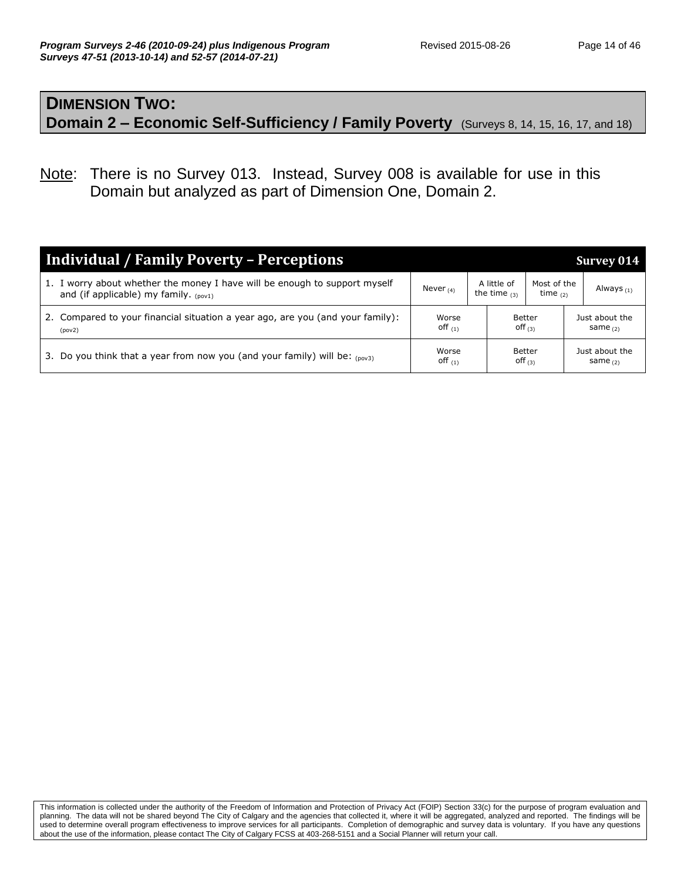## DIMENSION TWO:

## Domain 2 – Economic Self-Sufficiency / Family Poverty (Surveys 8, 14, 15, 16, 17, and 18)

Note: There is no Survey 013. Instead, Survey 008 is available for use in this Domain but analyzed as part of Dimension One, Domain 2.

| Individual / Family Poverty – Perceptions | | | | Survey 014 |
|---|---|---|---|---|
| 1. I worry about whether the money I have will be enough to support myself and (if applicable) my family. (pov1) | Never (4) | A little of the time (3) | Most of the time (2) | Always (1) |
| 2. Compared to your financial situation a year ago, are you (and your family): (pov2) | Worse off (1) | Better off (3) | | Just about the same (2) |
| 3. Do you think that a year from now you (and your family) will be: (pov3) | Worse off (1) | Better off (3) | | Just about the same (2) |

This information is collected under the authority of the Freedom of Information and Protection of Privacy Act (FOIP) Section 33(c) for the purpose of program evaluation and planning. The data will not be shared beyond The City of Calgary and the agencies that collected it, where it will be aggregated, analyzed and reported. The findings will be used to determine overall program effectiveness to improve services for all participants. Completion of demographic and survey data is voluntary. If you have any questions about the use of the information, please contact The City of Calgary FCSS at 403-268-5151 and a Social Planner will return your call.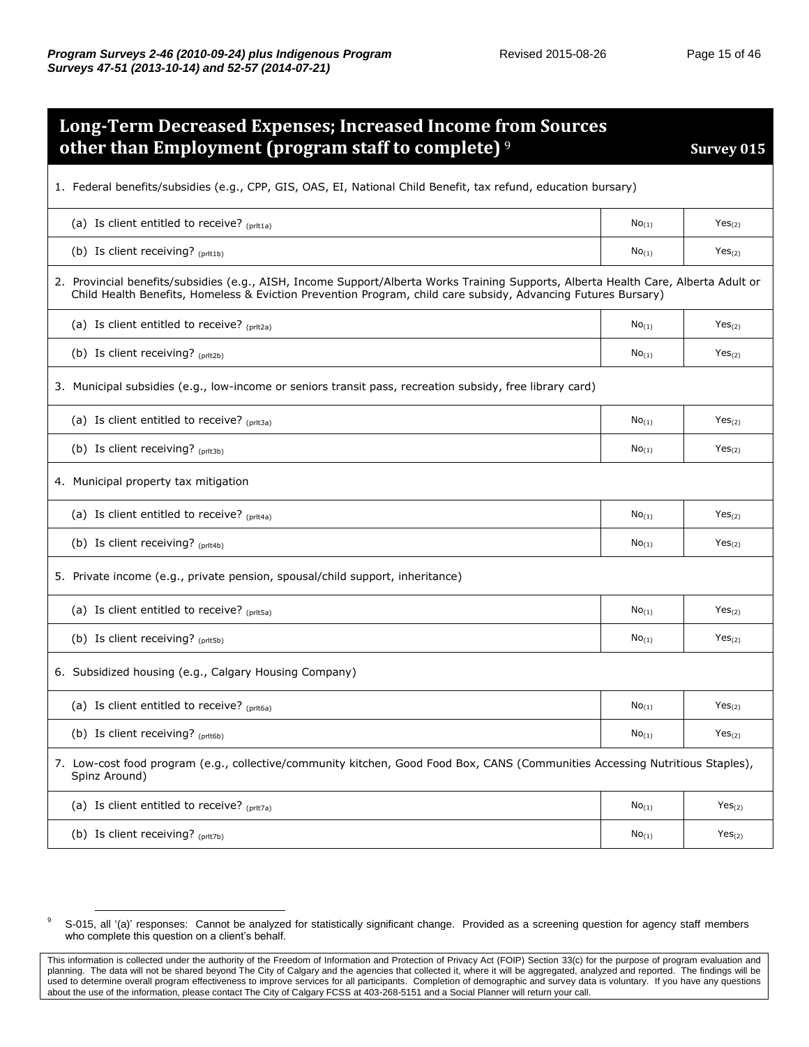## Long-Term Decreased Expenses; Increased Income from Sources other than Employment (program staff to complete) [9] — Survey 015

| | | |
|---|---|---|
| 1. Federal benefits/subsidies (e.g., CPP, GIS, OAS, EI, National Child Benefit, tax refund, education bursary) | | |
| (a) Is client entitled to receive? $_{(prlt1a)}$ | No$_{(1)}$ | Yes$_{(2)}$ |
| (b) Is client receiving? $_{(prlt1b)}$ | No$_{(1)}$ | Yes$_{(2)}$ |
| 2. Provincial benefits/subsidies (e.g., AISH, Income Support/Alberta Works Training Supports, Alberta Health Care, Alberta Adult or Child Health Benefits, Homeless & Eviction Prevention Program, child care subsidy, Advancing Futures Bursary) | | |
| (a) Is client entitled to receive? $_{(prlt2a)}$ | No$_{(1)}$ | Yes$_{(2)}$ |
| (b) Is client receiving? $_{(prlt2b)}$ | No$_{(1)}$ | Yes$_{(2)}$ |
| 3. Municipal subsidies (e.g., low-income or seniors transit pass, recreation subsidy, free library card) | | |
| (a) Is client entitled to receive? $_{(prlt3a)}$ | No$_{(1)}$ | Yes$_{(2)}$ |
| (b) Is client receiving? $_{(prlt3b)}$ | No$_{(1)}$ | Yes$_{(2)}$ |
| 4. Municipal property tax mitigation | | |
| (a) Is client entitled to receive? $_{(prlt4a)}$ | No$_{(1)}$ | Yes$_{(2)}$ |
| (b) Is client receiving? $_{(prlt4b)}$ | No$_{(1)}$ | Yes$_{(2)}$ |
| 5. Private income (e.g., private pension, spousal/child support, inheritance) | | |
| (a) Is client entitled to receive? $_{(prlt5a)}$ | No$_{(1)}$ | Yes$_{(2)}$ |
| (b) Is client receiving? $_{(prlt5b)}$ | No$_{(1)}$ | Yes$_{(2)}$ |
| 6. Subsidized housing (e.g., Calgary Housing Company) | | |
| (a) Is client entitled to receive? $_{(prlt6a)}$ | No$_{(1)}$ | Yes$_{(2)}$ |
| (b) Is client receiving? $_{(prlt6b)}$ | No$_{(1)}$ | Yes$_{(2)}$ |
| 7. Low-cost food program (e.g., collective/community kitchen, Good Food Box, CANS (Communities Accessing Nutritious Staples), Spinz Around) | | |
| (a) Is client entitled to receive? $_{(prlt7a)}$ | No$_{(1)}$ | Yes$_{(2)}$ |
| (b) Is client receiving? $_{(prlt7b)}$ | No$_{(1)}$ | Yes$_{(2)}$ |

[9] S-015, all '(a)' responses: Cannot be analyzed for statistically significant change. Provided as a screening question for agency staff members who complete this question on a client's behalf.

This information is collected under the authority of the Freedom of Information and Protection of Privacy Act (FOIP) Section 33(c) for the purpose of program evaluation and planning. The data will not be shared beyond The City of Calgary and the agencies that collected it, where it will be aggregated, analyzed and reported. The findings will be used to determine overall program effectiveness to improve services for all participants. Completion of demographic and survey data is voluntary. If you have any questions about the use of the information, please contact The City of Calgary FCSS at 403-268-5151 and a Social Planner will return your call.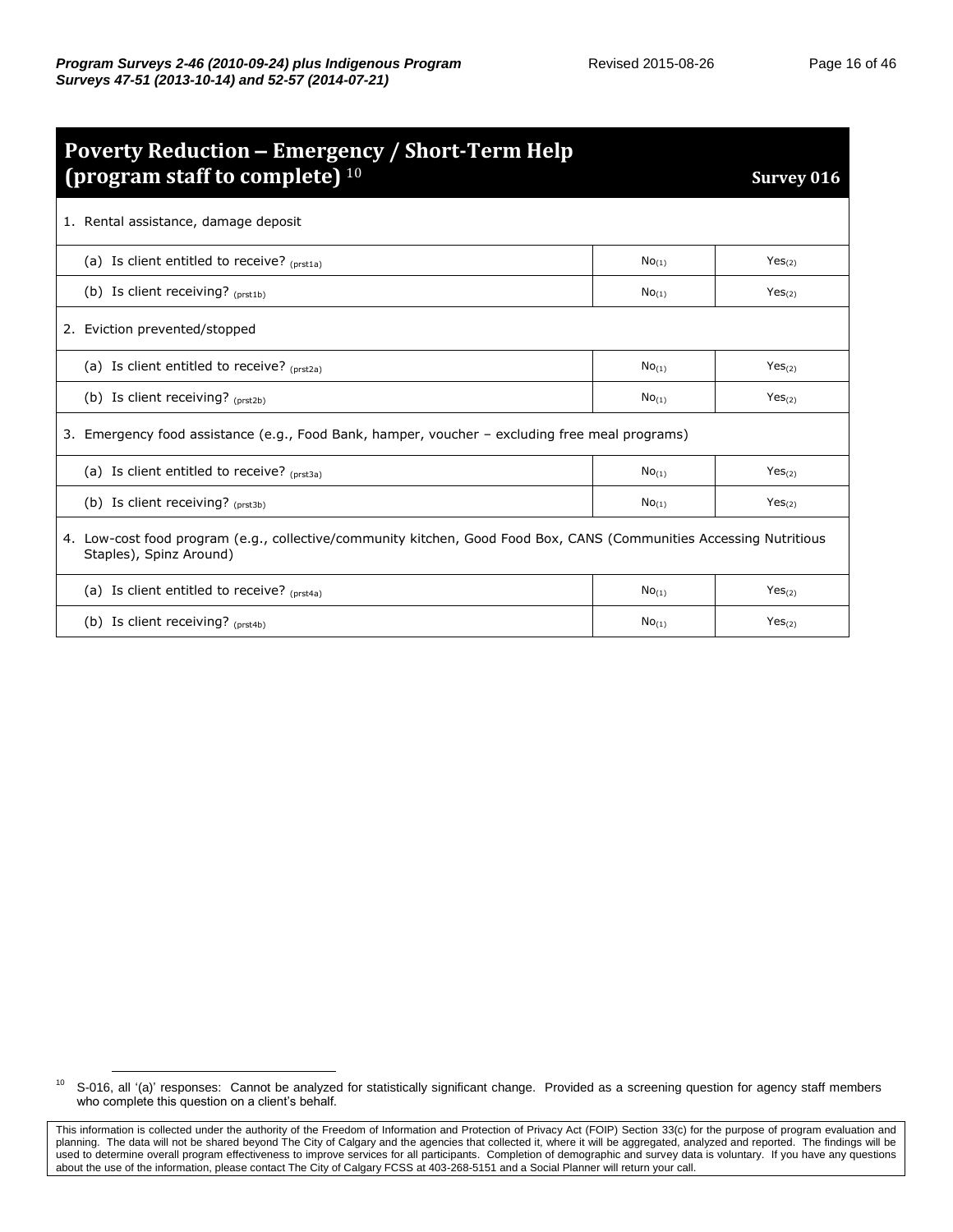## Poverty Reduction – Emergency / Short-Term Help (program staff to complete)[10]

**Survey 016**

| 1. Rental assistance, damage deposit | | |
|---|---|---|
| (a) Is client entitled to receive? (prst1a) | No(1) | Yes(2) |
| (b) Is client receiving? (prst1b) | No(1) | Yes(2) |
| **2. Eviction prevented/stopped** | | |
| (a) Is client entitled to receive? (prst2a) | No(1) | Yes(2) |
| (b) Is client receiving? (prst2b) | No(1) | Yes(2) |
| **3. Emergency food assistance (e.g., Food Bank, hamper, voucher – excluding free meal programs)** | | |
| (a) Is client entitled to receive? (prst3a) | No(1) | Yes(2) |
| (b) Is client receiving? (prst3b) | No(1) | Yes(2) |
| **4. Low-cost food program (e.g., collective/community kitchen, Good Food Box, CANS (Communities Accessing Nutritious Staples), Spinz Around)** | | |
| (a) Is client entitled to receive? (prst4a) | No(1) | Yes(2) |
| (b) Is client receiving? (prst4b) | No(1) | Yes(2) |

[10] S-016, all '(a)' responses: Cannot be analyzed for statistically significant change. Provided as a screening question for agency staff members who complete this question on a client's behalf.

This information is collected under the authority of the Freedom of Information and Protection of Privacy Act (FOIP) Section 33(c) for the purpose of program evaluation and planning. The data will not be shared beyond The City of Calgary and the agencies that collected it, where it will be aggregated, analyzed and reported. The findings will be used to determine overall program effectiveness to improve services for all participants. Completion of demographic and survey data is voluntary. If you have any questions about the use of the information, please contact The City of Calgary FCSS at 403-268-5151 and a Social Planner will return your call.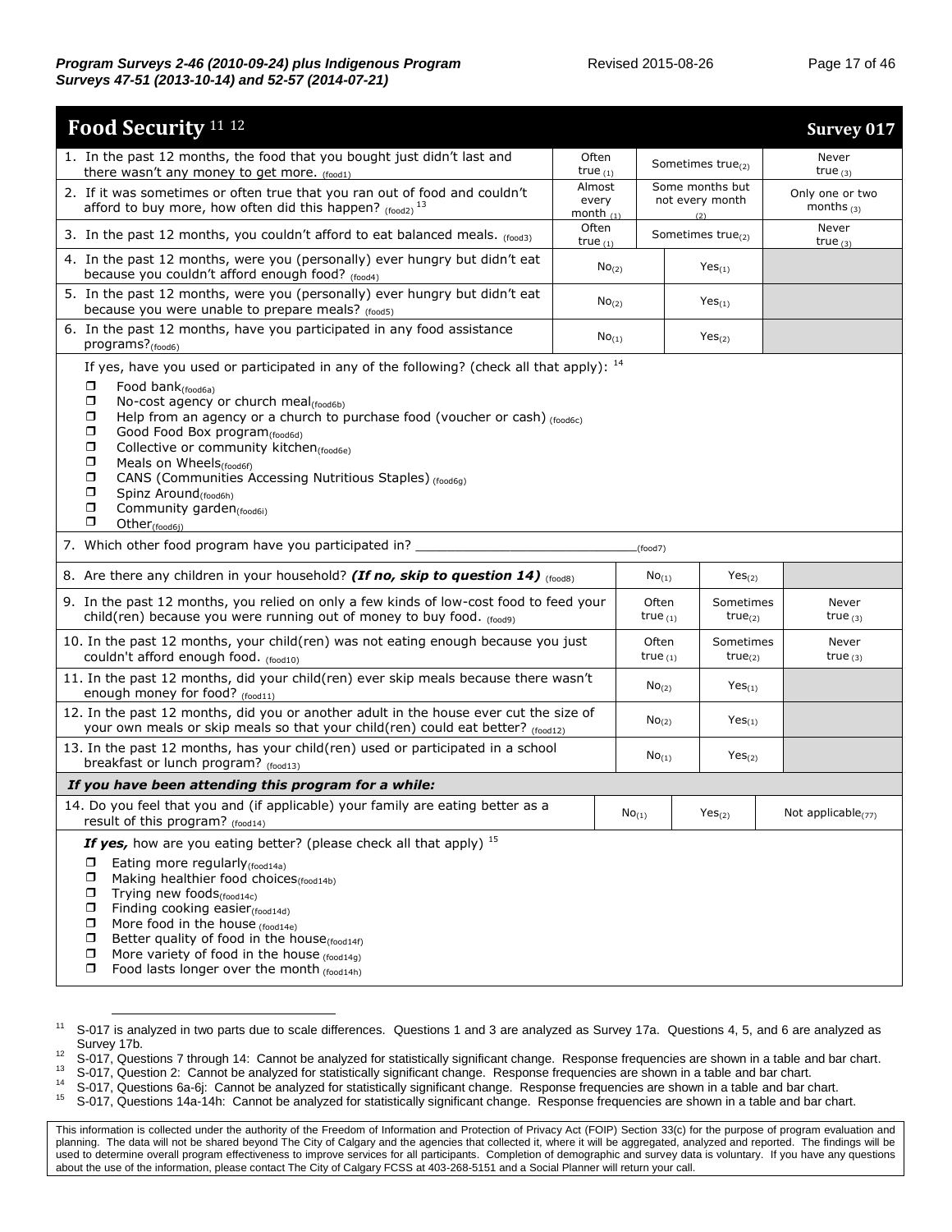## Food Security [11] [12]

**Survey 017**

| | | | |
|---|---|---|---|
| 1. In the past 12 months, the food that you bought just didn't last and there wasn't any money to get more. (food1) | Often true (1) | Sometimes true(2) | Never true (3) |
| 2. If it was sometimes or often true that you ran out of food and couldn't afford to buy more, how often did this happen? (food2) [13] | Almost every month (1) | Some months but not every month (2) | Only one or two months (3) |
| 3. In the past 12 months, you couldn't afford to eat balanced meals. (food3) | Often true (1) | Sometimes true(2) | Never true (3) |
| 4. In the past 12 months, were you (personally) ever hungry but didn't eat because you couldn't afford enough food? (food4) | No(2) | Yes(1) | |
| 5. In the past 12 months, were you (personally) ever hungry but didn't eat because you were unable to prepare meals? (food5) | No(2) | Yes(1) | |
| 6. In the past 12 months, have you participated in any food assistance programs?(food6) | No(1) | Yes(2) | |

If yes, have you used or participated in any of the following? (check all that apply): [14]

- ☐ Food bank(food6a)
- ☐ No-cost agency or church meal(food6b)
- ☐ Help from an agency or a church to purchase food (voucher or cash) (food6c)
- ☐ Good Food Box program(food6d)
- ☐ Collective or community kitchen(food6e)
- ☐ Meals on Wheels(food6f)
- ☐ CANS (Communities Accessing Nutritious Staples) (food6g)
- ☐ Spinz Around(food6h)
- ☐ Community garden(food6i)
- ☐ Other(food6j)

7. Which other food program have you participated in? ______________________________(food7)

| | | | |
|---|---|---|---|
| 8. Are there any children in your household? ***(If no, skip to question 14)*** (food8) | No(1) | Yes(2) | |
| 9. In the past 12 months, you relied on only a few kinds of low-cost food to feed your child(ren) because you were running out of money to buy food. (food9) | Often true (1) | Sometimes true(2) | Never true (3) |
| 10. In the past 12 months, your child(ren) was not eating enough because you just couldn't afford enough food. (food10) | Often true (1) | Sometimes true(2) | Never true (3) |
| 11. In the past 12 months, did your child(ren) ever skip meals because there wasn't enough money for food? (food11) | No(2) | Yes(1) | |
| 12. In the past 12 months, did you or another adult in the house ever cut the size of your own meals or skip meals so that your child(ren) could eat better? (food12) | No(2) | Yes(1) | |
| 13. In the past 12 months, has your child(ren) used or participated in a school breakfast or lunch program? (food13) | No(1) | Yes(2) | |

***If you have been attending this program for a while:***

| | | | |
|---|---|---|---|
| 14. Do you feel that you and (if applicable) your family are eating better as a result of this program? (food14) | No(1) | Yes(2) | Not applicable(77) |

***If yes,*** how are you eating better? (please check all that apply) [15]

- ☐ Eating more regularly(food14a)
- ☐ Making healthier food choices(food14b)
- ☐ Trying new foods(food14c)
- ☐ Finding cooking easier(food14d)
- ☐ More food in the house (food14e)
- ☐ Better quality of food in the house(food14f)
- ☐ More variety of food in the house (food14g)
- ☐ Food lasts longer over the month (food14h)

---

[11] S-017 is analyzed in two parts due to scale differences. Questions 1 and 3 are analyzed as Survey 17a. Questions 4, 5, and 6 are analyzed as Survey 17b.

[12] S-017, Questions 7 through 14: Cannot be analyzed for statistically significant change. Response frequencies are shown in a table and bar chart.

[13] S-017, Question 2: Cannot be analyzed for statistically significant change. Response frequencies are shown in a table and bar chart.

[14] S-017, Questions 6a-6j: Cannot be analyzed for statistically significant change. Response frequencies are shown in a table and bar chart.

[15] S-017, Questions 14a-14h: Cannot be analyzed for statistically significant change. Response frequencies are shown in a table and bar chart.

This information is collected under the authority of the Freedom of Information and Protection of Privacy Act (FOIP) Section 33(c) for the purpose of program evaluation and planning. The data will not be shared beyond The City of Calgary and the agencies that collected it, where it will be aggregated, analyzed and reported. The findings will be used to determine overall program effectiveness to improve services for all participants. Completion of demographic and survey data is voluntary. If you have any questions about the use of the information, please contact The City of Calgary FCSS at 403-268-5151 and a Social Planner will return your call.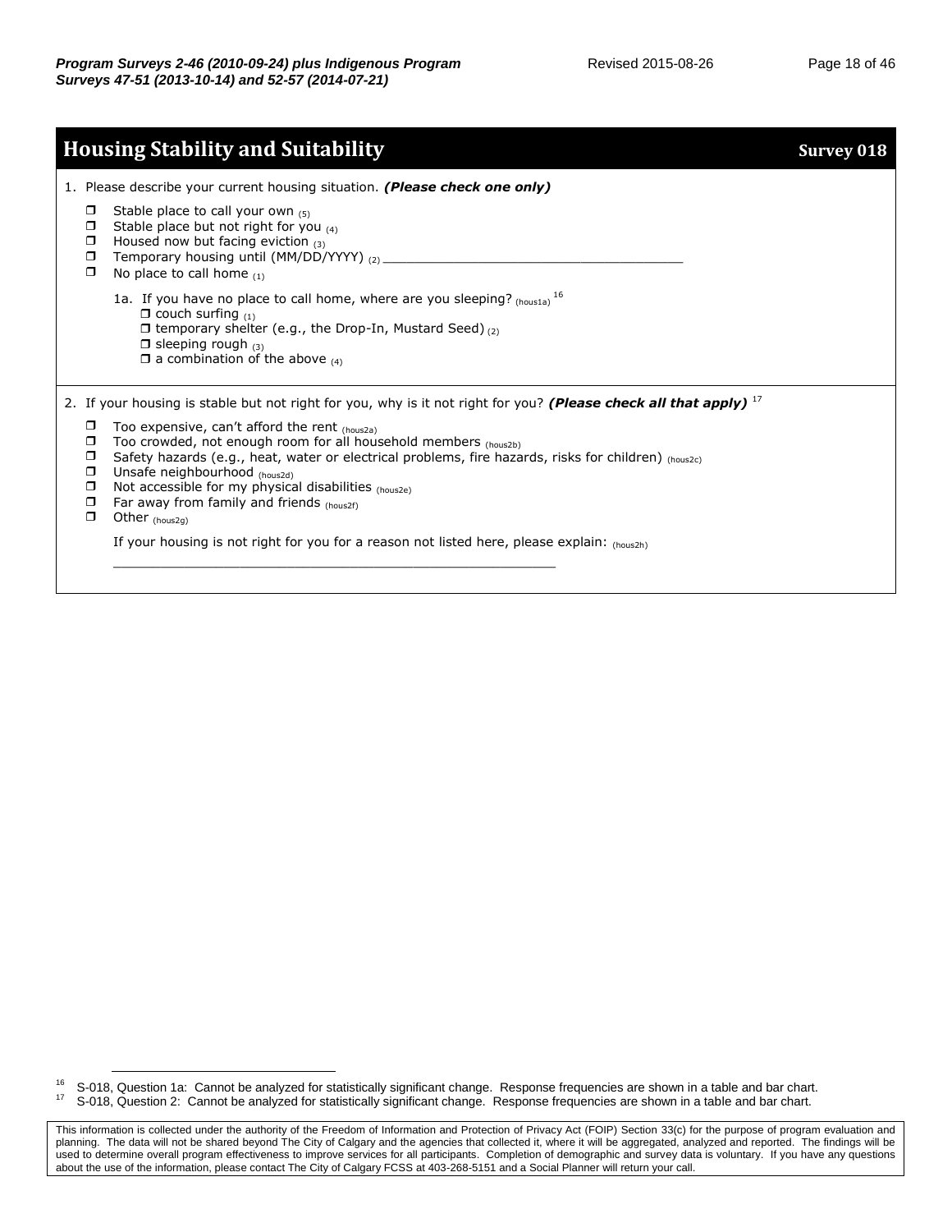## Housing Stability and Suitability — Survey 018

1. Please describe your current housing situation. ***(Please check one only)***

   - ☐ Stable place to call your own (5)
   - ☐ Stable place but not right for you (4)
   - ☐ Housed now but facing eviction (3)
   - ☐ Temporary housing until (MM/DD/YYYY) (2) ______________________________________
   - ☐ No place to call home (1)

   1a. If you have no place to call home, where are you sleeping? (hous1a) [16]
   - ☐ couch surfing (1)
   - ☐ temporary shelter (e.g., the Drop-In, Mustard Seed) (2)
   - ☐ sleeping rough (3)
   - ☐ a combination of the above (4)

2. If your housing is stable but not right for you, why is it not right for you? ***(Please check all that apply)*** [17]

   - ☐ Too expensive, can't afford the rent (hous2a)
   - ☐ Too crowded, not enough room for all household members (hous2b)
   - ☐ Safety hazards (e.g., heat, water or electrical problems, fire hazards, risks for children) (hous2c)
   - ☐ Unsafe neighbourhood (hous2d)
   - ☐ Not accessible for my physical disabilities (hous2e)
   - ☐ Far away from family and friends (hous2f)
   - ☐ Other (hous2g)

   If your housing is not right for you for a reason not listed here, please explain: (hous2h)

   ________________________________________________________

---

[16] S-018, Question 1a: Cannot be analyzed for statistically significant change. Response frequencies are shown in a table and bar chart.

[17] S-018, Question 2: Cannot be analyzed for statistically significant change. Response frequencies are shown in a table and bar chart.

This information is collected under the authority of the Freedom of Information and Protection of Privacy Act (FOIP) Section 33(c) for the purpose of program evaluation and planning. The data will not be shared beyond The City of Calgary and the agencies that collected it, where it will be aggregated, analyzed and reported. The findings will be used to determine overall program effectiveness to improve services for all participants. Completion of demographic and survey data is voluntary. If you have any questions about the use of the information, please contact The City of Calgary FCSS at 403-268-5151 and a Social Planner will return your call.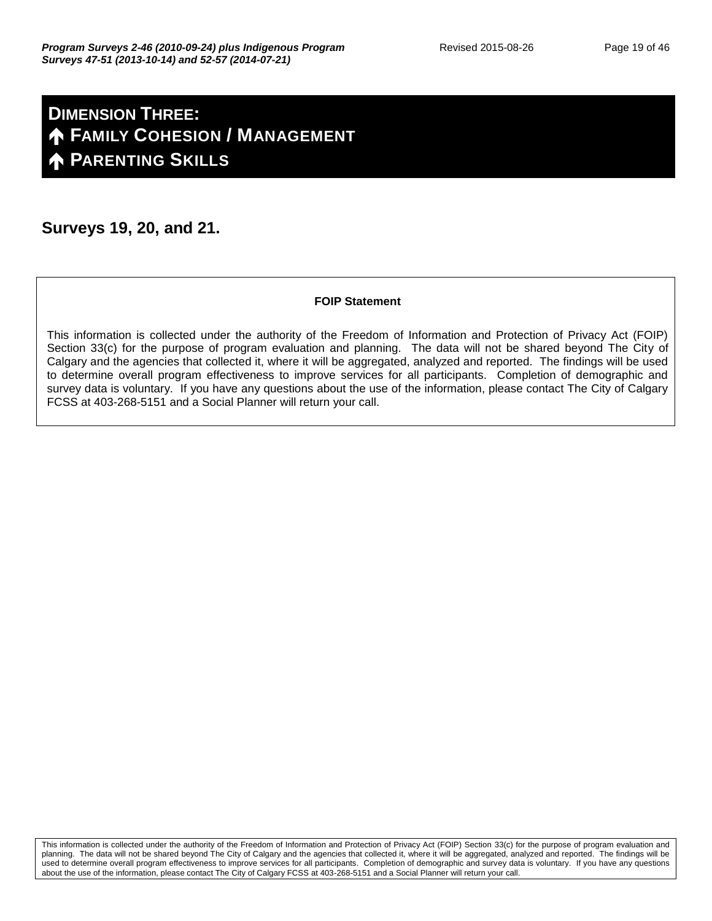# DIMENSION THREE:
# ↑ FAMILY COHESION / MANAGEMENT
# ↑ PARENTING SKILLS

## Surveys 19, 20, and 21.

**FOIP Statement**

This information is collected under the authority of the Freedom of Information and Protection of Privacy Act (FOIP) Section 33(c) for the purpose of program evaluation and planning. The data will not be shared beyond The City of Calgary and the agencies that collected it, where it will be aggregated, analyzed and reported. The findings will be used to determine overall program effectiveness to improve services for all participants. Completion of demographic and survey data is voluntary. If you have any questions about the use of the information, please contact The City of Calgary FCSS at 403-268-5151 and a Social Planner will return your call.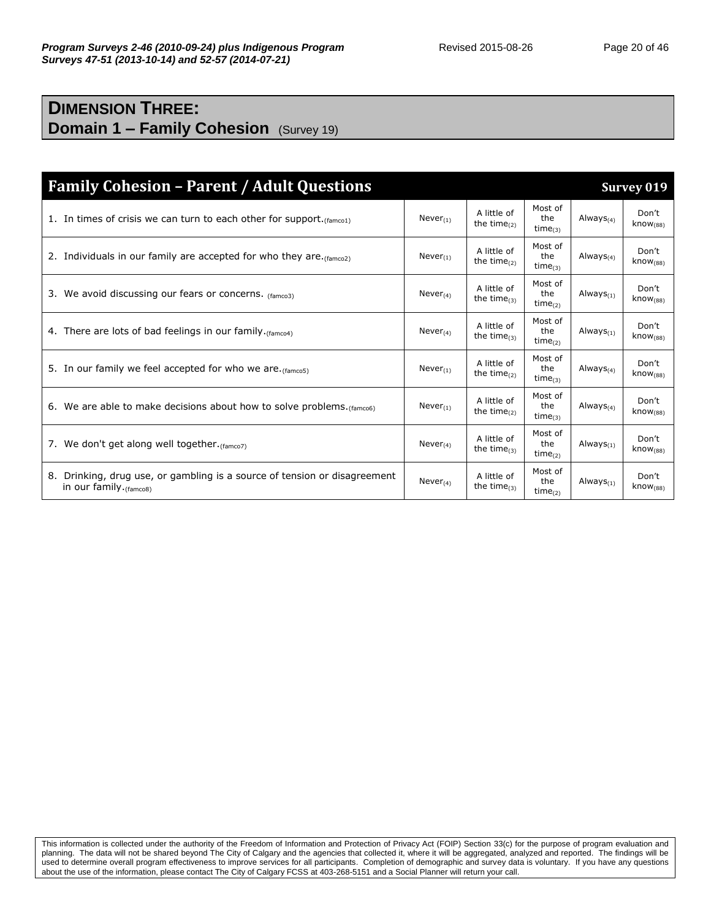# DIMENSION THREE:
## Domain 1 – Family Cohesion (Survey 19)

| Family Cohesion – Parent / Adult Questions | | | | | Survey 019 |
|---|---|---|---|---|---|
| 1. In times of crisis we can turn to each other for support.(famco1) | Never(1) | A little of the time(2) | Most of the time(3) | Always(4) | Don't know(88) |
| 2. Individuals in our family are accepted for who they are.(famco2) | Never(1) | A little of the time(2) | Most of the time(3) | Always(4) | Don't know(88) |
| 3. We avoid discussing our fears or concerns. (famco3) | Never(4) | A little of the time(3) | Most of the time(2) | Always(1) | Don't know(88) |
| 4. There are lots of bad feelings in our family.(famco4) | Never(4) | A little of the time(3) | Most of the time(2) | Always(1) | Don't know(88) |
| 5. In our family we feel accepted for who we are.(famco5) | Never(1) | A little of the time(2) | Most of the time(3) | Always(4) | Don't know(88) |
| 6. We are able to make decisions about how to solve problems.(famco6) | Never(1) | A little of the time(2) | Most of the time(3) | Always(4) | Don't know(88) |
| 7. We don't get along well together.(famco7) | Never(4) | A little of the time(3) | Most of the time(2) | Always(1) | Don't know(88) |
| 8. Drinking, drug use, or gambling is a source of tension or disagreement in our family.(famco8) | Never(4) | A little of the time(3) | Most of the time(2) | Always(1) | Don't know(88) |

This information is collected under the authority of the Freedom of Information and Protection of Privacy Act (FOIP) Section 33(c) for the purpose of program evaluation and planning. The data will not be shared beyond The City of Calgary and the agencies that collected it, where it will be aggregated, analyzed and reported. The findings will be used to determine overall program effectiveness to improve services for all participants. Completion of demographic and survey data is voluntary. If you have any questions about the use of the information, please contact The City of Calgary FCSS at 403-268-5151 and a Social Planner will return your call.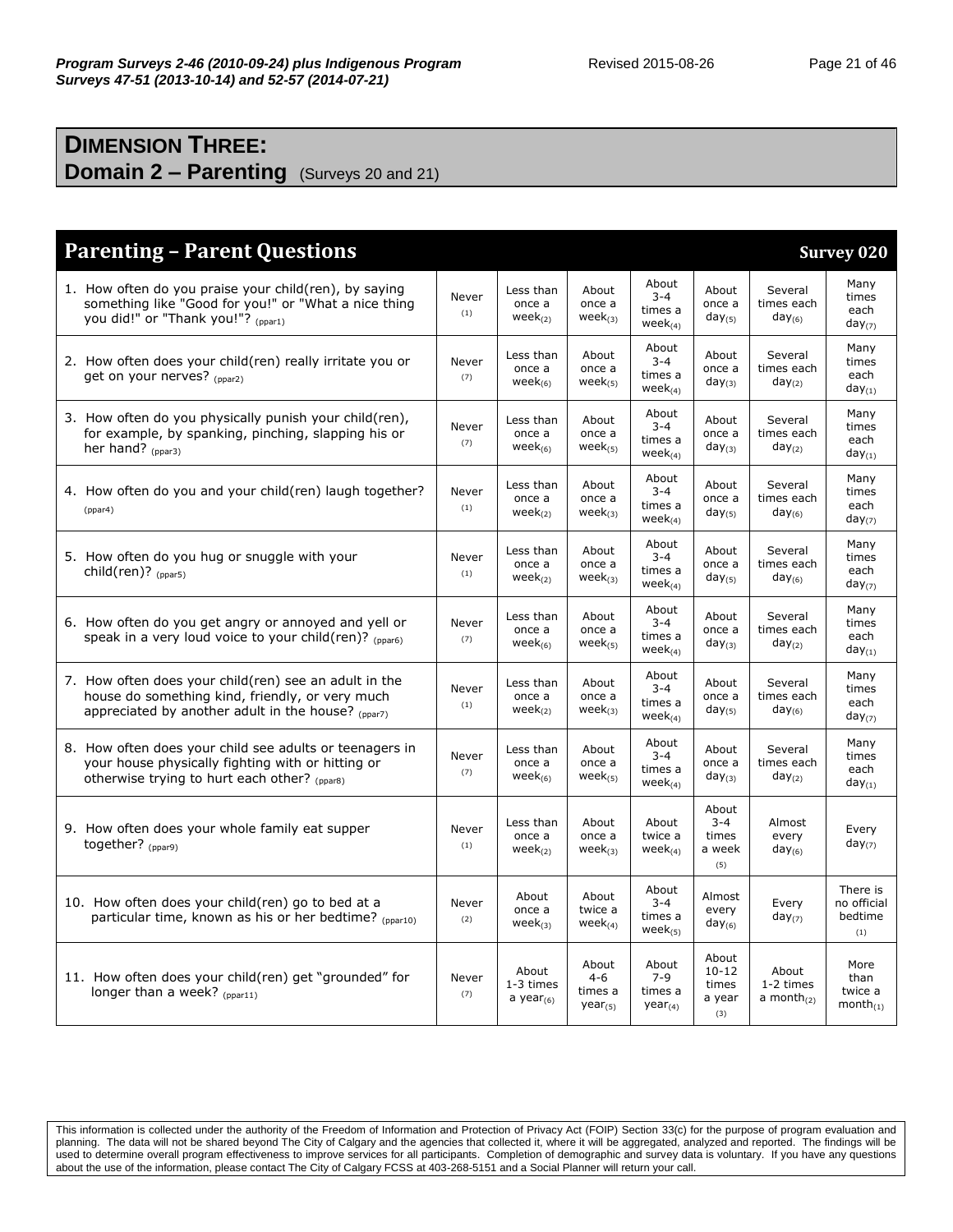## DIMENSION THREE:
## Domain 2 – Parenting (Surveys 20 and 21)

### Parenting – Parent Questions — Survey 020

| Question | | | | | | | |
|---|---|---|---|---|---|---|---|
| 1. How often do you praise your child(ren), by saying something like "Good for you!" or "What a nice thing you did!" or "Thank you!"? (ppar1) | Never (1) | Less than once a week(2) | About once a week(3) | About 3-4 times a week(4) | About once a day(5) | Several times each day(6) | Many times each day(7) |
| 2. How often does your child(ren) really irritate you or get on your nerves? (ppar2) | Never (7) | Less than once a week(6) | About once a week(5) | About 3-4 times a week(4) | About once a day(3) | Several times each day(2) | Many times each day(1) |
| 3. How often do you physically punish your child(ren), for example, by spanking, pinching, slapping his or her hand? (ppar3) | Never (7) | Less than once a week(6) | About once a week(5) | About 3-4 times a week(4) | About once a day(3) | Several times each day(2) | Many times each day(1) |
| 4. How often do you and your child(ren) laugh together? (ppar4) | Never (1) | Less than once a week(2) | About once a week(3) | About 3-4 times a week(4) | About once a day(5) | Several times each day(6) | Many times each day(7) |
| 5. How often do you hug or snuggle with your child(ren)? (ppar5) | Never (1) | Less than once a week(2) | About once a week(3) | About 3-4 times a week(4) | About once a day(5) | Several times each day(6) | Many times each day(7) |
| 6. How often do you get angry or annoyed and yell or speak in a very loud voice to your child(ren)? (ppar6) | Never (7) | Less than once a week(6) | About once a week(5) | About 3-4 times a week(4) | About once a day(3) | Several times each day(2) | Many times each day(1) |
| 7. How often does your child(ren) see an adult in the house do something kind, friendly, or very much appreciated by another adult in the house? (ppar7) | Never (1) | Less than once a week(2) | About once a week(3) | About 3-4 times a week(4) | About once a day(5) | Several times each day(6) | Many times each day(7) |
| 8. How often does your child see adults or teenagers in your house physically fighting with or hitting or otherwise trying to hurt each other? (ppar8) | Never (7) | Less than once a week(6) | About once a week(5) | About 3-4 times a week(4) | About once a day(3) | Several times each day(2) | Many times each day(1) |
| 9. How often does your whole family eat supper together? (ppar9) | Never (1) | Less than once a week(2) | About once a week(3) | About twice a week(4) | About 3-4 times a week (5) | Almost every day(6) | Every day(7) |
| 10. How often does your child(ren) go to bed at a particular time, known as his or her bedtime? (ppar10) | Never (2) | About once a week(3) | About twice a week(4) | About 3-4 times a week(5) | Almost every day(6) | Every day(7) | There is no official bedtime (1) |
| 11. How often does your child(ren) get "grounded" for longer than a week? (ppar11) | Never (7) | About 1-3 times a year(6) | About 4-6 times a year(5) | About 7-9 times a year(4) | About 10-12 times a year (3) | About 1-2 times a month(2) | More than twice a month(1) |

This information is collected under the authority of the Freedom of Information and Protection of Privacy Act (FOIP) Section 33(c) for the purpose of program evaluation and planning. The data will not be shared beyond The City of Calgary and the agencies that collected it, where it will be aggregated, analyzed and reported. The findings will be used to determine overall program effectiveness to improve services for all participants. Completion of demographic and survey data is voluntary. If you have any questions about the use of the information, please contact The City of Calgary FCSS at 403-268-5151 and a Social Planner will return your call.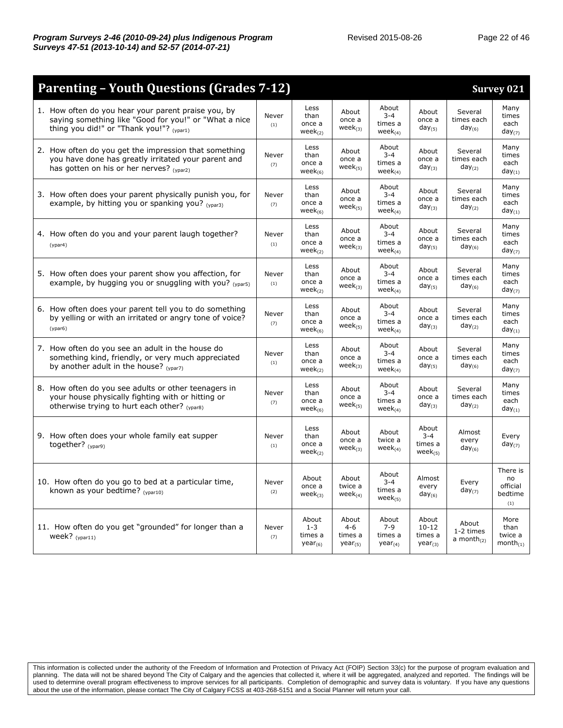## Parenting – Youth Questions (Grades 7-12)

**Survey 021**

| Question | | | | | | | |
|---|---|---|---|---|---|---|---|
| 1. How often do you hear your parent praise you, by saying something like "Good for you!" or "What a nice thing you did!" or "Thank you!"? (ypar1) | Never (1) | Less than once a week (2) | About once a week (3) | About 3-4 times a week (4) | About once a day (5) | Several times each day (6) | Many times each day (7) |
| 2. How often do you get the impression that something you have done has greatly irritated your parent and has gotten on his or her nerves? (ypar2) | Never (7) | Less than once a week (6) | About once a week (5) | About 3-4 times a week (4) | About once a day (3) | Several times each day (2) | Many times each day (1) |
| 3. How often does your parent physically punish you, for example, by hitting you or spanking you? (ypar3) | Never (7) | Less than once a week (6) | About once a week (5) | About 3-4 times a week (4) | About once a day (3) | Several times each day (2) | Many times each day (1) |
| 4. How often do you and your parent laugh together? (ypar4) | Never (1) | Less than once a week (2) | About once a week (3) | About 3-4 times a week (4) | About once a day (5) | Several times each day (6) | Many times each day (7) |
| 5. How often does your parent show you affection, for example, by hugging you or snuggling with you? (ypar5) | Never (1) | Less than once a week (2) | About once a week (3) | About 3-4 times a week (4) | About once a day (5) | Several times each day (6) | Many times each day (7) |
| 6. How often does your parent tell you to do something by yelling or with an irritated or angry tone of voice? (ypar6) | Never (7) | Less than once a week (6) | About once a week (5) | About 3-4 times a week (4) | About once a day (3) | Several times each day (2) | Many times each day (1) |
| 7. How often do you see an adult in the house do something kind, friendly, or very much appreciated by another adult in the house? (ypar7) | Never (1) | Less than once a week (2) | About once a week (3) | About 3-4 times a week (4) | About once a day (5) | Several times each day (6) | Many times each day (7) |
| 8. How often do you see adults or other teenagers in your house physically fighting with or hitting or otherwise trying to hurt each other? (ypar8) | Never (7) | Less than once a week (6) | About once a week (5) | About 3-4 times a week (4) | About once a day (3) | Several times each day (2) | Many times each day (1) |
| 9. How often does your whole family eat supper together? (ypar9) | Never (1) | Less than once a week (2) | About once a week (3) | About twice a week (4) | About 3-4 times a week (5) | Almost every day (6) | Every day (7) |
| 10. How often do you go to bed at a particular time, known as your bedtime? (ypar10) | Never (2) | About once a week (3) | About twice a week (4) | About 3-4 times a week (5) | Almost every day (6) | Every day (7) | There is no official bedtime (1) |
| 11. How often do you get "grounded" for longer than a week? (ypar11) | Never (7) | About 1-3 times a year (6) | About 4-6 times a year (5) | About 7-9 times a year (4) | About 10-12 times a year (3) | About 1-2 times a month (2) | More than twice a month (1) |

This information is collected under the authority of the Freedom of Information and Protection of Privacy Act (FOIP) Section 33(c) for the purpose of program evaluation and planning. The data will not be shared beyond The City of Calgary and the agencies that collected it, where it will be aggregated, analyzed and reported. The findings will be used to determine overall program effectiveness to improve services for all participants. Completion of demographic and survey data is voluntary. If you have any questions about the use of the information, please contact The City of Calgary FCSS at 403-268-5151 and a Social Planner will return your call.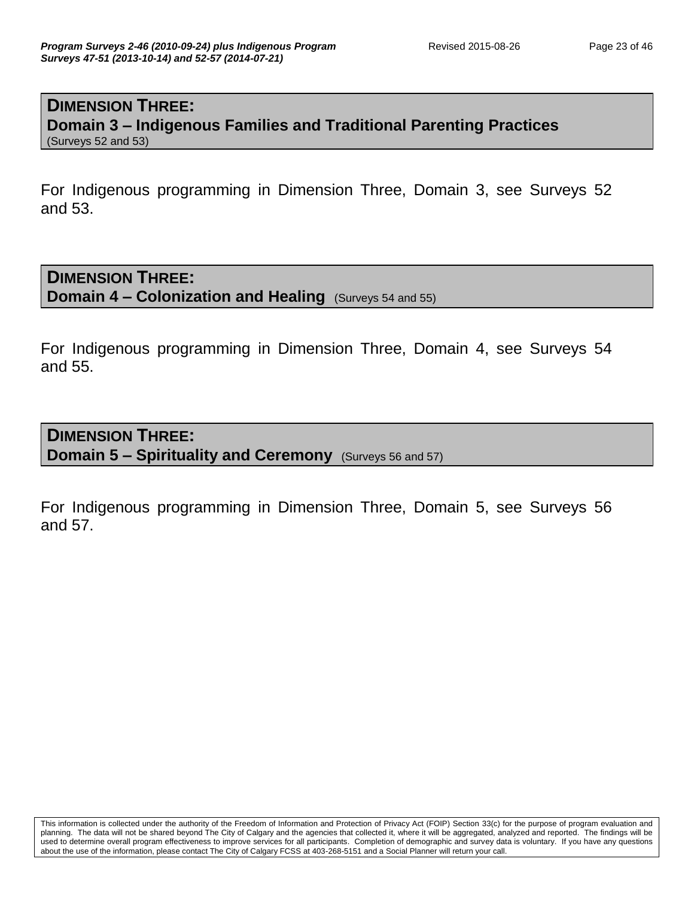## DIMENSION THREE:
## Domain 3 – Indigenous Families and Traditional Parenting Practices
(Surveys 52 and 53)

For Indigenous programming in Dimension Three, Domain 3, see Surveys 52 and 53.

## DIMENSION THREE:
## Domain 4 – Colonization and Healing (Surveys 54 and 55)

For Indigenous programming in Dimension Three, Domain 4, see Surveys 54 and 55.

## DIMENSION THREE:
## Domain 5 – Spirituality and Ceremony (Surveys 56 and 57)

For Indigenous programming in Dimension Three, Domain 5, see Surveys 56 and 57.

This information is collected under the authority of the Freedom of Information and Protection of Privacy Act (FOIP) Section 33(c) for the purpose of program evaluation and planning. The data will not be shared beyond The City of Calgary and the agencies that collected it, where it will be aggregated, analyzed and reported. The findings will be used to determine overall program effectiveness to improve services for all participants. Completion of demographic and survey data is voluntary. If you have any questions about the use of the information, please contact The City of Calgary FCSS at 403-268-5151 and a Social Planner will return your call.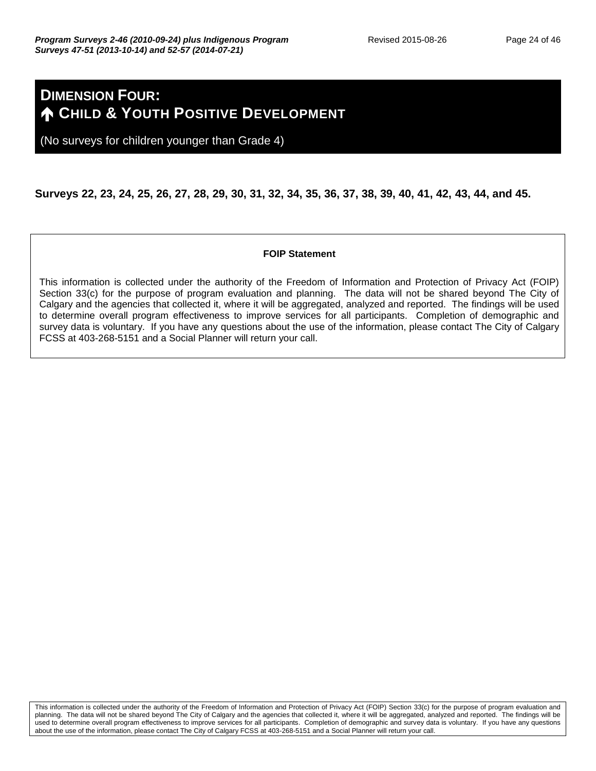# DIMENSION FOUR:
# 🡅 CHILD & YOUTH POSITIVE DEVELOPMENT

(No surveys for children younger than Grade 4)

**Surveys 22, 23, 24, 25, 26, 27, 28, 29, 30, 31, 32, 34, 35, 36, 37, 38, 39, 40, 41, 42, 43, 44, and 45.**

**FOIP Statement**

This information is collected under the authority of the Freedom of Information and Protection of Privacy Act (FOIP) Section 33(c) for the purpose of program evaluation and planning. The data will not be shared beyond The City of Calgary and the agencies that collected it, where it will be aggregated, analyzed and reported. The findings will be used to determine overall program effectiveness to improve services for all participants. Completion of demographic and survey data is voluntary. If you have any questions about the use of the information, please contact The City of Calgary FCSS at 403-268-5151 and a Social Planner will return your call.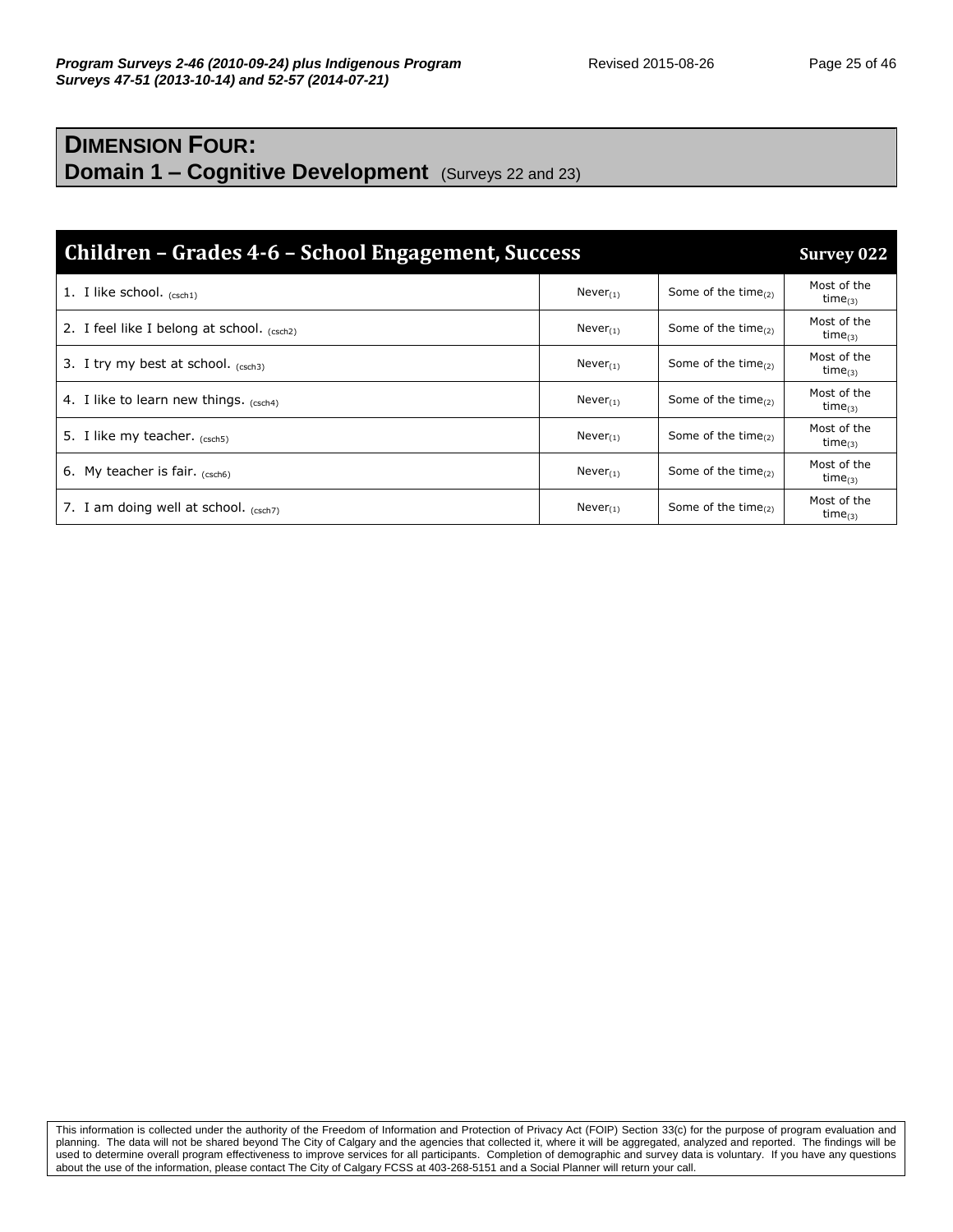# DIMENSION FOUR:

## Domain 1 – Cognitive Development (Surveys 22 and 23)

| Children – Grades 4-6 – School Engagement, Success | | | Survey 022 |
|---|---|---|---|
| 1. I like school. (csch1) | Never(1) | Some of the time(2) | Most of the time(3) |
| 2. I feel like I belong at school. (csch2) | Never(1) | Some of the time(2) | Most of the time(3) |
| 3. I try my best at school. (csch3) | Never(1) | Some of the time(2) | Most of the time(3) |
| 4. I like to learn new things. (csch4) | Never(1) | Some of the time(2) | Most of the time(3) |
| 5. I like my teacher. (csch5) | Never(1) | Some of the time(2) | Most of the time(3) |
| 6. My teacher is fair. (csch6) | Never(1) | Some of the time(2) | Most of the time(3) |
| 7. I am doing well at school. (csch7) | Never(1) | Some of the time(2) | Most of the time(3) |

This information is collected under the authority of the Freedom of Information and Protection of Privacy Act (FOIP) Section 33(c) for the purpose of program evaluation and planning. The data will not be shared beyond The City of Calgary and the agencies that collected it, where it will be aggregated, analyzed and reported. The findings will be used to determine overall program effectiveness to improve services for all participants. Completion of demographic and survey data is voluntary. If you have any questions about the use of the information, please contact The City of Calgary FCSS at 403-268-5151 and a Social Planner will return your call.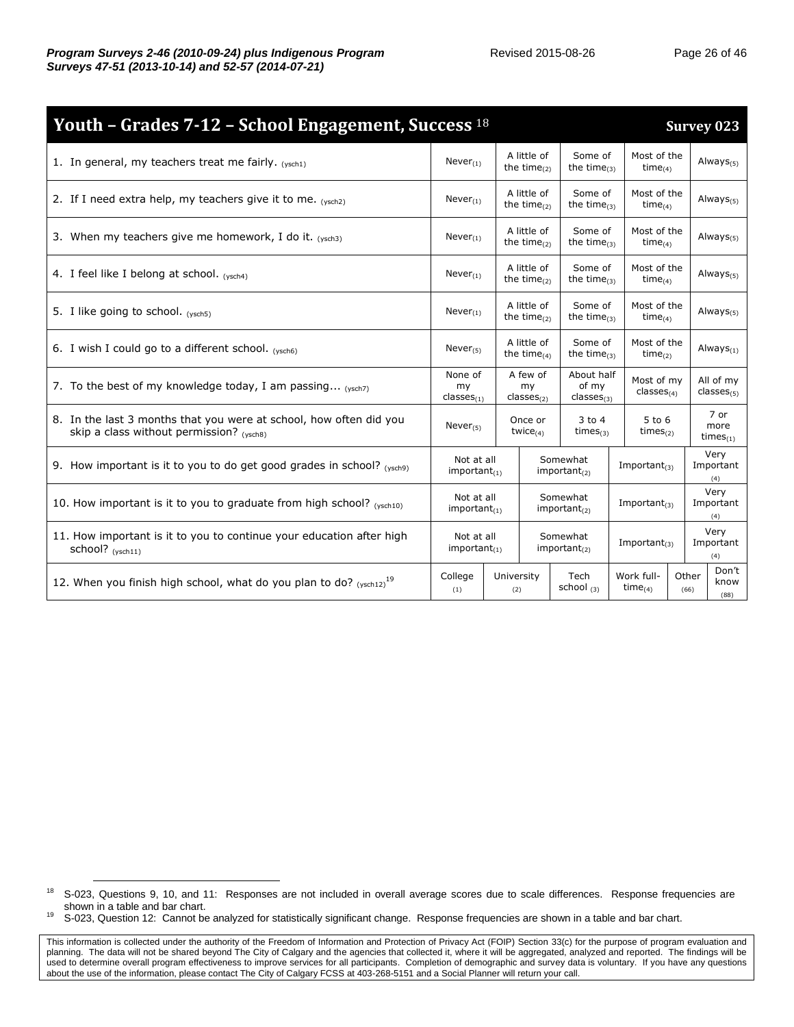## Youth – Grades 7-12 – School Engagement, Success [18] Survey 023

| Question | | | | | | |
|---|---|---|---|---|---|---|
| 1. In general, my teachers treat me fairly. (ysch1) | Never(1) | A little of the time(2) | Some of the time(3) | Most of the time(4) | Always(5) | |
| 2. If I need extra help, my teachers give it to me. (ysch2) | Never(1) | A little of the time(2) | Some of the time(3) | Most of the time(4) | Always(5) | |
| 3. When my teachers give me homework, I do it. (ysch3) | Never(1) | A little of the time(2) | Some of the time(3) | Most of the time(4) | Always(5) | |
| 4. I feel like I belong at school. (ysch4) | Never(1) | A little of the time(2) | Some of the time(3) | Most of the time(4) | Always(5) | |
| 5. I like going to school. (ysch5) | Never(1) | A little of the time(2) | Some of the time(3) | Most of the time(4) | Always(5) | |
| 6. I wish I could go to a different school. (ysch6) | Never(5) | A little of the time(4) | Some of the time(3) | Most of the time(2) | Always(1) | |
| 7. To the best of my knowledge today, I am passing... (ysch7) | None of my classes(1) | A few of my classes(2) | About half of my classes(3) | Most of my classes(4) | All of my classes(5) | |
| 8. In the last 3 months that you were at school, how often did you skip a class without permission? (ysch8) | Never(5) | Once or twice(4) | 3 to 4 times(3) | 5 to 6 times(2) | 7 or more times(1) | |
| 9. How important is it to you to do get good grades in school? (ysch9) | Not at all important(1) | Somewhat important(2) | Important(3) | Very Important (4) | | |
| 10. How important is it to you to graduate from high school? (ysch10) | Not at all important(1) | Somewhat important(2) | Important(3) | Very Important (4) | | |
| 11. How important is it to you to continue your education after high school? (ysch11) | Not at all important(1) | Somewhat important(2) | Important(3) | Very Important (4) | | |
| 12. When you finish high school, what do you plan to do? (ysch12) [19] | College (1) | University (2) | Tech school (3) | Work full-time(4) | Other (66) | Don't know (88) |

[18] S-023, Questions 9, 10, and 11: Responses are not included in overall average scores due to scale differences. Response frequencies are shown in a table and bar chart.

[19] S-023, Question 12: Cannot be analyzed for statistically significant change. Response frequencies are shown in a table and bar chart.

This information is collected under the authority of the Freedom of Information and Protection of Privacy Act (FOIP) Section 33(c) for the purpose of program evaluation and planning. The data will not be shared beyond The City of Calgary and the agencies that collected it, where it will be aggregated, analyzed and reported. The findings will be used to determine overall program effectiveness to improve services for all participants. Completion of demographic and survey data is voluntary. If you have any questions about the use of the information, please contact The City of Calgary FCSS at 403-268-5151 and a Social Planner will return your call.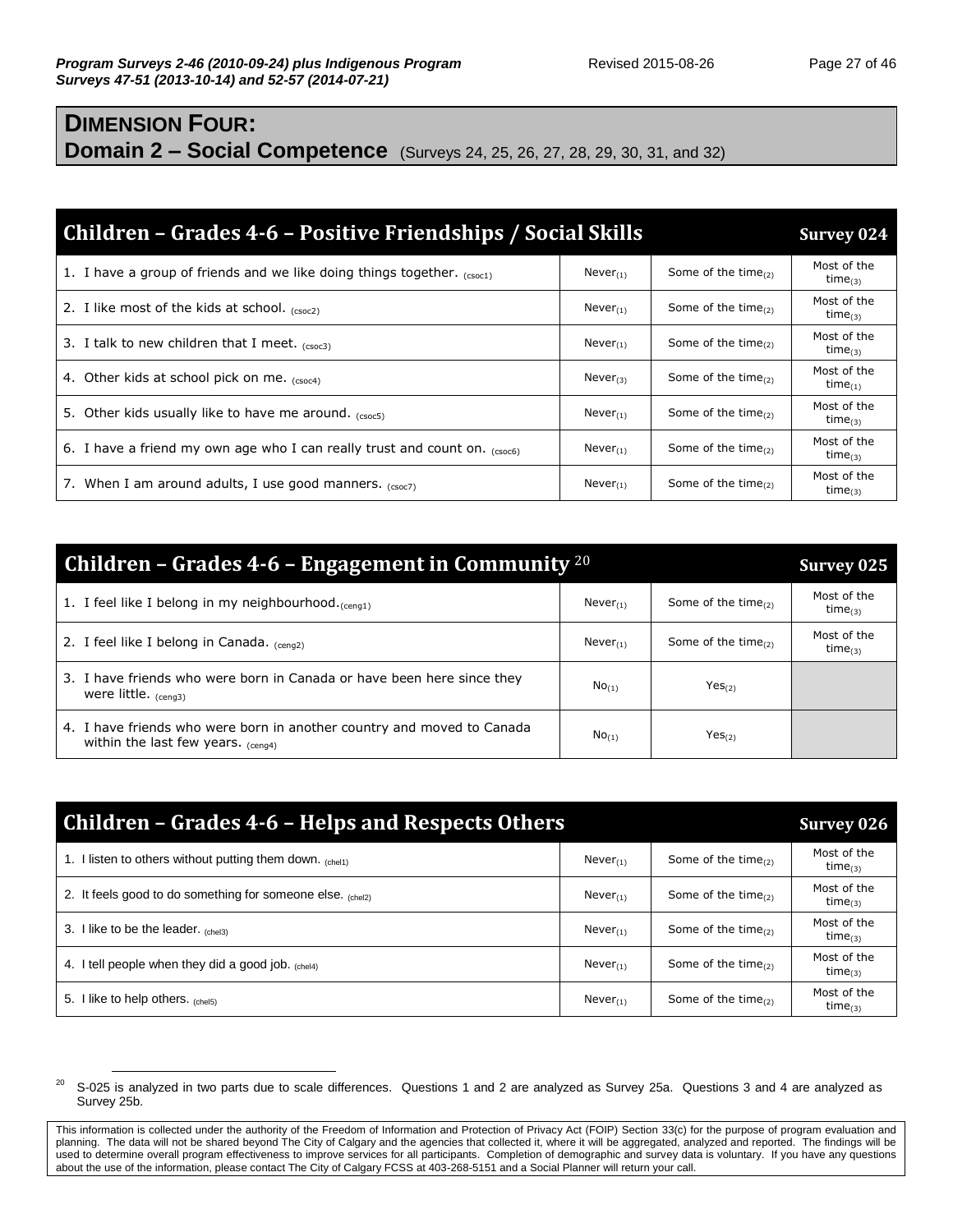## DIMENSION FOUR:
## Domain 2 – Social Competence (Surveys 24, 25, 26, 27, 28, 29, 30, 31, and 32)

| Children – Grades 4-6 – Positive Friendships / Social Skills | | | Survey 024 |
|---|---|---|---|
| 1. I have a group of friends and we like doing things together. (csoc1) | Never(1) | Some of the time(2) | Most of the time(3) |
| 2. I like most of the kids at school. (csoc2) | Never(1) | Some of the time(2) | Most of the time(3) |
| 3. I talk to new children that I meet. (csoc3) | Never(1) | Some of the time(2) | Most of the time(3) |
| 4. Other kids at school pick on me. (csoc4) | Never(3) | Some of the time(2) | Most of the time(1) |
| 5. Other kids usually like to have me around. (csoc5) | Never(1) | Some of the time(2) | Most of the time(3) |
| 6. I have a friend my own age who I can really trust and count on. (csoc6) | Never(1) | Some of the time(2) | Most of the time(3) |
| 7. When I am around adults, I use good manners. (csoc7) | Never(1) | Some of the time(2) | Most of the time(3) |

| Children – Grades 4-6 – Engagement in Community [20] | | | Survey 025 |
|---|---|---|---|
| 1. I feel like I belong in my neighbourhood. (ceng1) | Never(1) | Some of the time(2) | Most of the time(3) |
| 2. I feel like I belong in Canada. (ceng2) | Never(1) | Some of the time(2) | Most of the time(3) |
| 3. I have friends who were born in Canada or have been here since they were little. (ceng3) | No(1) | Yes(2) | |
| 4. I have friends who were born in another country and moved to Canada within the last few years. (ceng4) | No(1) | Yes(2) | |

| Children – Grades 4-6 – Helps and Respects Others | | | Survey 026 |
|---|---|---|---|
| 1. I listen to others without putting them down. (chel1) | Never(1) | Some of the time(2) | Most of the time(3) |
| 2. It feels good to do something for someone else. (chel2) | Never(1) | Some of the time(2) | Most of the time(3) |
| 3. I like to be the leader. (chel3) | Never(1) | Some of the time(2) | Most of the time(3) |
| 4. I tell people when they did a good job. (chel4) | Never(1) | Some of the time(2) | Most of the time(3) |
| 5. I like to help others. (chel5) | Never(1) | Some of the time(2) | Most of the time(3) |

[20] S-025 is analyzed in two parts due to scale differences. Questions 1 and 2 are analyzed as Survey 25a. Questions 3 and 4 are analyzed as Survey 25b.

This information is collected under the authority of the Freedom of Information and Protection of Privacy Act (FOIP) Section 33(c) for the purpose of program evaluation and planning. The data will not be shared beyond The City of Calgary and the agencies that collected it, where it will be aggregated, analyzed and reported. The findings will be used to determine overall program effectiveness to improve services for all participants. Completion of demographic and survey data is voluntary. If you have any questions about the use of the information, please contact The City of Calgary FCSS at 403-268-5151 and a Social Planner will return your call.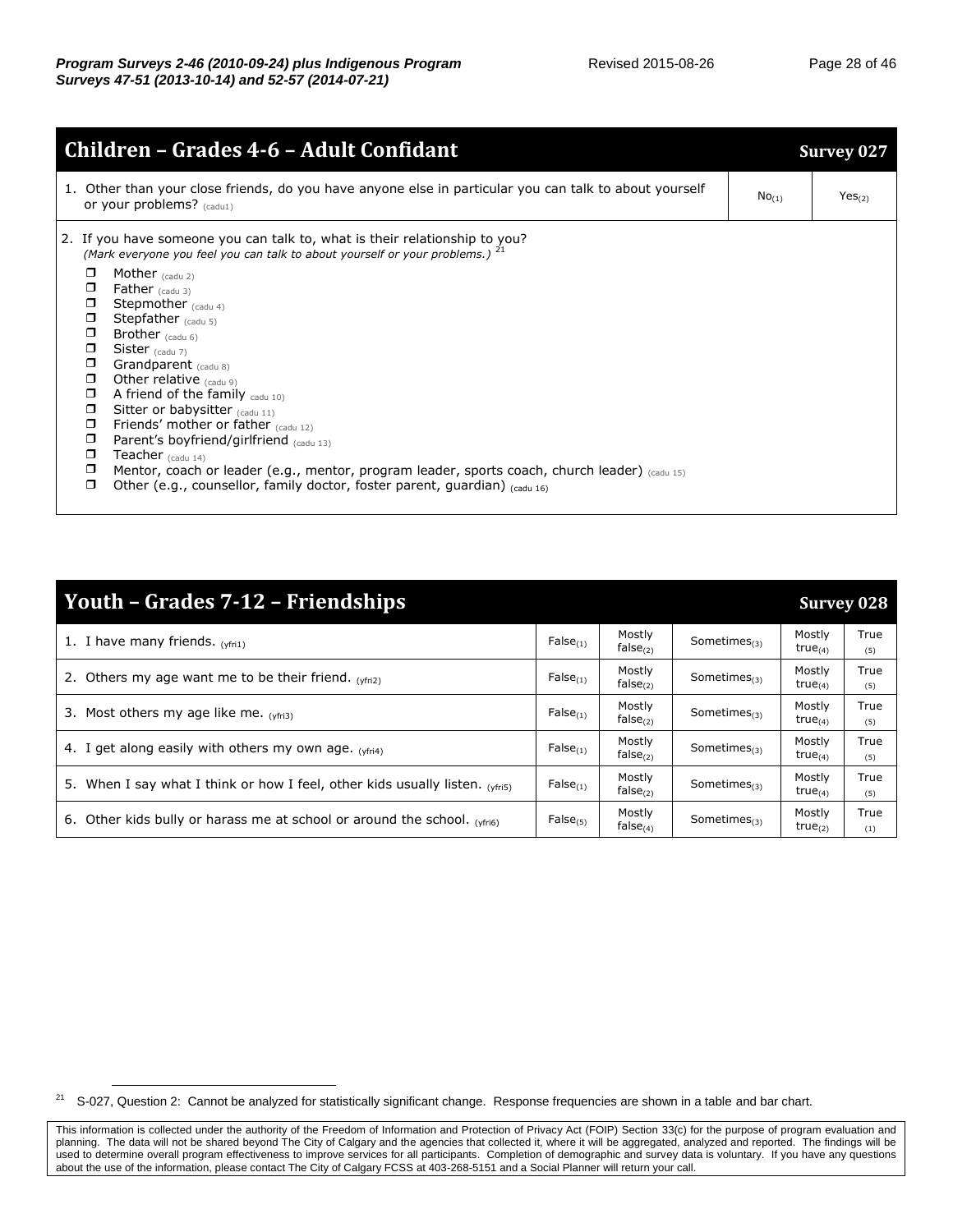## Children – Grades 4-6 – Adult Confidant — Survey 027

| | | |
|---|---|---|
| 1. Other than your close friends, do you have anyone else in particular you can talk to about yourself or your problems? (cadu1) | No(1) | Yes(2) |

2. If you have someone you can talk to, what is their relationship to you?
*(Mark everyone you feel you can talk to about yourself or your problems.)* [21]

- ❒ Mother (cadu 2)
- ❒ Father (cadu 3)
- ❒ Stepmother (cadu 4)
- ❒ Stepfather (cadu 5)
- ❒ Brother (cadu 6)
- ❒ Sister (cadu 7)
- ❒ Grandparent (cadu 8)
- ❒ Other relative (cadu 9)
- ❒ A friend of the family cadu 10)
- ❒ Sitter or babysitter (cadu 11)
- ❒ Friends' mother or father (cadu 12)
- ❒ Parent's boyfriend/girlfriend (cadu 13)
- ❒ Teacher (cadu 14)
- ❒ Mentor, coach or leader (e.g., mentor, program leader, sports coach, church leader) (cadu 15)
- ❒ Other (e.g., counsellor, family doctor, foster parent, guardian) (cadu 16)

## Youth – Grades 7-12 – Friendships — Survey 028

| | | | | | |
|---|---|---|---|---|---|
| 1. I have many friends. (yfri1) | False(1) | Mostly false(2) | Sometimes(3) | Mostly true(4) | True (5) |
| 2. Others my age want me to be their friend. (yfri2) | False(1) | Mostly false(2) | Sometimes(3) | Mostly true(4) | True (5) |
| 3. Most others my age like me. (yfri3) | False(1) | Mostly false(2) | Sometimes(3) | Mostly true(4) | True (5) |
| 4. I get along easily with others my own age. (yfri4) | False(1) | Mostly false(2) | Sometimes(3) | Mostly true(4) | True (5) |
| 5. When I say what I think or how I feel, other kids usually listen. (yfri5) | False(1) | Mostly false(2) | Sometimes(3) | Mostly true(4) | True (5) |
| 6. Other kids bully or harass me at school or around the school. (yfri6) | False(5) | Mostly false(4) | Sometimes(3) | Mostly true(2) | True (1) |

[21] S-027, Question 2: Cannot be analyzed for statistically significant change. Response frequencies are shown in a table and bar chart.

This information is collected under the authority of the Freedom of Information and Protection of Privacy Act (FOIP) Section 33(c) for the purpose of program evaluation and planning. The data will not be shared beyond The City of Calgary and the agencies that collected it, where it will be aggregated, analyzed and reported. The findings will be used to determine overall program effectiveness to improve services for all participants. Completion of demographic and survey data is voluntary. If you have any questions about the use of the information, please contact The City of Calgary FCSS at 403-268-5151 and a Social Planner will return your call.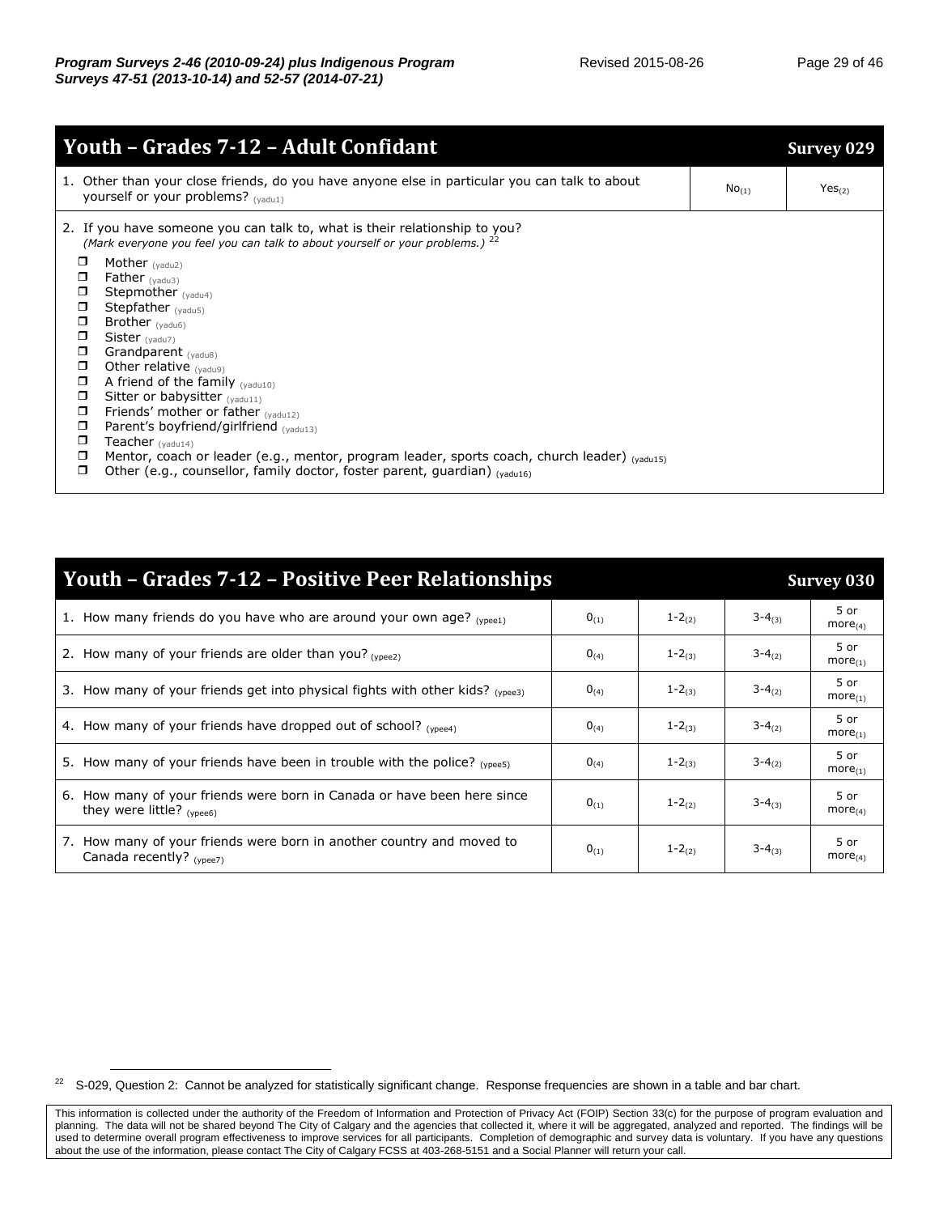## Youth – Grades 7-12 – Adult Confidant — Survey 029

| | | |
|---|---|---|
| 1. Other than your close friends, do you have anyone else in particular you can talk to about yourself or your problems? (yadu1) | No(1) | Yes(2) |

2. If you have someone you can talk to, what is their relationship to you?
*(Mark everyone you feel you can talk to about yourself or your problems.)* [22]

- ☐ Mother (yadu2)
- ☐ Father (yadu3)
- ☐ Stepmother (yadu4)
- ☐ Stepfather (yadu5)
- ☐ Brother (yadu6)
- ☐ Sister (yadu7)
- ☐ Grandparent (yadu8)
- ☐ Other relative (yadu9)
- ☐ A friend of the family (yadu10)
- ☐ Sitter or babysitter (yadu11)
- ☐ Friends' mother or father (yadu12)
- ☐ Parent's boyfriend/girlfriend (yadu13)
- ☐ Teacher (yadu14)
- ☐ Mentor, coach or leader (e.g., mentor, program leader, sports coach, church leader) (yadu15)
- ☐ Other (e.g., counsellor, family doctor, foster parent, guardian) (yadu16)

## Youth – Grades 7-12 – Positive Peer Relationships — Survey 030

| Question | | | | |
|---|---|---|---|---|
| 1. How many friends do you have who are around your own age? (ypee1) | 0(1) | 1-2(2) | 3-4(3) | 5 or more(4) |
| 2. How many of your friends are older than you? (ypee2) | 0(4) | 1-2(3) | 3-4(2) | 5 or more(1) |
| 3. How many of your friends get into physical fights with other kids? (ypee3) | 0(4) | 1-2(3) | 3-4(2) | 5 or more(1) |
| 4. How many of your friends have dropped out of school? (ypee4) | 0(4) | 1-2(3) | 3-4(2) | 5 or more(1) |
| 5. How many of your friends have been in trouble with the police? (ypee5) | 0(4) | 1-2(3) | 3-4(2) | 5 or more(1) |
| 6. How many of your friends were born in Canada or have been here since they were little? (ypee6) | 0(1) | 1-2(2) | 3-4(3) | 5 or more(4) |
| 7. How many of your friends were born in another country and moved to Canada recently? (ypee7) | 0(1) | 1-2(2) | 3-4(3) | 5 or more(4) |

[22] S-029, Question 2: Cannot be analyzed for statistically significant change. Response frequencies are shown in a table and bar chart.

This information is collected under the authority of the Freedom of Information and Protection of Privacy Act (FOIP) Section 33(c) for the purpose of program evaluation and planning. The data will not be shared beyond The City of Calgary and the agencies that collected it, where it will be aggregated, analyzed and reported. The findings will be used to determine overall program effectiveness to improve services for all participants. Completion of demographic and survey data is voluntary. If you have any questions about the use of the information, please contact The City of Calgary FCSS at 403-268-5151 and a Social Planner will return your call.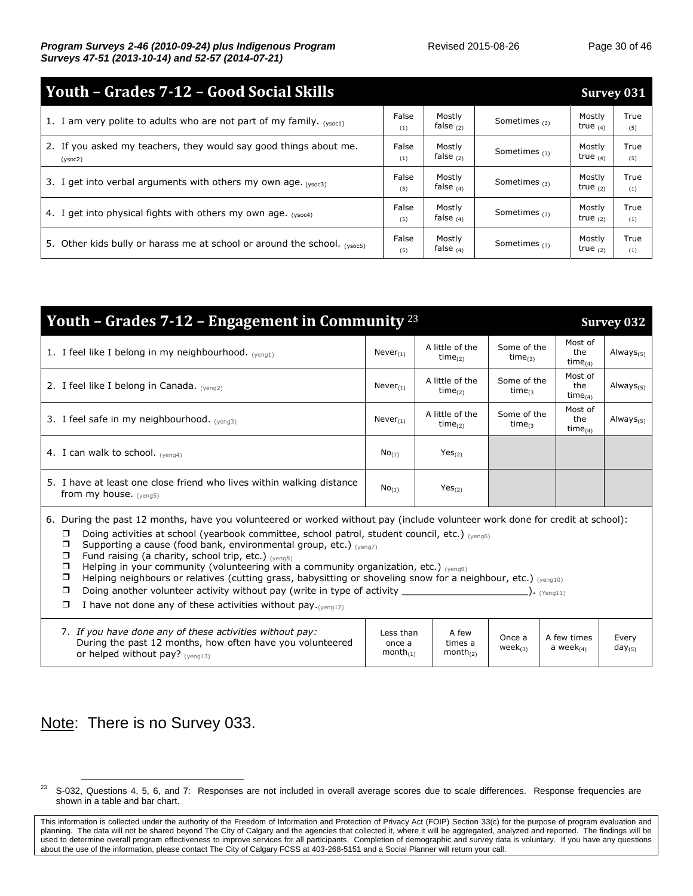## Youth – Grades 7-12 – Good Social Skills — Survey 031

| | | | | | |
|---|---|---|---|---|---|
| 1. I am very polite to adults who are not part of my family. (ysoc1) | False (1) | Mostly false (2) | Sometimes (3) | Mostly true (4) | True (5) |
| 2. If you asked my teachers, they would say good things about me. (ysoc2) | False (1) | Mostly false (2) | Sometimes (3) | Mostly true (4) | True (5) |
| 3. I get into verbal arguments with others my own age. (ysoc3) | False (5) | Mostly false (4) | Sometimes (3) | Mostly true (2) | True (1) |
| 4. I get into physical fights with others my own age. (ysoc4) | False (5) | Mostly false (4) | Sometimes (3) | Mostly true (2) | True (1) |
| 5. Other kids bully or harass me at school or around the school. (ysoc5) | False (5) | Mostly false (4) | Sometimes (3) | Mostly true (2) | True (1) |

## Youth – Grades 7-12 – Engagement in Community [23] — Survey 032

| | | | | | |
|---|---|---|---|---|---|
| 1. I feel like I belong in my neighbourhood. (yeng1) | Never(1) | A little of the time(2) | Some of the time(3) | Most of the time(4) | Always(5) |
| 2. I feel like I belong in Canada. (yeng2) | Never(1) | A little of the time(2) | Some of the time(3 | Most of the time(4) | Always(5) |
| 3. I feel safe in my neighbourhood. (yeng3) | Never(1) | A little of the time(2) | Some of the time(3 | Most of the time(4) | Always(5) |
| 4. I can walk to school. (yeng4) | No(1) | Yes(2) | | | |
| 5. I have at least one close friend who lives within walking distance from my house. (yeng5) | No(1) | Yes(2) | | | |

6. During the past 12 months, have you volunteered or worked without pay (include volunteer work done for credit at school):

- ☐ Doing activities at school (yearbook committee, school patrol, student council, etc.) (yeng6)
- ☐ Supporting a cause (food bank, environmental group, etc.) (yeng7)
- ☐ Fund raising (a charity, school trip, etc.) (yeng8)
- ☐ Helping in your community (volunteering with a community organization, etc.) (yeng9)
- ☐ Helping neighbours or relatives (cutting grass, babysitting or shoveling snow for a neighbour, etc.) (yeng10)
- ☐ Doing another volunteer activity without pay (write in type of activity ______________________). (Yeng11)
- ☐ I have not done any of these activities without pay.(yeng12)

| | | | | | |
|---|---|---|---|---|---|
| 7. *If you have done any of these activities without pay:* During the past 12 months, how often have you volunteered or helped without pay? (yeng13) | Less than once a month(1) | A few times a month(2) | Once a week(3) | A few times a week(4) | Every day(5) |

Note: There is no Survey 033.

[23] S-032, Questions 4, 5, 6, and 7: Responses are not included in overall average scores due to scale differences. Response frequencies are shown in a table and bar chart.

This information is collected under the authority of the Freedom of Information and Protection of Privacy Act (FOIP) Section 33(c) for the purpose of program evaluation and planning. The data will not be shared beyond The City of Calgary and the agencies that collected it, where it will be aggregated, analyzed and reported. The findings will be used to determine overall program effectiveness to improve services for all participants. Completion of demographic and survey data is voluntary. If you have any questions about the use of the information, please contact The City of Calgary FCSS at 403-268-5151 and a Social Planner will return your call.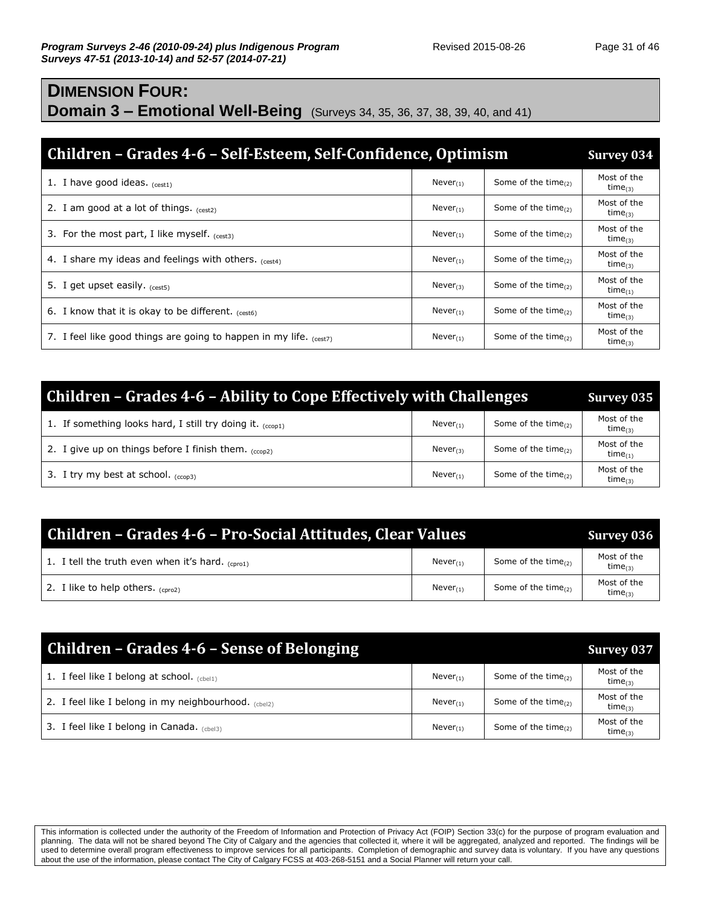## DIMENSION FOUR:
## Domain 3 – Emotional Well-Being (Surveys 34, 35, 36, 37, 38, 39, 40, and 41)

| Children – Grades 4-6 – Self-Esteem, Self-Confidence, Optimism | | | Survey 034 |
|---|---|---|---|
| 1. I have good ideas. (cest1) | Never(1) | Some of the time(2) | Most of the time(3) |
| 2. I am good at a lot of things. (cest2) | Never(1) | Some of the time(2) | Most of the time(3) |
| 3. For the most part, I like myself. (cest3) | Never(1) | Some of the time(2) | Most of the time(3) |
| 4. I share my ideas and feelings with others. (cest4) | Never(1) | Some of the time(2) | Most of the time(3) |
| 5. I get upset easily. (cest5) | Never(3) | Some of the time(2) | Most of the time(1) |
| 6. I know that it is okay to be different. (cest6) | Never(1) | Some of the time(2) | Most of the time(3) |
| 7. I feel like good things are going to happen in my life. (cest7) | Never(1) | Some of the time(2) | Most of the time(3) |

| Children – Grades 4-6 – Ability to Cope Effectively with Challenges | | | Survey 035 |
|---|---|---|---|
| 1. If something looks hard, I still try doing it. (ccop1) | Never(1) | Some of the time(2) | Most of the time(3) |
| 2. I give up on things before I finish them. (ccop2) | Never(3) | Some of the time(2) | Most of the time(1) |
| 3. I try my best at school. (ccop3) | Never(1) | Some of the time(2) | Most of the time(3) |

| Children – Grades 4-6 – Pro-Social Attitudes, Clear Values | | | Survey 036 |
|---|---|---|---|
| 1. I tell the truth even when it's hard. (cpro1) | Never(1) | Some of the time(2) | Most of the time(3) |
| 2. I like to help others. (cpro2) | Never(1) | Some of the time(2) | Most of the time(3) |

| Children – Grades 4-6 – Sense of Belonging | | | Survey 037 |
|---|---|---|---|
| 1. I feel like I belong at school. (cbel1) | Never(1) | Some of the time(2) | Most of the time(3) |
| 2. I feel like I belong in my neighbourhood. (cbel2) | Never(1) | Some of the time(2) | Most of the time(3) |
| 3. I feel like I belong in Canada. (cbel3) | Never(1) | Some of the time(2) | Most of the time(3) |

This information is collected under the authority of the Freedom of Information and Protection of Privacy Act (FOIP) Section 33(c) for the purpose of program evaluation and planning. The data will not be shared beyond The City of Calgary and the agencies that collected it, where it will be aggregated, analyzed and reported. The findings will be used to determine overall program effectiveness to improve services for all participants. Completion of demographic and survey data is voluntary. If you have any questions about the use of the information, please contact The City of Calgary FCSS at 403-268-5151 and a Social Planner will return your call.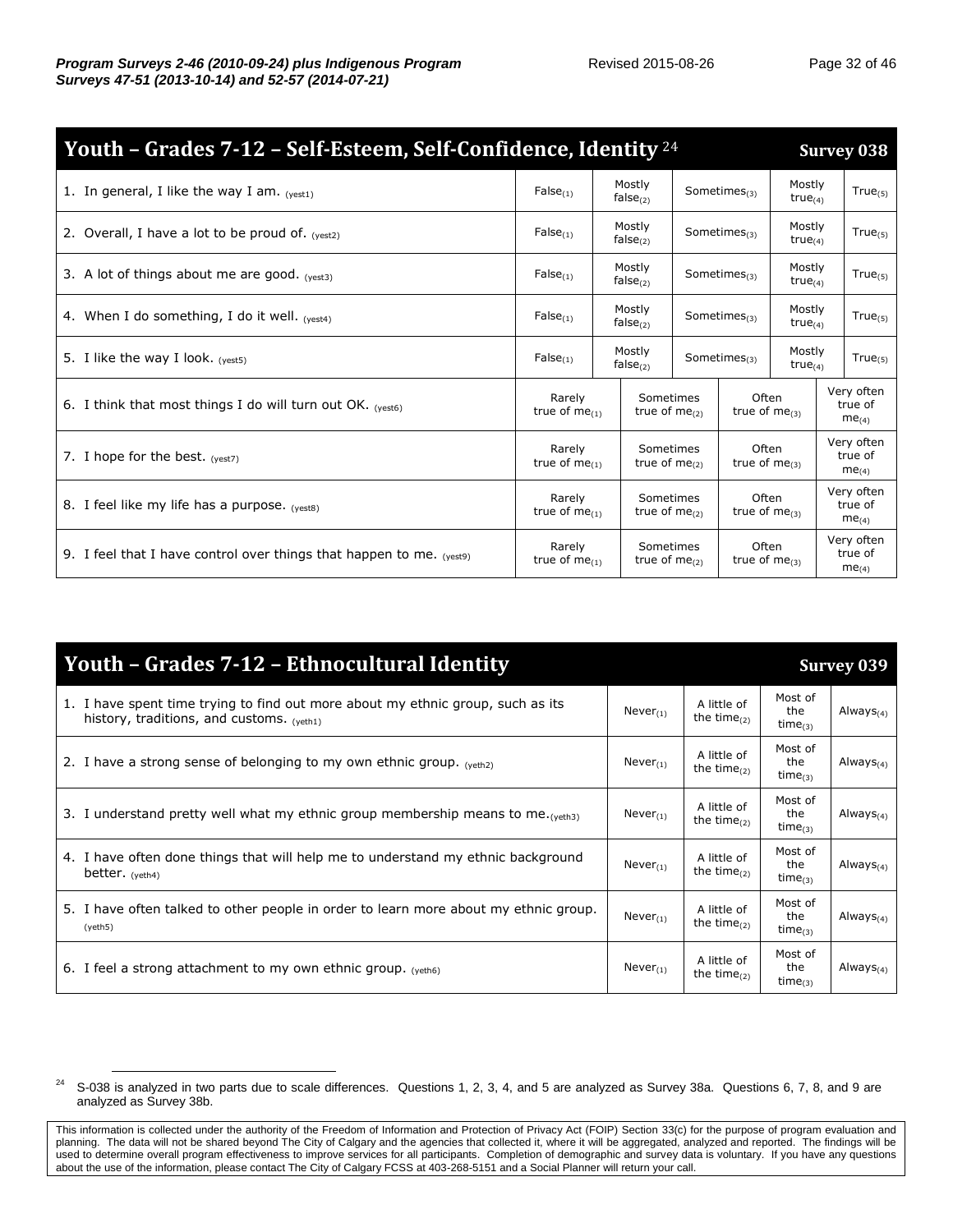## Youth – Grades 7-12 – Self-Esteem, Self-Confidence, Identity [24] Survey 038

| | | | | | |
|---|---|---|---|---|---|
| 1. In general, I like the way I am. (yest1) | False(1) | Mostly false(2) | Sometimes(3) | Mostly true(4) | True(5) |
| 2. Overall, I have a lot to be proud of. (yest2) | False(1) | Mostly false(2) | Sometimes(3) | Mostly true(4) | True(5) |
| 3. A lot of things about me are good. (yest3) | False(1) | Mostly false(2) | Sometimes(3) | Mostly true(4) | True(5) |
| 4. When I do something, I do it well. (yest4) | False(1) | Mostly false(2) | Sometimes(3) | Mostly true(4) | True(5) |
| 5. I like the way I look. (yest5) | False(1) | Mostly false(2) | Sometimes(3) | Mostly true(4) | True(5) |

| | | | | |
|---|---|---|---|---|
| 6. I think that most things I do will turn out OK. (yest6) | Rarely true of me(1) | Sometimes true of me(2) | Often true of me(3) | Very often true of me(4) |
| 7. I hope for the best. (yest7) | Rarely true of me(1) | Sometimes true of me(2) | Often true of me(3) | Very often true of me(4) |
| 8. I feel like my life has a purpose. (yest8) | Rarely true of me(1) | Sometimes true of me(2) | Often true of me(3) | Very often true of me(4) |
| 9. I feel that I have control over things that happen to me. (yest9) | Rarely true of me(1) | Sometimes true of me(2) | Often true of me(3) | Very often true of me(4) |

## Youth – Grades 7-12 – Ethnocultural Identity Survey 039

| | | | | |
|---|---|---|---|---|
| 1. I have spent time trying to find out more about my ethnic group, such as its history, traditions, and customs. (yeth1) | Never(1) | A little of the time(2) | Most of the time(3) | Always(4) |
| 2. I have a strong sense of belonging to my own ethnic group. (yeth2) | Never(1) | A little of the time(2) | Most of the time(3) | Always(4) |
| 3. I understand pretty well what my ethnic group membership means to me.(yeth3) | Never(1) | A little of the time(2) | Most of the time(3) | Always(4) |
| 4. I have often done things that will help me to understand my ethnic background better. (yeth4) | Never(1) | A little of the time(2) | Most of the time(3) | Always(4) |
| 5. I have often talked to other people in order to learn more about my ethnic group. (yeth5) | Never(1) | A little of the time(2) | Most of the time(3) | Always(4) |
| 6. I feel a strong attachment to my own ethnic group. (yeth6) | Never(1) | A little of the time(2) | Most of the time(3) | Always(4) |

[24] S-038 is analyzed in two parts due to scale differences. Questions 1, 2, 3, 4, and 5 are analyzed as Survey 38a. Questions 6, 7, 8, and 9 are analyzed as Survey 38b.

This information is collected under the authority of the Freedom of Information and Protection of Privacy Act (FOIP) Section 33(c) for the purpose of program evaluation and planning. The data will not be shared beyond The City of Calgary and the agencies that collected it, where it will be aggregated, analyzed and reported. The findings will be used to determine overall program effectiveness to improve services for all participants. Completion of demographic and survey data is voluntary. If you have any questions about the use of the information, please contact The City of Calgary FCSS at 403-268-5151 and a Social Planner will return your call.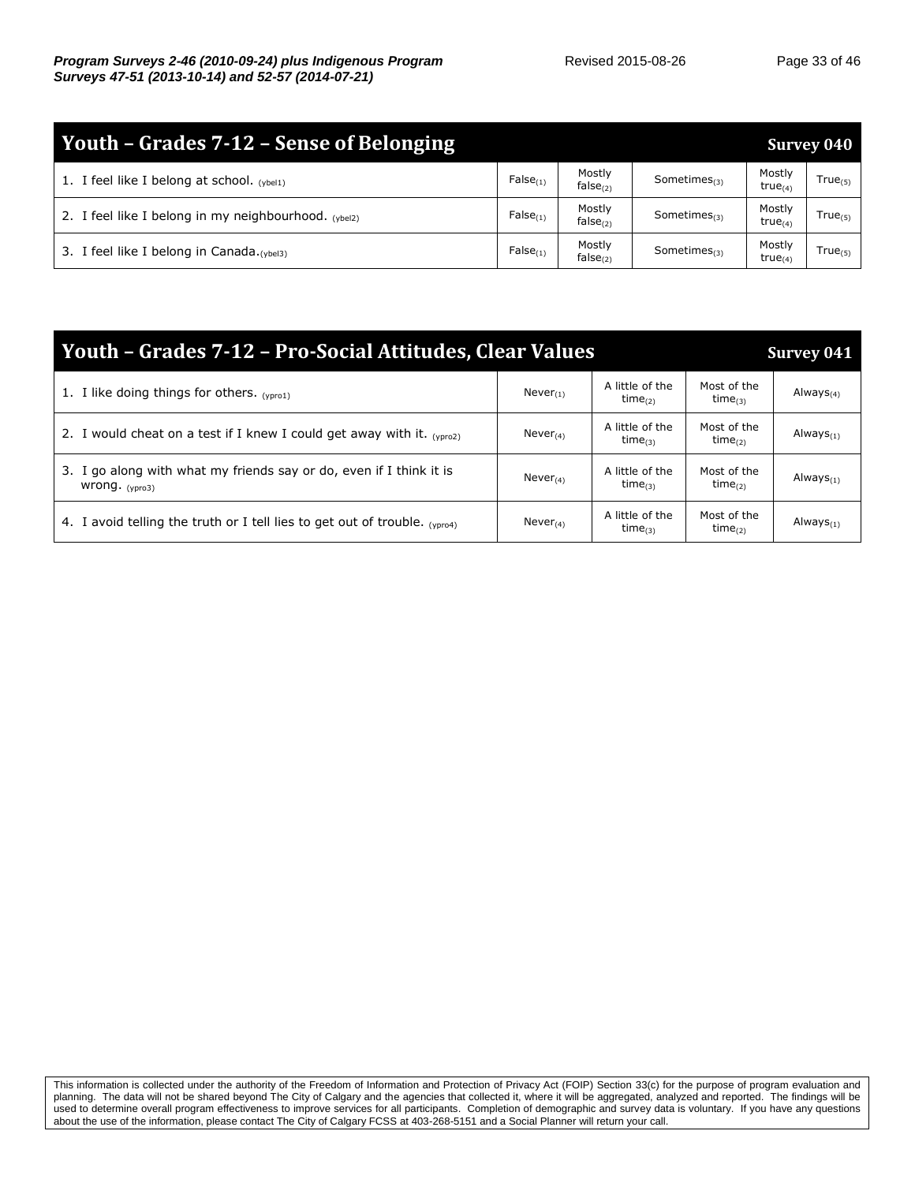## Youth – Grades 7-12 – Sense of Belonging — Survey 040

| | | | | | |
|---|---|---|---|---|---|
| 1. I feel like I belong at school. (ybel1) | False(1) | Mostly false(2) | Sometimes(3) | Mostly true(4) | True(5) |
| 2. I feel like I belong in my neighbourhood. (ybel2) | False(1) | Mostly false(2) | Sometimes(3) | Mostly true(4) | True(5) |
| 3. I feel like I belong in Canada. (ybel3) | False(1) | Mostly false(2) | Sometimes(3) | Mostly true(4) | True(5) |

## Youth – Grades 7-12 – Pro-Social Attitudes, Clear Values — Survey 041

| | | | | |
|---|---|---|---|---|
| 1. I like doing things for others. (ypro1) | Never(1) | A little of the time(2) | Most of the time(3) | Always(4) |
| 2. I would cheat on a test if I knew I could get away with it. (ypro2) | Never(4) | A little of the time(3) | Most of the time(2) | Always(1) |
| 3. I go along with what my friends say or do, even if I think it is wrong. (ypro3) | Never(4) | A little of the time(3) | Most of the time(2) | Always(1) |
| 4. I avoid telling the truth or I tell lies to get out of trouble. (ypro4) | Never(4) | A little of the time(3) | Most of the time(2) | Always(1) |

This information is collected under the authority of the Freedom of Information and Protection of Privacy Act (FOIP) Section 33(c) for the purpose of program evaluation and planning. The data will not be shared beyond The City of Calgary and the agencies that collected it, where it will be aggregated, analyzed and reported. The findings will be used to determine overall program effectiveness to improve services for all participants. Completion of demographic and survey data is voluntary. If you have any questions about the use of the information, please contact The City of Calgary FCSS at 403-268-5151 and a Social Planner will return your call.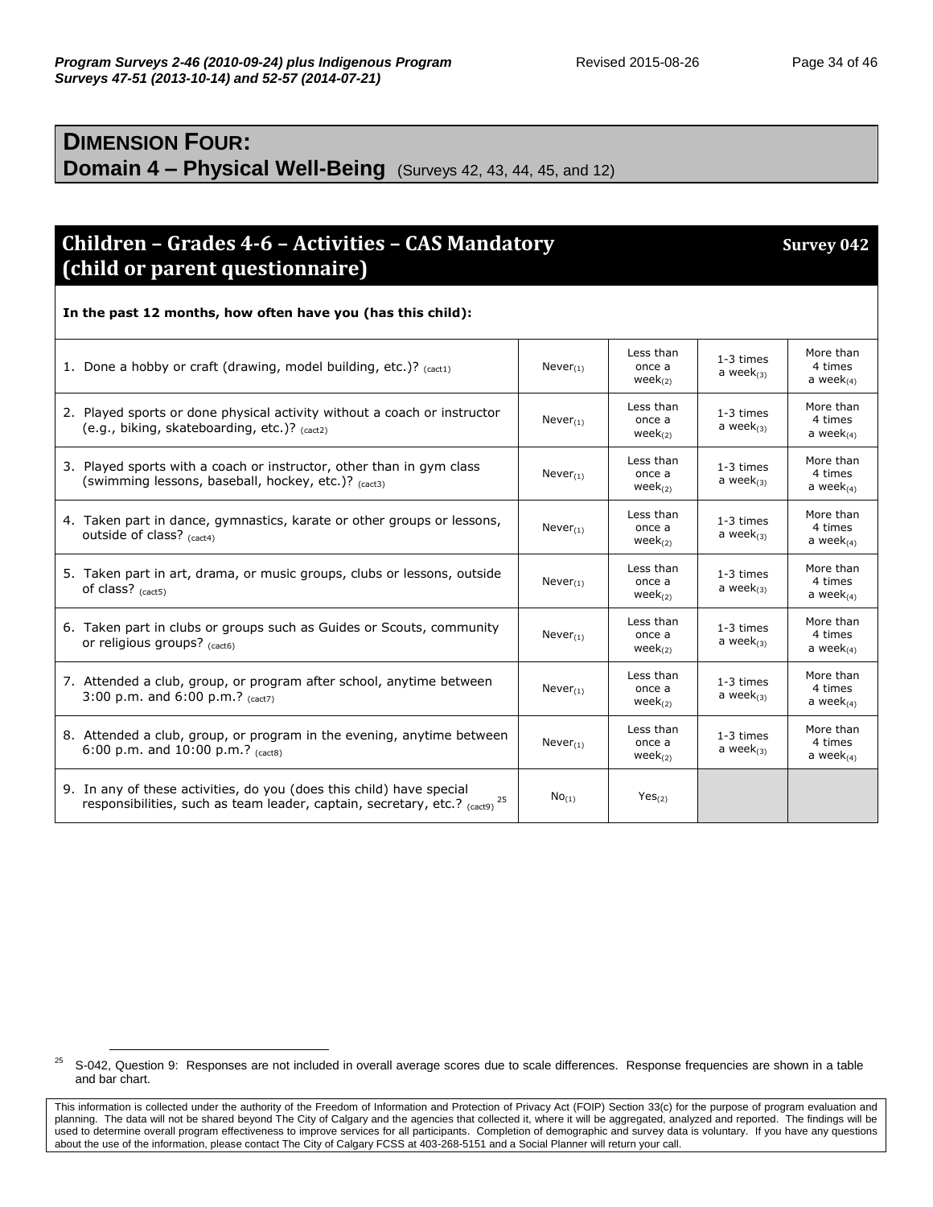## DIMENSION FOUR:
## Domain 4 – Physical Well-Being (Surveys 42, 43, 44, 45, and 12)

### Children – Grades 4-6 – Activities – CAS Mandatory (child or parent questionnaire) — Survey 042

**In the past 12 months, how often have you (has this child):**

| Question | | | | |
|---|---|---|---|---|
| 1. Done a hobby or craft (drawing, model building, etc.)? (cact1) | Never(1) | Less than once a week(2) | 1-3 times a week(3) | More than 4 times a week(4) |
| 2. Played sports or done physical activity without a coach or instructor (e.g., biking, skateboarding, etc.)? (cact2) | Never(1) | Less than once a week(2) | 1-3 times a week(3) | More than 4 times a week(4) |
| 3. Played sports with a coach or instructor, other than in gym class (swimming lessons, baseball, hockey, etc.)? (cact3) | Never(1) | Less than once a week(2) | 1-3 times a week(3) | More than 4 times a week(4) |
| 4. Taken part in dance, gymnastics, karate or other groups or lessons, outside of class? (cact4) | Never(1) | Less than once a week(2) | 1-3 times a week(3) | More than 4 times a week(4) |
| 5. Taken part in art, drama, or music groups, clubs or lessons, outside of class? (cact5) | Never(1) | Less than once a week(2) | 1-3 times a week(3) | More than 4 times a week(4) |
| 6. Taken part in clubs or groups such as Guides or Scouts, community or religious groups? (cact6) | Never(1) | Less than once a week(2) | 1-3 times a week(3) | More than 4 times a week(4) |
| 7. Attended a club, group, or program after school, anytime between 3:00 p.m. and 6:00 p.m.? (cact7) | Never(1) | Less than once a week(2) | 1-3 times a week(3) | More than 4 times a week(4) |
| 8. Attended a club, group, or program in the evening, anytime between 6:00 p.m. and 10:00 p.m.? (cact8) | Never(1) | Less than once a week(2) | 1-3 times a week(3) | More than 4 times a week(4) |
| 9. In any of these activities, do you (does this child) have special responsibilities, such as team leader, captain, secretary, etc.? (cact9) [25] | No(1) | Yes(2) | | |

[25] S-042, Question 9: Responses are not included in overall average scores due to scale differences. Response frequencies are shown in a table and bar chart.

This information is collected under the authority of the Freedom of Information and Protection of Privacy Act (FOIP) Section 33(c) for the purpose of program evaluation and planning. The data will not be shared beyond The City of Calgary and the agencies that collected it, where it will be aggregated, analyzed and reported. The findings will be used to determine overall program effectiveness to improve services for all participants. Completion of demographic and survey data is voluntary. If you have any questions about the use of the information, please contact The City of Calgary FCSS at 403-268-5151 and a Social Planner will return your call.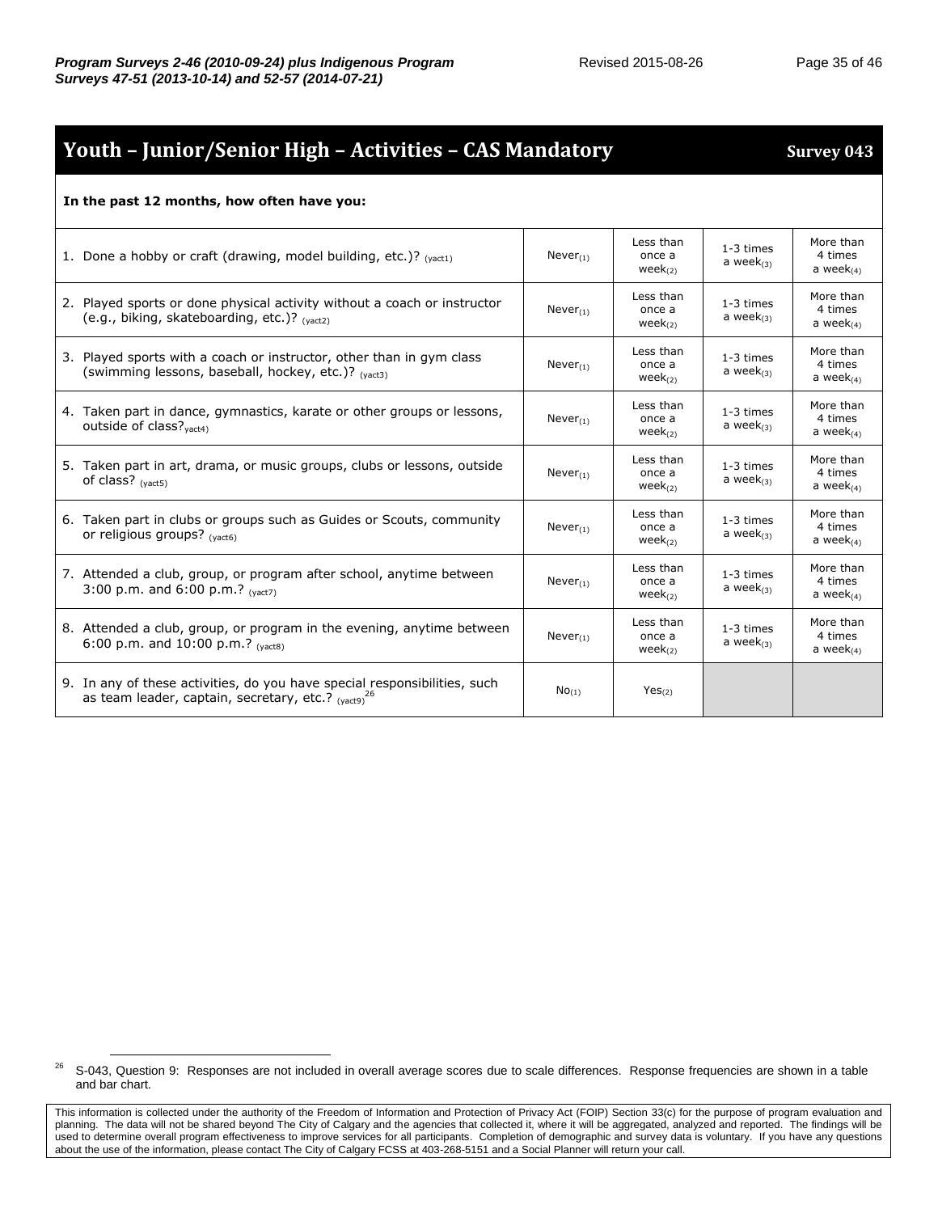## Youth – Junior/Senior High – Activities – CAS Mandatory — Survey 043

**In the past 12 months, how often have you:**

| | | | | |
|---|---|---|---|---|
| 1. Done a hobby or craft (drawing, model building, etc.)? (yact1) | Never(1) | Less than once a week(2) | 1-3 times a week(3) | More than 4 times a week(4) |
| 2. Played sports or done physical activity without a coach or instructor (e.g., biking, skateboarding, etc.)? (yact2) | Never(1) | Less than once a week(2) | 1-3 times a week(3) | More than 4 times a week(4) |
| 3. Played sports with a coach or instructor, other than in gym class (swimming lessons, baseball, hockey, etc.)? (yact3) | Never(1) | Less than once a week(2) | 1-3 times a week(3) | More than 4 times a week(4) |
| 4. Taken part in dance, gymnastics, karate or other groups or lessons, outside of class?yact4) | Never(1) | Less than once a week(2) | 1-3 times a week(3) | More than 4 times a week(4) |
| 5. Taken part in art, drama, or music groups, clubs or lessons, outside of class? (yact5) | Never(1) | Less than once a week(2) | 1-3 times a week(3) | More than 4 times a week(4) |
| 6. Taken part in clubs or groups such as Guides or Scouts, community or religious groups? (yact6) | Never(1) | Less than once a week(2) | 1-3 times a week(3) | More than 4 times a week(4) |
| 7. Attended a club, group, or program after school, anytime between 3:00 p.m. and 6:00 p.m.? (yact7) | Never(1) | Less than once a week(2) | 1-3 times a week(3) | More than 4 times a week(4) |
| 8. Attended a club, group, or program in the evening, anytime between 6:00 p.m. and 10:00 p.m.? (yact8) | Never(1) | Less than once a week(2) | 1-3 times a week(3) | More than 4 times a week(4) |
| 9. In any of these activities, do you have special responsibilities, such as team leader, captain, secretary, etc.? (yact9)[26] | No(1) | Yes(2) | | |

[26] S-043, Question 9: Responses are not included in overall average scores due to scale differences. Response frequencies are shown in a table and bar chart.

This information is collected under the authority of the Freedom of Information and Protection of Privacy Act (FOIP) Section 33(c) for the purpose of program evaluation and planning. The data will not be shared beyond The City of Calgary and the agencies that collected it, where it will be aggregated, analyzed and reported. The findings will be used to determine overall program effectiveness to improve services for all participants. Completion of demographic and survey data is voluntary. If you have any questions about the use of the information, please contact The City of Calgary FCSS at 403-268-5151 and a Social Planner will return your call.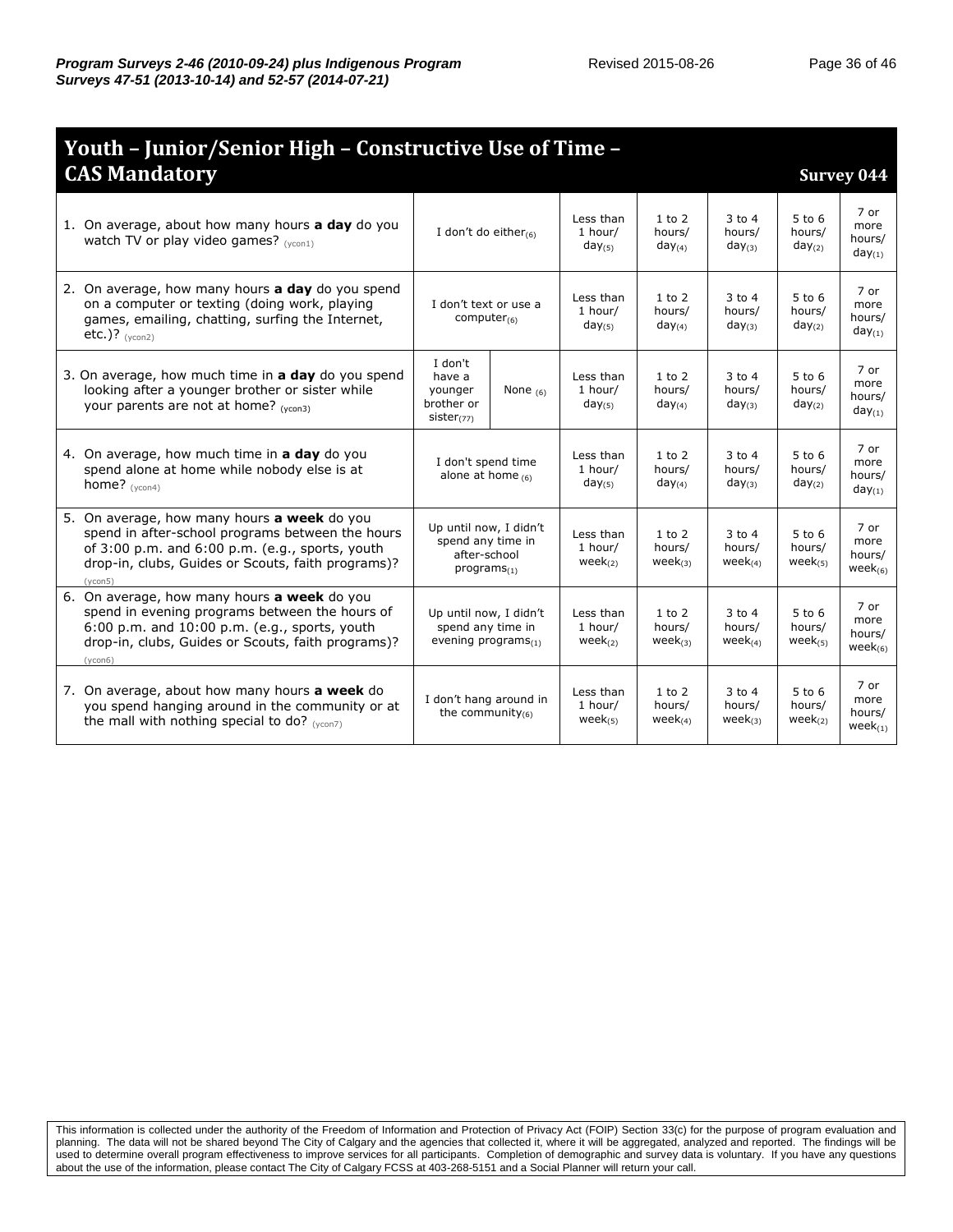## Youth – Junior/Senior High – Constructive Use of Time – CAS Mandatory

**Survey 044**

| Question | | | | | | | |
|---|---|---|---|---|---|---|---|
| 1. On average, about how many hours **a day** do you watch TV or play video games? (ycon1) | I don't do either(6) | | Less than 1 hour/ day(5) | 1 to 2 hours/ day(4) | 3 to 4 hours/ day(3) | 5 to 6 hours/ day(2) | 7 or more hours/ day(1) |
| 2. On average, how many hours **a day** do you spend on a computer or texting (doing work, playing games, emailing, chatting, surfing the Internet, etc.)? (ycon2) | I don't text or use a computer(6) | | Less than 1 hour/ day(5) | 1 to 2 hours/ day(4) | 3 to 4 hours/ day(3) | 5 to 6 hours/ day(2) | 7 or more hours/ day(1) |
| 3. On average, how much time in **a day** do you spend looking after a younger brother or sister while your parents are not at home? (ycon3) | I don't have a younger brother or sister(77) | None (6) | Less than 1 hour/ day(5) | 1 to 2 hours/ day(4) | 3 to 4 hours/ day(3) | 5 to 6 hours/ day(2) | 7 or more hours/ day(1) |
| 4. On average, how much time in **a day** do you spend alone at home while nobody else is at home? (ycon4) | I don't spend time alone at home (6) | | Less than 1 hour/ day(5) | 1 to 2 hours/ day(4) | 3 to 4 hours/ day(3) | 5 to 6 hours/ day(2) | 7 or more hours/ day(1) |
| 5. On average, how many hours **a week** do you spend in after-school programs between the hours of 3:00 p.m. and 6:00 p.m. (e.g., sports, youth drop-in, clubs, Guides or Scouts, faith programs)? (ycon5) | Up until now, I didn't spend any time in after-school programs(1) | | Less than 1 hour/ week(2) | 1 to 2 hours/ week(3) | 3 to 4 hours/ week(4) | 5 to 6 hours/ week(5) | 7 or more hours/ week(6) |
| 6. On average, how many hours **a week** do you spend in evening programs between the hours of 6:00 p.m. and 10:00 p.m. (e.g., sports, youth drop-in, clubs, Guides or Scouts, faith programs)? (ycon6) | Up until now, I didn't spend any time in evening programs(1) | | Less than 1 hour/ week(2) | 1 to 2 hours/ week(3) | 3 to 4 hours/ week(4) | 5 to 6 hours/ week(5) | 7 or more hours/ week(6) |
| 7. On average, about how many hours **a week** do you spend hanging around in the community or at the mall with nothing special to do? (ycon7) | I don't hang around in the community(6) | | Less than 1 hour/ week(5) | 1 to 2 hours/ week(4) | 3 to 4 hours/ week(3) | 5 to 6 hours/ week(2) | 7 or more hours/ week(1) |

This information is collected under the authority of the Freedom of Information and Protection of Privacy Act (FOIP) Section 33(c) for the purpose of program evaluation and planning. The data will not be shared beyond The City of Calgary and the agencies that collected it, where it will be aggregated, analyzed and reported. The findings will be used to determine overall program effectiveness to improve services for all participants. Completion of demographic and survey data is voluntary. If you have any questions about the use of the information, please contact The City of Calgary FCSS at 403-268-5151 and a Social Planner will return your call.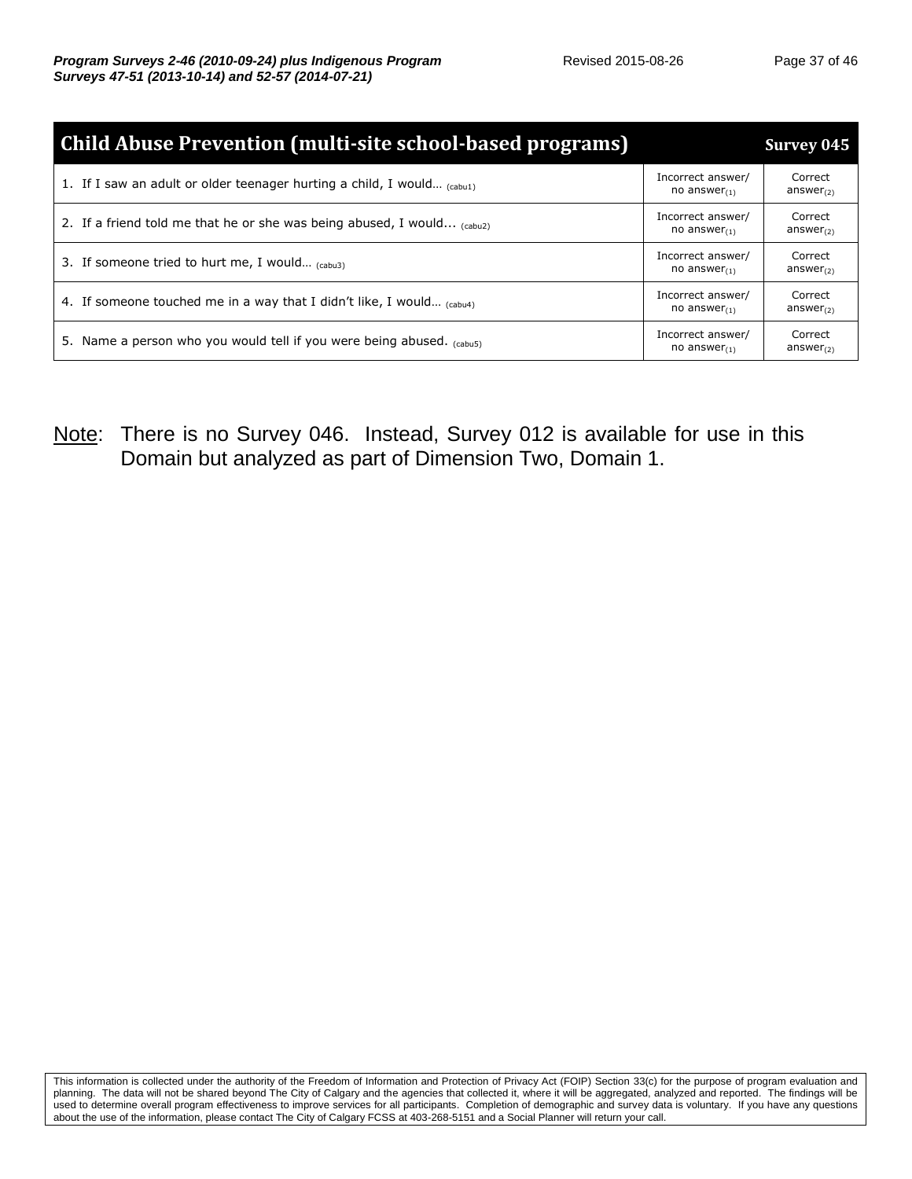| Child Abuse Prevention (multi-site school-based programs) | | Survey 045 |
|---|---|---|
| 1. If I saw an adult or older teenager hurting a child, I would… (cabu1) | Incorrect answer/ no answer(1) | Correct answer(2) |
| 2. If a friend told me that he or she was being abused, I would... (cabu2) | Incorrect answer/ no answer(1) | Correct answer(2) |
| 3. If someone tried to hurt me, I would… (cabu3) | Incorrect answer/ no answer(1) | Correct answer(2) |
| 4. If someone touched me in a way that I didn't like, I would… (cabu4) | Incorrect answer/ no answer(1) | Correct answer(2) |
| 5. Name a person who you would tell if you were being abused. (cabu5) | Incorrect answer/ no answer(1) | Correct answer(2) |

Note: There is no Survey 046. Instead, Survey 012 is available for use in this Domain but analyzed as part of Dimension Two, Domain 1.

This information is collected under the authority of the Freedom of Information and Protection of Privacy Act (FOIP) Section 33(c) for the purpose of program evaluation and planning. The data will not be shared beyond The City of Calgary and the agencies that collected it, where it will be aggregated, analyzed and reported. The findings will be used to determine overall program effectiveness to improve services for all participants. Completion of demographic and survey data is voluntary. If you have any questions about the use of the information, please contact The City of Calgary FCSS at 403-268-5151 and a Social Planner will return your call.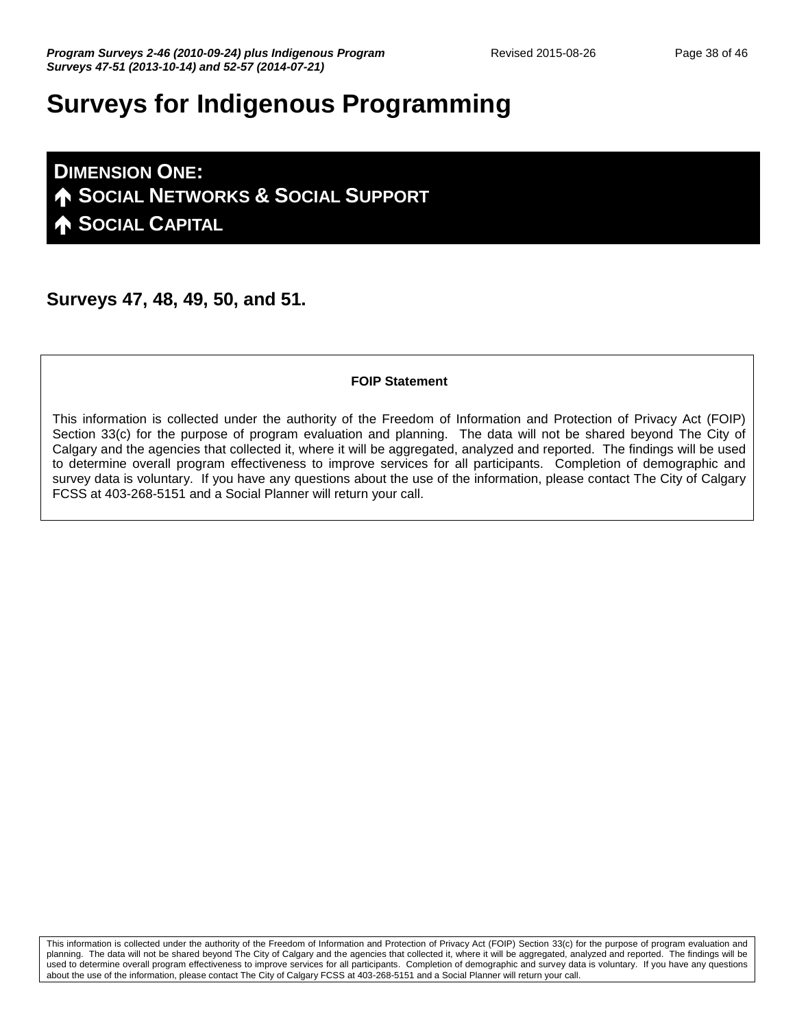# Surveys for Indigenous Programming

## DIMENSION ONE:
## ↑ SOCIAL NETWORKS & SOCIAL SUPPORT
## ↑ SOCIAL CAPITAL

**Surveys 47, 48, 49, 50, and 51.**

**FOIP Statement**

This information is collected under the authority of the Freedom of Information and Protection of Privacy Act (FOIP) Section 33(c) for the purpose of program evaluation and planning. The data will not be shared beyond The City of Calgary and the agencies that collected it, where it will be aggregated, analyzed and reported. The findings will be used to determine overall program effectiveness to improve services for all participants. Completion of demographic and survey data is voluntary. If you have any questions about the use of the information, please contact The City of Calgary FCSS at 403-268-5151 and a Social Planner will return your call.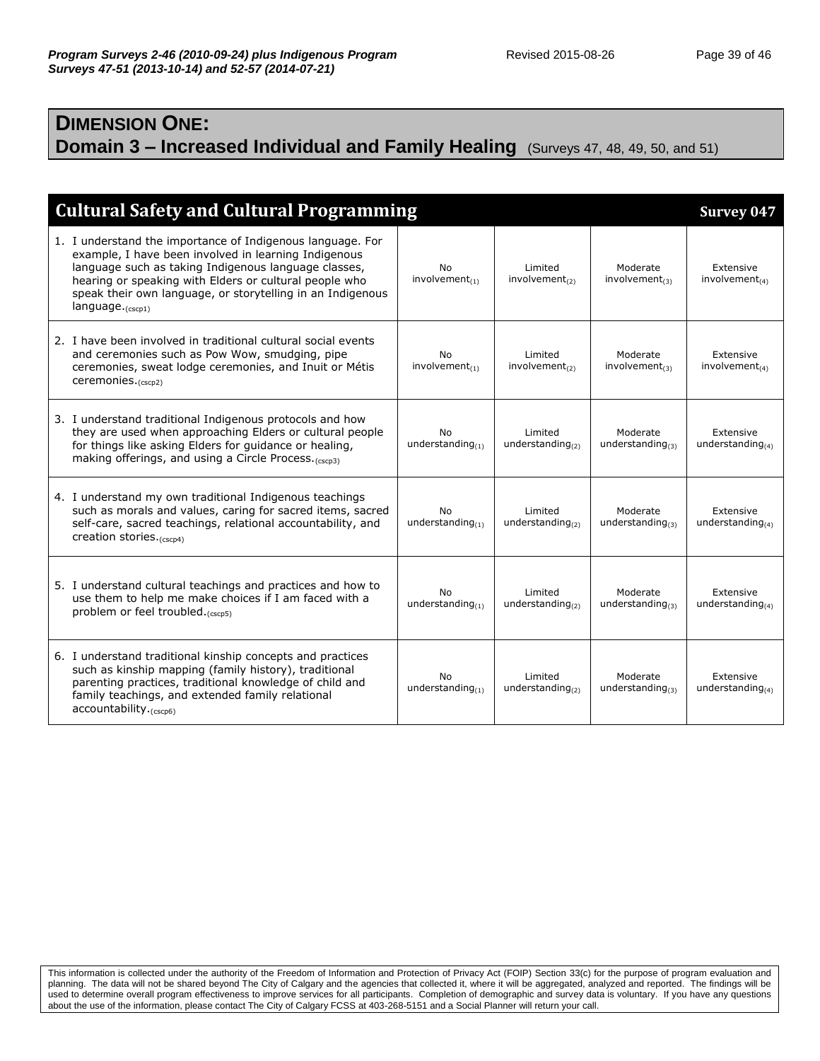## DIMENSION ONE:
## Domain 3 – Increased Individual and Family Healing (Surveys 47, 48, 49, 50, and 51)

| Cultural Safety and Cultural Programming | | | | Survey 047 |
|---|---|---|---|---|
| 1. I understand the importance of Indigenous language. For example, I have been involved in learning Indigenous language such as taking Indigenous language classes, hearing or speaking with Elders or cultural people who speak their own language, or storytelling in an Indigenous language.$_{(cscp1)}$ | No involvement$_{(1)}$ | Limited involvement$_{(2)}$ | Moderate involvement$_{(3)}$ | Extensive involvement$_{(4)}$ |
| 2. I have been involved in traditional cultural social events and ceremonies such as Pow Wow, smudging, pipe ceremonies, sweat lodge ceremonies, and Inuit or Métis ceremonies.$_{(cscp2)}$ | No involvement$_{(1)}$ | Limited involvement$_{(2)}$ | Moderate involvement$_{(3)}$ | Extensive involvement$_{(4)}$ |
| 3. I understand traditional Indigenous protocols and how they are used when approaching Elders or cultural people for things like asking Elders for guidance or healing, making offerings, and using a Circle Process.$_{(cscp3)}$ | No understanding$_{(1)}$ | Limited understanding$_{(2)}$ | Moderate understanding$_{(3)}$ | Extensive understanding$_{(4)}$ |
| 4. I understand my own traditional Indigenous teachings such as morals and values, caring for sacred items, sacred self-care, sacred teachings, relational accountability, and creation stories.$_{(cscp4)}$ | No understanding$_{(1)}$ | Limited understanding$_{(2)}$ | Moderate understanding$_{(3)}$ | Extensive understanding$_{(4)}$ |
| 5. I understand cultural teachings and practices and how to use them to help me make choices if I am faced with a problem or feel troubled.$_{(cscp5)}$ | No understanding$_{(1)}$ | Limited understanding$_{(2)}$ | Moderate understanding$_{(3)}$ | Extensive understanding$_{(4)}$ |
| 6. I understand traditional kinship concepts and practices such as kinship mapping (family history), traditional parenting practices, traditional knowledge of child and family teachings, and extended family relational accountability.$_{(cscp6)}$ | No understanding$_{(1)}$ | Limited understanding$_{(2)}$ | Moderate understanding$_{(3)}$ | Extensive understanding$_{(4)}$ |

This information is collected under the authority of the Freedom of Information and Protection of Privacy Act (FOIP) Section 33(c) for the purpose of program evaluation and planning. The data will not be shared beyond The City of Calgary and the agencies that collected it, where it will be aggregated, analyzed and reported. The findings will be used to determine overall program effectiveness to improve services for all participants. Completion of demographic and survey data is voluntary. If you have any questions about the use of the information, please contact The City of Calgary FCSS at 403-268-5151 and a Social Planner will return your call.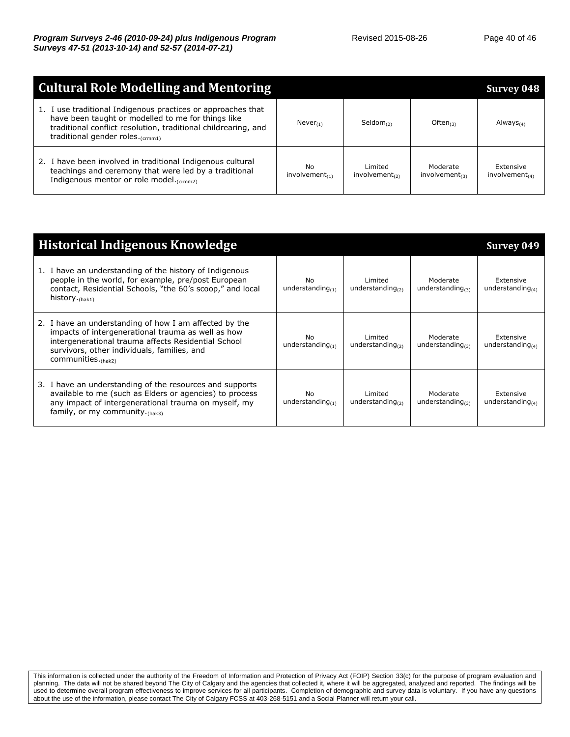## Cultural Role Modelling and Mentoring

**Survey 048**

| | | | | |
|---|---|---|---|---|
| 1. I use traditional Indigenous practices or approaches that have been taught or modelled to me for things like traditional conflict resolution, traditional childrearing, and traditional gender roles.(crmm1) | Never(1) | Seldom(2) | Often(3) | Always(4) |
| 2. I have been involved in traditional Indigenous cultural teachings and ceremony that were led by a traditional Indigenous mentor or role model.(crmm2) | No involvement(1) | Limited involvement(2) | Moderate involvement(3) | Extensive involvement(4) |

## Historical Indigenous Knowledge

**Survey 049**

| | | | | |
|---|---|---|---|---|
| 1. I have an understanding of the history of Indigenous people in the world, for example, pre/post European contact, Residential Schools, "the 60's scoop," and local history.(hak1) | No understanding(1) | Limited understanding(2) | Moderate understanding(3) | Extensive understanding(4) |
| 2. I have an understanding of how I am affected by the impacts of intergenerational trauma as well as how intergenerational trauma affects Residential School survivors, other individuals, families, and communities.(hak2) | No understanding(1) | Limited understanding(2) | Moderate understanding(3) | Extensive understanding(4) |
| 3. I have an understanding of the resources and supports available to me (such as Elders or agencies) to process any impact of intergenerational trauma on myself, my family, or my community.(hak3) | No understanding(1) | Limited understanding(2) | Moderate understanding(3) | Extensive understanding(4) |

This information is collected under the authority of the Freedom of Information and Protection of Privacy Act (FOIP) Section 33(c) for the purpose of program evaluation and planning. The data will not be shared beyond The City of Calgary and the agencies that collected it, where it will be aggregated, analyzed and reported. The findings will be used to determine overall program effectiveness to improve services for all participants. Completion of demographic and survey data is voluntary. If you have any questions about the use of the information, please contact The City of Calgary FCSS at 403-268-5151 and a Social Planner will return your call.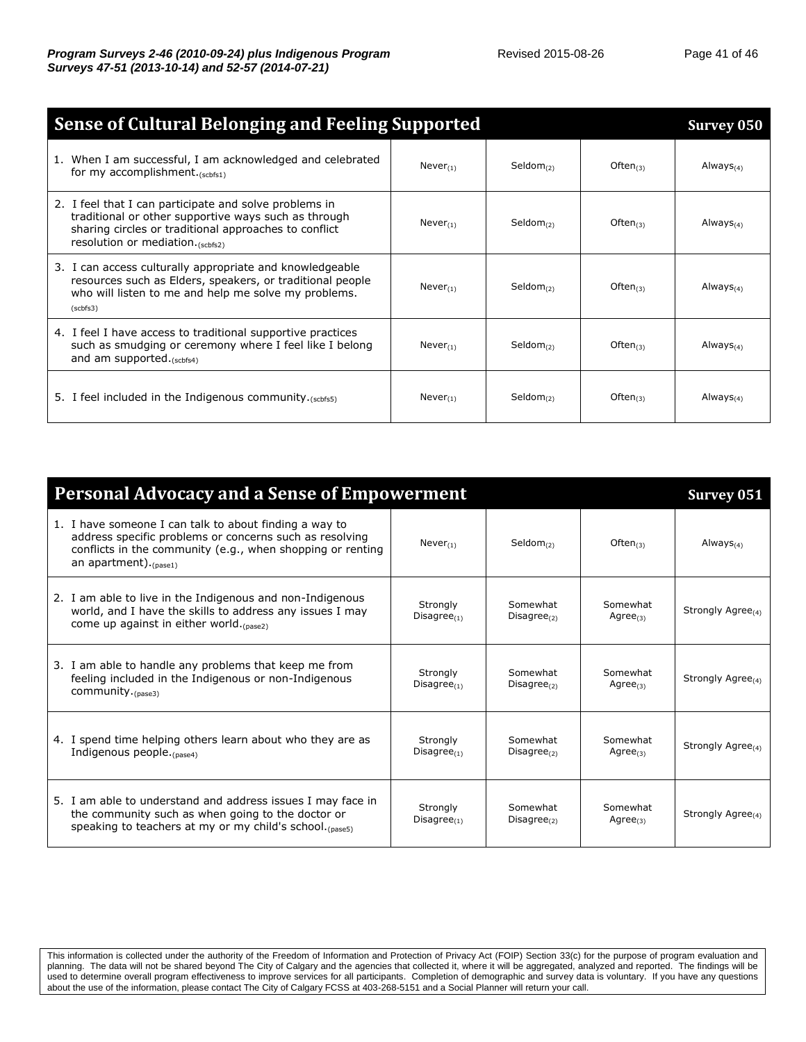## Sense of Cultural Belonging and Feeling Supported — Survey 050

| Sense of Cultural Belonging and Feeling Supported | | | | Survey 050 |
|---|---|---|---|---|
| 1. When I am successful, I am acknowledged and celebrated for my accomplishment.(scbfs1) | Never(1) | Seldom(2) | Often(3) | Always(4) |
| 2. I feel that I can participate and solve problems in traditional or other supportive ways such as through sharing circles or traditional approaches to conflict resolution or mediation.(scbfs2) | Never(1) | Seldom(2) | Often(3) | Always(4) |
| 3. I can access culturally appropriate and knowledgeable resources such as Elders, speakers, or traditional people who will listen to me and help me solve my problems. (scbfs3) | Never(1) | Seldom(2) | Often(3) | Always(4) |
| 4. I feel I have access to traditional supportive practices such as smudging or ceremony where I feel like I belong and am supported.(scbfs4) | Never(1) | Seldom(2) | Often(3) | Always(4) |
| 5. I feel included in the Indigenous community.(scbfs5) | Never(1) | Seldom(2) | Often(3) | Always(4) |

## Personal Advocacy and a Sense of Empowerment — Survey 051

| Personal Advocacy and a Sense of Empowerment | | | | Survey 051 |
|---|---|---|---|---|
| 1. I have someone I can talk to about finding a way to address specific problems or concerns such as resolving conflicts in the community (e.g., when shopping or renting an apartment).(pase1) | Never(1) | Seldom(2) | Often(3) | Always(4) |
| 2. I am able to live in the Indigenous and non-Indigenous world, and I have the skills to address any issues I may come up against in either world.(pase2) | Strongly Disagree(1) | Somewhat Disagree(2) | Somewhat Agree(3) | Strongly Agree(4) |
| 3. I am able to handle any problems that keep me from feeling included in the Indigenous or non-Indigenous community.(pase3) | Strongly Disagree(1) | Somewhat Disagree(2) | Somewhat Agree(3) | Strongly Agree(4) |
| 4. I spend time helping others learn about who they are as Indigenous people.(pase4) | Strongly Disagree(1) | Somewhat Disagree(2) | Somewhat Agree(3) | Strongly Agree(4) |
| 5. I am able to understand and address issues I may face in the community such as when going to the doctor or speaking to teachers at my or my child's school.(pase5) | Strongly Disagree(1) | Somewhat Disagree(2) | Somewhat Agree(3) | Strongly Agree(4) |

This information is collected under the authority of the Freedom of Information and Protection of Privacy Act (FOIP) Section 33(c) for the purpose of program evaluation and planning. The data will not be shared beyond The City of Calgary and the agencies that collected it, where it will be aggregated, analyzed and reported. The findings will be used to determine overall program effectiveness to improve services for all participants. Completion of demographic and survey data is voluntary. If you have any questions about the use of the information, please contact The City of Calgary FCSS at 403-268-5151 and a Social Planner will return your call.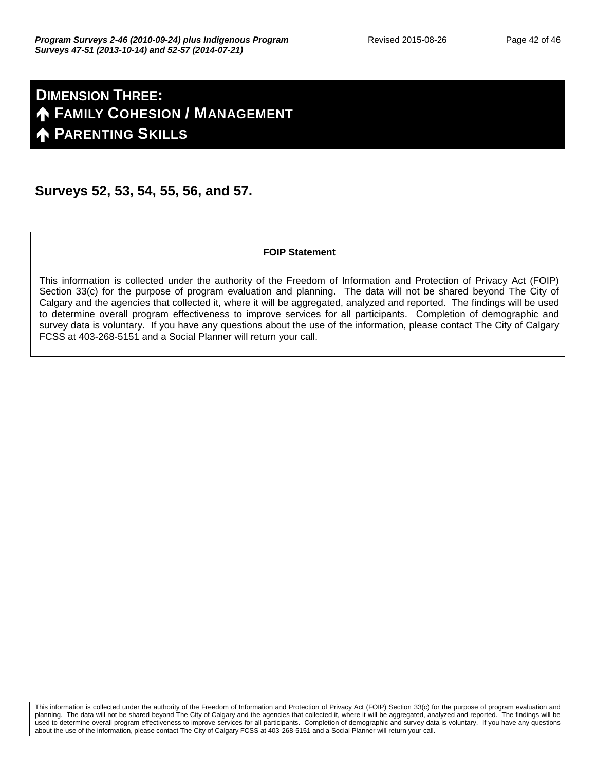# DIMENSION THREE:
# 🡅 FAMILY COHESION / MANAGEMENT
# 🡅 PARENTING SKILLS

## Surveys 52, 53, 54, 55, 56, and 57.

**FOIP Statement**

This information is collected under the authority of the Freedom of Information and Protection of Privacy Act (FOIP) Section 33(c) for the purpose of program evaluation and planning. The data will not be shared beyond The City of Calgary and the agencies that collected it, where it will be aggregated, analyzed and reported. The findings will be used to determine overall program effectiveness to improve services for all participants. Completion of demographic and survey data is voluntary. If you have any questions about the use of the information, please contact The City of Calgary FCSS at 403-268-5151 and a Social Planner will return your call.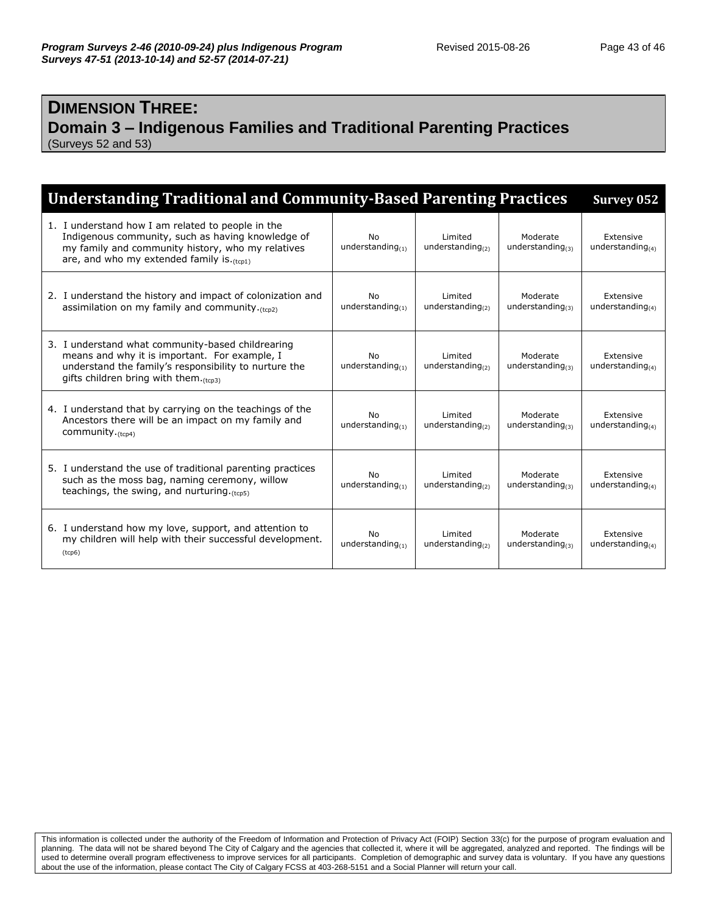## DIMENSION THREE:
## Domain 3 – Indigenous Families and Traditional Parenting Practices
(Surveys 52 and 53)

| Understanding Traditional and Community-Based Parenting Practices | | | | Survey 052 |
|---|---|---|---|---|
| 1. I understand how I am related to people in the Indigenous community, such as having knowledge of my family and community history, who my relatives are, and who my extended family is.$_{(tcp1)}$ | No understanding$_{(1)}$ | Limited understanding$_{(2)}$ | Moderate understanding$_{(3)}$ | Extensive understanding$_{(4)}$ |
| 2. I understand the history and impact of colonization and assimilation on my family and community.$_{(tcp2)}$ | No understanding$_{(1)}$ | Limited understanding$_{(2)}$ | Moderate understanding$_{(3)}$ | Extensive understanding$_{(4)}$ |
| 3. I understand what community-based childrearing means and why it is important. For example, I understand the family's responsibility to nurture the gifts children bring with them.$_{(tcp3)}$ | No understanding$_{(1)}$ | Limited understanding$_{(2)}$ | Moderate understanding$_{(3)}$ | Extensive understanding$_{(4)}$ |
| 4. I understand that by carrying on the teachings of the Ancestors there will be an impact on my family and community.$_{(tcp4)}$ | No understanding$_{(1)}$ | Limited understanding$_{(2)}$ | Moderate understanding$_{(3)}$ | Extensive understanding$_{(4)}$ |
| 5. I understand the use of traditional parenting practices such as the moss bag, naming ceremony, willow teachings, the swing, and nurturing.$_{(tcp5)}$ | No understanding$_{(1)}$ | Limited understanding$_{(2)}$ | Moderate understanding$_{(3)}$ | Extensive understanding$_{(4)}$ |
| 6. I understand how my love, support, and attention to my children will help with their successful development.$_{(tcp6)}$ | No understanding$_{(1)}$ | Limited understanding$_{(2)}$ | Moderate understanding$_{(3)}$ | Extensive understanding$_{(4)}$ |

This information is collected under the authority of the Freedom of Information and Protection of Privacy Act (FOIP) Section 33(c) for the purpose of program evaluation and planning. The data will not be shared beyond The City of Calgary and the agencies that collected it, where it will be aggregated, analyzed and reported. The findings will be used to determine overall program effectiveness to improve services for all participants. Completion of demographic and survey data is voluntary. If you have any questions about the use of the information, please contact The City of Calgary FCSS at 403-268-5151 and a Social Planner will return your call.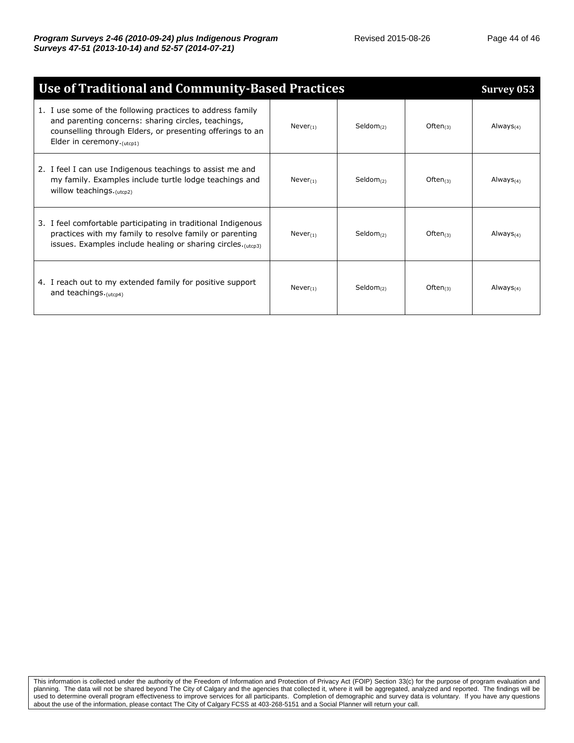## Use of Traditional and Community-Based Practices — Survey 053

| | | | | |
|---|---|---|---|---|
| 1. I use some of the following practices to address family and parenting concerns: sharing circles, teachings, counselling through Elders, or presenting offerings to an Elder in ceremony.(utcp1) | Never(1) | Seldom(2) | Often(3) | Always(4) |
| 2. I feel I can use Indigenous teachings to assist me and my family. Examples include turtle lodge teachings and willow teachings.(utcp2) | Never(1) | Seldom(2) | Often(3) | Always(4) |
| 3. I feel comfortable participating in traditional Indigenous practices with my family to resolve family or parenting issues. Examples include healing or sharing circles.(utcp3) | Never(1) | Seldom(2) | Often(3) | Always(4) |
| 4. I reach out to my extended family for positive support and teachings.(utcp4) | Never(1) | Seldom(2) | Often(3) | Always(4) |

This information is collected under the authority of the Freedom of Information and Protection of Privacy Act (FOIP) Section 33(c) for the purpose of program evaluation and planning. The data will not be shared beyond The City of Calgary and the agencies that collected it, where it will be aggregated, analyzed and reported. The findings will be used to determine overall program effectiveness to improve services for all participants. Completion of demographic and survey data is voluntary. If you have any questions about the use of the information, please contact The City of Calgary FCSS at 403-268-5151 and a Social Planner will return your call.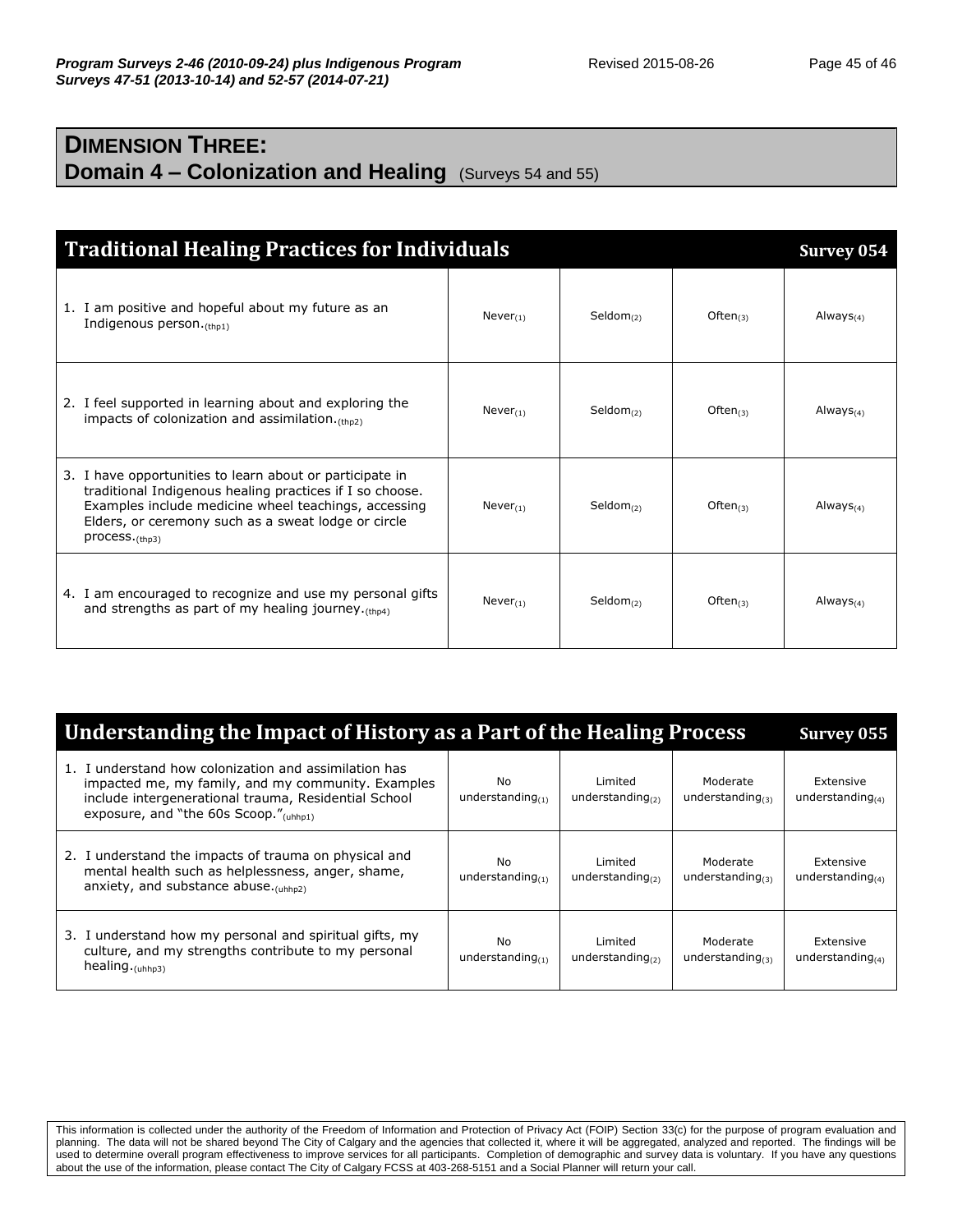## DIMENSION THREE:
## Domain 4 – Colonization and Healing (Surveys 54 and 55)

| Traditional Healing Practices for Individuals | | | | Survey 054 |
|---|---|---|---|---|
| 1. I am positive and hopeful about my future as an Indigenous person.$_{(thp1)}$ | Never$_{(1)}$ | Seldom$_{(2)}$ | Often$_{(3)}$ | Always$_{(4)}$ |
| 2. I feel supported in learning about and exploring the impacts of colonization and assimilation.$_{(thp2)}$ | Never$_{(1)}$ | Seldom$_{(2)}$ | Often$_{(3)}$ | Always$_{(4)}$ |
| 3. I have opportunities to learn about or participate in traditional Indigenous healing practices if I so choose. Examples include medicine wheel teachings, accessing Elders, or ceremony such as a sweat lodge or circle process.$_{(thp3)}$ | Never$_{(1)}$ | Seldom$_{(2)}$ | Often$_{(3)}$ | Always$_{(4)}$ |
| 4. I am encouraged to recognize and use my personal gifts and strengths as part of my healing journey.$_{(thp4)}$ | Never$_{(1)}$ | Seldom$_{(2)}$ | Often$_{(3)}$ | Always$_{(4)}$ |

| Understanding the Impact of History as a Part of the Healing Process | | | | Survey 055 |
|---|---|---|---|---|
| 1. I understand how colonization and assimilation has impacted me, my family, and my community. Examples include intergenerational trauma, Residential School exposure, and "the 60s Scoop."$_{(uhhp1)}$ | No understanding$_{(1)}$ | Limited understanding$_{(2)}$ | Moderate understanding$_{(3)}$ | Extensive understanding$_{(4)}$ |
| 2. I understand the impacts of trauma on physical and mental health such as helplessness, anger, shame, anxiety, and substance abuse.$_{(uhhp2)}$ | No understanding$_{(1)}$ | Limited understanding$_{(2)}$ | Moderate understanding$_{(3)}$ | Extensive understanding$_{(4)}$ |
| 3. I understand how my personal and spiritual gifts, my culture, and my strengths contribute to my personal healing.$_{(uhhp3)}$ | No understanding$_{(1)}$ | Limited understanding$_{(2)}$ | Moderate understanding$_{(3)}$ | Extensive understanding$_{(4)}$ |

This information is collected under the authority of the Freedom of Information and Protection of Privacy Act (FOIP) Section 33(c) for the purpose of program evaluation and planning. The data will not be shared beyond The City of Calgary and the agencies that collected it, where it will be aggregated, analyzed and reported. The findings will be used to determine overall program effectiveness to improve services for all participants. Completion of demographic and survey data is voluntary. If you have any questions about the use of the information, please contact The City of Calgary FCSS at 403-268-5151 and a Social Planner will return your call.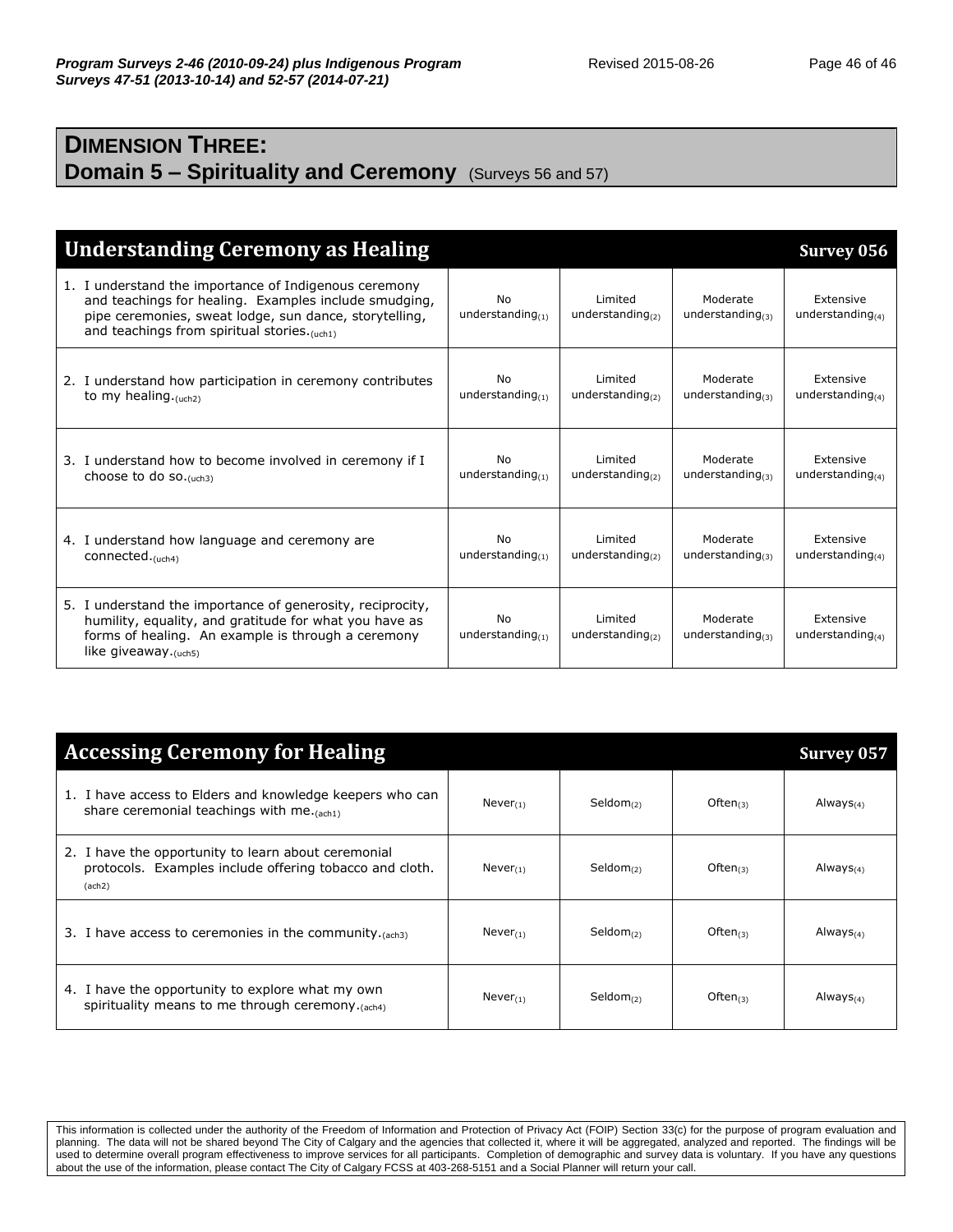## DIMENSION THREE:
## Domain 5 – Spirituality and Ceremony (Surveys 56 and 57)

| Understanding Ceremony as Healing | | | | Survey 056 |
|---|---|---|---|---|
| 1. I understand the importance of Indigenous ceremony and teachings for healing. Examples include smudging, pipe ceremonies, sweat lodge, sun dance, storytelling, and teachings from spiritual stories.(uch1) | No understanding(1) | Limited understanding(2) | Moderate understanding(3) | Extensive understanding(4) |
| 2. I understand how participation in ceremony contributes to my healing.(uch2) | No understanding(1) | Limited understanding(2) | Moderate understanding(3) | Extensive understanding(4) |
| 3. I understand how to become involved in ceremony if I choose to do so.(uch3) | No understanding(1) | Limited understanding(2) | Moderate understanding(3) | Extensive understanding(4) |
| 4. I understand how language and ceremony are connected.(uch4) | No understanding(1) | Limited understanding(2) | Moderate understanding(3) | Extensive understanding(4) |
| 5. I understand the importance of generosity, reciprocity, humility, equality, and gratitude for what you have as forms of healing. An example is through a ceremony like giveaway.(uch5) | No understanding(1) | Limited understanding(2) | Moderate understanding(3) | Extensive understanding(4) |

| Accessing Ceremony for Healing | | | | Survey 057 |
|---|---|---|---|---|
| 1. I have access to Elders and knowledge keepers who can share ceremonial teachings with me.(ach1) | Never(1) | Seldom(2) | Often(3) | Always(4) |
| 2. I have the opportunity to learn about ceremonial protocols. Examples include offering tobacco and cloth. (ach2) | Never(1) | Seldom(2) | Often(3) | Always(4) |
| 3. I have access to ceremonies in the community.(ach3) | Never(1) | Seldom(2) | Often(3) | Always(4) |
| 4. I have the opportunity to explore what my own spirituality means to me through ceremony.(ach4) | Never(1) | Seldom(2) | Often(3) | Always(4) |

This information is collected under the authority of the Freedom of Information and Protection of Privacy Act (FOIP) Section 33(c) for the purpose of program evaluation and planning. The data will not be shared beyond The City of Calgary and the agencies that collected it, where it will be aggregated, analyzed and reported. The findings will be used to determine overall program effectiveness to improve services for all participants. Completion of demographic and survey data is voluntary. If you have any questions about the use of the information, please contact The City of Calgary FCSS at 403-268-5151 and a Social Planner will return your call.